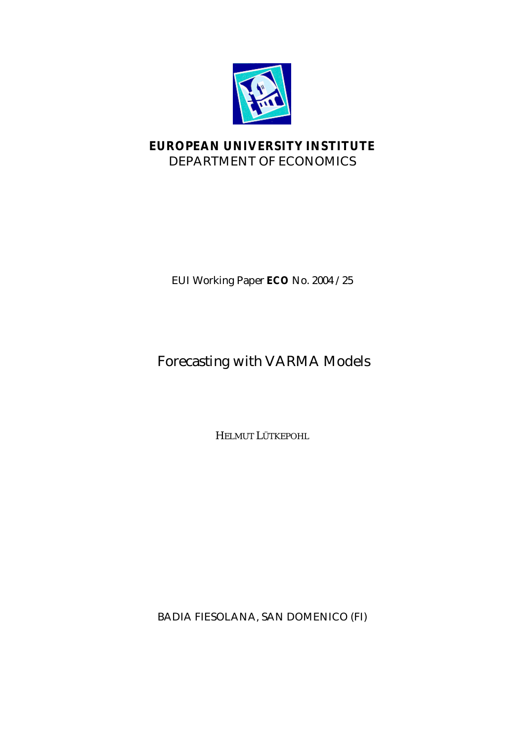**EUROPEAN UNIVERSITY INSTITUTE**
DEPARTMENT OF ECONOMICS

EUI Working Paper **ECO** No. 2004 /25

# Forecasting with VARMA Models

HELMUT LÜTKEPOHL

BADIA FIESOLANA, SAN DOMENICO (FI)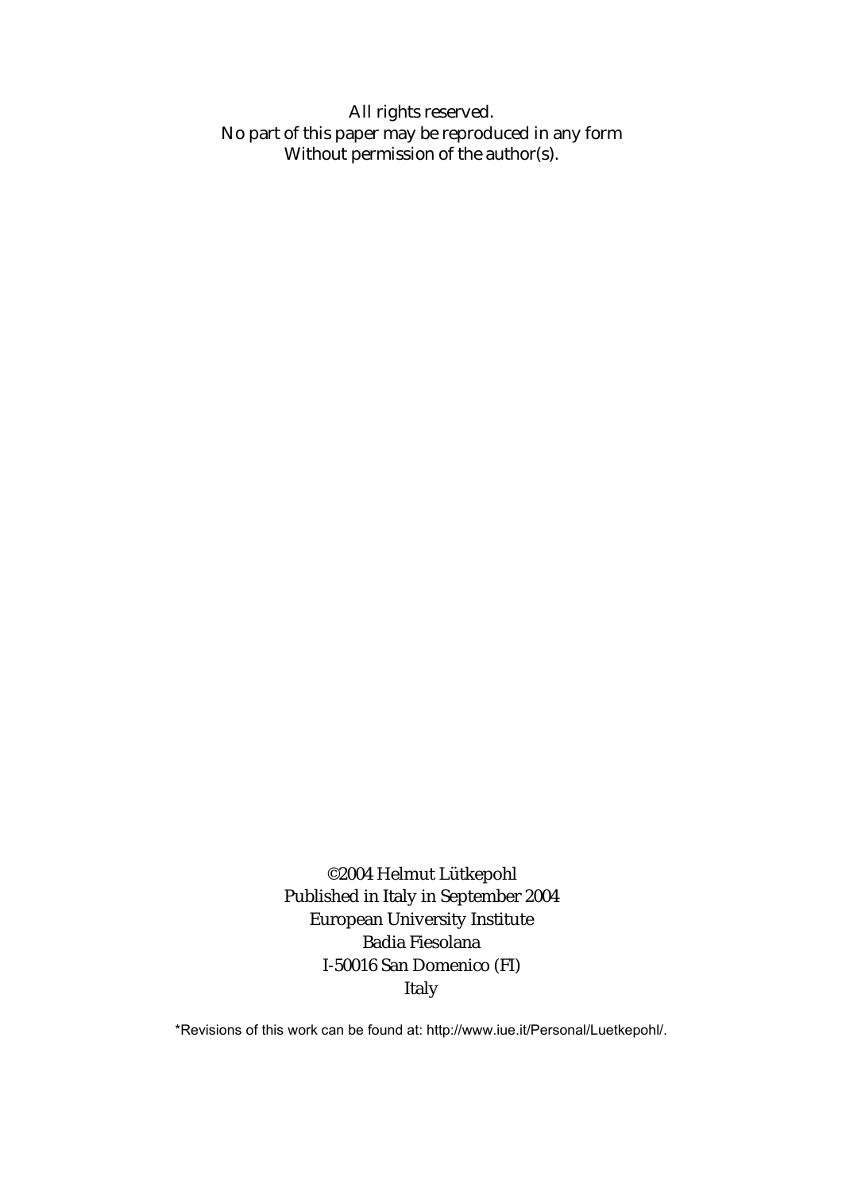All rights reserved.
No part of this paper may be reproduced in any form
Without permission of the author(s).

©2004 Helmut Lütkepohl
Published in Italy in September 2004
European University Institute
Badia Fiesolana
I-50016 San Domenico (FI)
Italy

*Revisions of this work can be found at: http://www.iue.it/Personal/Luetkepohl/.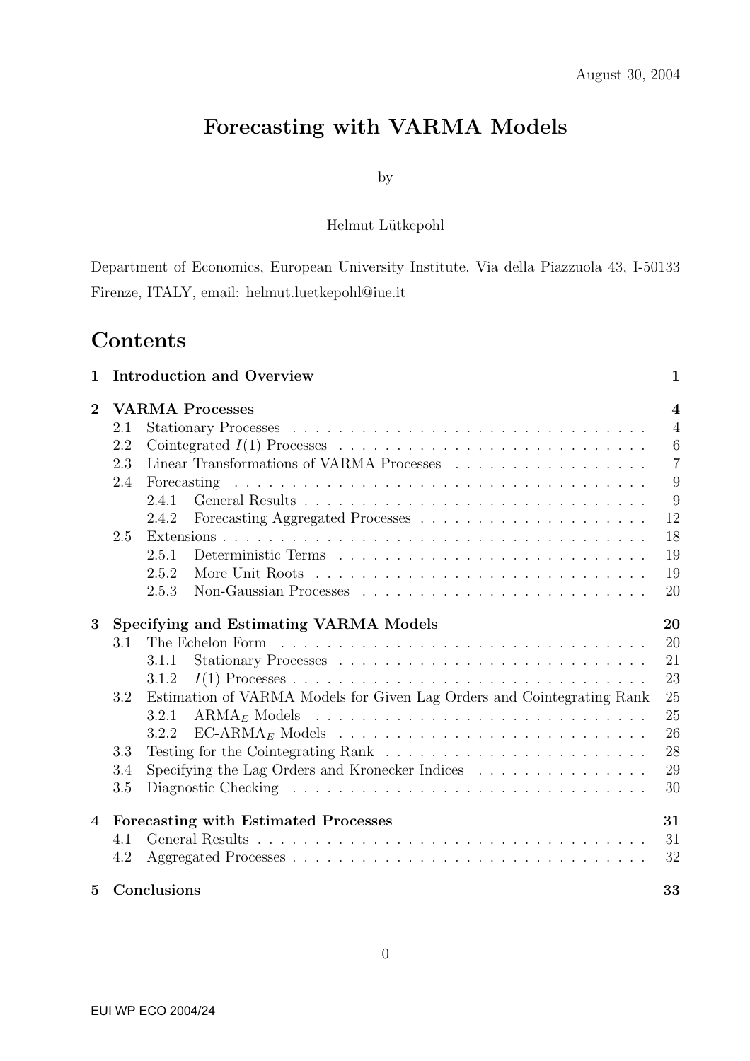August 30, 2004

# Forecasting with VARMA Models

by

Helmut Lütkepohl

Department of Economics, European University Institute, Via della Piazzuola 43, I-50133 Firenze, ITALY, email: helmut.luetkepohl@iue.it

## Contents

| | | |
|---|---|---|
| **1** | **Introduction and Overview** | **1** |
| **2** | **VARMA Processes** | **4** |
| 2.1 | Stationary Processes | 4 |
| 2.2 | Cointegrated $I(1)$ Processes | 6 |
| 2.3 | Linear Transformations of VARMA Processes | 7 |
| 2.4 | Forecasting | 9 |
| 2.4.1 | General Results | 9 |
| 2.4.2 | Forecasting Aggregated Processes | 12 |
| 2.5 | Extensions | 18 |
| 2.5.1 | Deterministic Terms | 19 |
| 2.5.2 | More Unit Roots | 19 |
| 2.5.3 | Non-Gaussian Processes | 20 |
| **3** | **Specifying and Estimating VARMA Models** | **20** |
| 3.1 | The Echelon Form | 20 |
| 3.1.1 | Stationary Processes | 21 |
| 3.1.2 | $I(1)$ Processes | 23 |
| 3.2 | Estimation of VARMA Models for Given Lag Orders and Cointegrating Rank | 25 |
| 3.2.1 | $\text{ARMA}_E$ Models | 25 |
| 3.2.2 | $\text{EC-ARMA}_E$ Models | 26 |
| 3.3 | Testing for the Cointegrating Rank | 28 |
| 3.4 | Specifying the Lag Orders and Kronecker Indices | 29 |
| 3.5 | Diagnostic Checking | 30 |
| **4** | **Forecasting with Estimated Processes** | **31** |
| 4.1 | General Results | 31 |
| 4.2 | Aggregated Processes | 32 |
| **5** | **Conclusions** | **33** |

EUI WP ECO 2004/24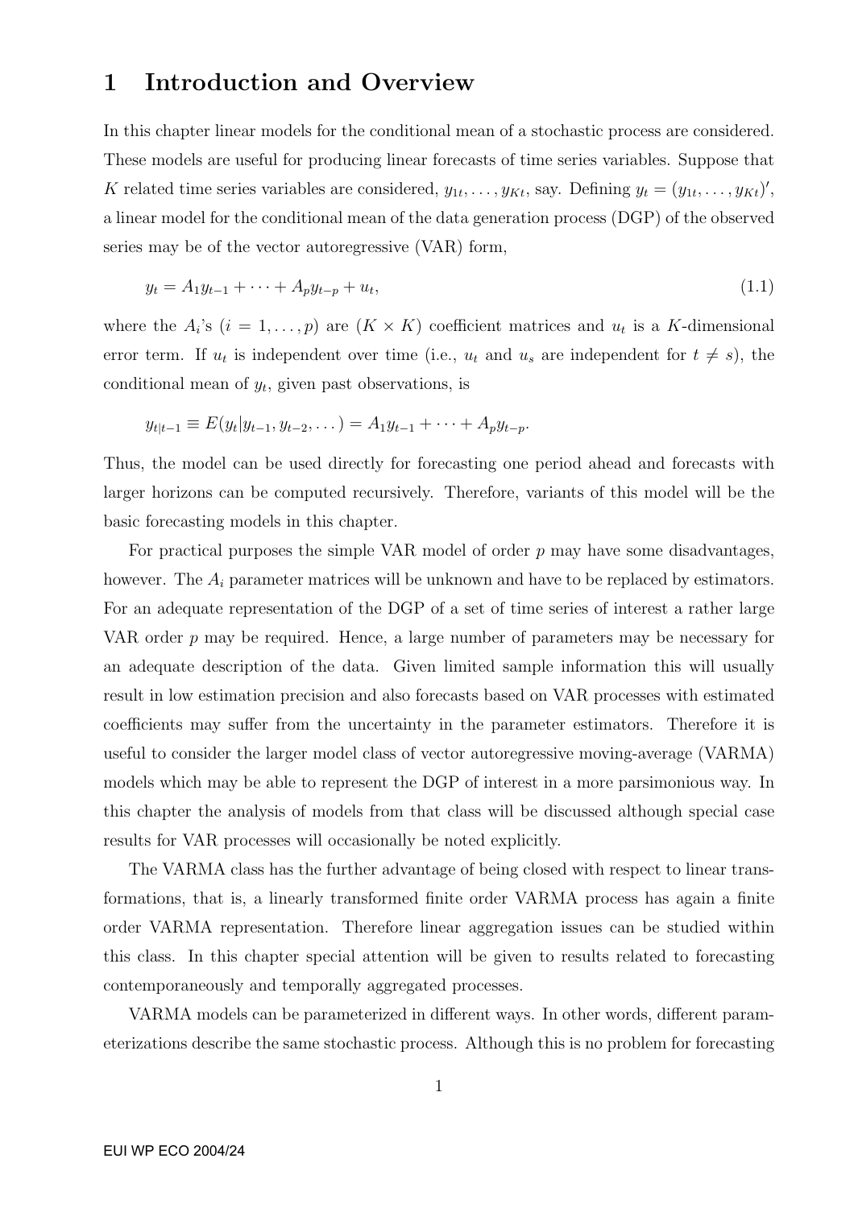# 1 Introduction and Overview

In this chapter linear models for the conditional mean of a stochastic process are considered. These models are useful for producing linear forecasts of time series variables. Suppose that $K$ related time series variables are considered, $y_{1t}, \dots, y_{Kt}$, say. Defining $y_t = (y_{1t}, \dots, y_{Kt})'$, a linear model for the conditional mean of the data generation process (DGP) of the observed series may be of the vector autoregressive (VAR) form,

$$y_t = A_1 y_{t-1} + \dots + A_p y_{t-p} + u_t, \tag{1.1}$$

where the $A_i$'s ($i = 1, \dots, p$) are $(K \times K)$ coefficient matrices and $u_t$ is a $K$-dimensional error term. If $u_t$ is independent over time (i.e., $u_t$ and $u_s$ are independent for $t \neq s$), the conditional mean of $y_t$, given past observations, is

$$y_{t|t-1} \equiv E(y_t | y_{t-1}, y_{t-2}, \dots) = A_1 y_{t-1} + \dots + A_p y_{t-p}.$$

Thus, the model can be used directly for forecasting one period ahead and forecasts with larger horizons can be computed recursively. Therefore, variants of this model will be the basic forecasting models in this chapter.

For practical purposes the simple VAR model of order $p$ may have some disadvantages, however. The $A_i$ parameter matrices will be unknown and have to be replaced by estimators. For an adequate representation of the DGP of a set of time series of interest a rather large VAR order $p$ may be required. Hence, a large number of parameters may be necessary for an adequate description of the data. Given limited sample information this will usually result in low estimation precision and also forecasts based on VAR processes with estimated coefficients may suffer from the uncertainty in the parameter estimators. Therefore it is useful to consider the larger model class of vector autoregressive moving-average (VARMA) models which may be able to represent the DGP of interest in a more parsimonious way. In this chapter the analysis of models from that class will be discussed although special case results for VAR processes will occasionally be noted explicitly.

The VARMA class has the further advantage of being closed with respect to linear transformations, that is, a linearly transformed finite order VARMA process has again a finite order VARMA representation. Therefore linear aggregation issues can be studied within this class. In this chapter special attention will be given to results related to forecasting contemporaneously and temporally aggregated processes.

VARMA models can be parameterized in different ways. In other words, different parameterizations describe the same stochastic process. Although this is no problem for forecasting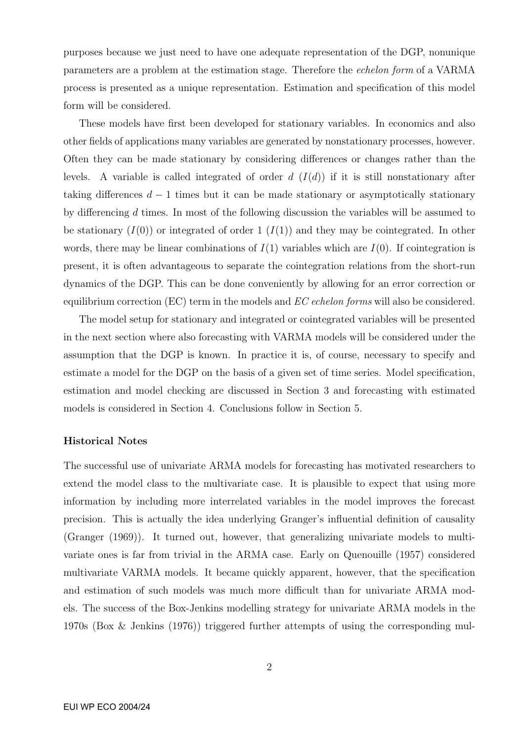purposes because we just need to have one adequate representation of the DGP, nonunique parameters are a problem at the estimation stage. Therefore the *echelon form* of a VARMA process is presented as a unique representation. Estimation and specification of this model form will be considered.

These models have first been developed for stationary variables. In economics and also other fields of applications many variables are generated by nonstationary processes, however. Often they can be made stationary by considering differences or changes rather than the levels. A variable is called integrated of order $d$ ($I(d)$) if it is still nonstationary after taking differences $d-1$ times but it can be made stationary or asymptotically stationary by differencing $d$ times. In most of the following discussion the variables will be assumed to be stationary ($I(0)$) or integrated of order 1 ($I(1)$) and they may be cointegrated. In other words, there may be linear combinations of $I(1)$ variables which are $I(0)$. If cointegration is present, it is often advantageous to separate the cointegration relations from the short-run dynamics of the DGP. This can be done conveniently by allowing for an error correction or equilibrium correction (EC) term in the models and *EC echelon forms* will also be considered.

The model setup for stationary and integrated or cointegrated variables will be presented in the next section where also forecasting with VARMA models will be considered under the assumption that the DGP is known. In practice it is, of course, necessary to specify and estimate a model for the DGP on the basis of a given set of time series. Model specification, estimation and model checking are discussed in Section 3 and forecasting with estimated models is considered in Section 4. Conclusions follow in Section 5.

#### Historical Notes

The successful use of univariate ARMA models for forecasting has motivated researchers to extend the model class to the multivariate case. It is plausible to expect that using more information by including more interrelated variables in the model improves the forecast precision. This is actually the idea underlying Granger's influential definition of causality (Granger (1969)). It turned out, however, that generalizing univariate models to multivariate ones is far from trivial in the ARMA case. Early on Quenouille (1957) considered multivariate VARMA models. It became quickly apparent, however, that the specification and estimation of such models was much more difficult than for univariate ARMA models. The success of the Box-Jenkins modelling strategy for univariate ARMA models in the 1970s (Box & Jenkins (1976)) triggered further attempts of using the corresponding mul-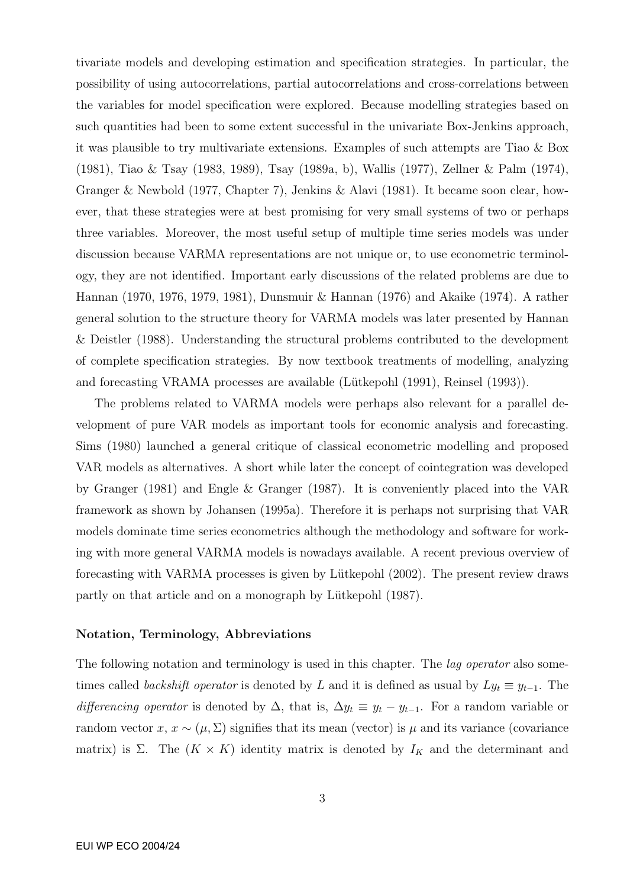tivariate models and developing estimation and specification strategies. In particular, the possibility of using autocorrelations, partial autocorrelations and cross-correlations between the variables for model specification were explored. Because modelling strategies based on such quantities had been to some extent successful in the univariate Box-Jenkins approach, it was plausible to try multivariate extensions. Examples of such attempts are Tiao & Box (1981), Tiao & Tsay (1983, 1989), Tsay (1989a, b), Wallis (1977), Zellner & Palm (1974), Granger & Newbold (1977, Chapter 7), Jenkins & Alavi (1981). It became soon clear, however, that these strategies were at best promising for very small systems of two or perhaps three variables. Moreover, the most useful setup of multiple time series models was under discussion because VARMA representations are not unique or, to use econometric terminology, they are not identified. Important early discussions of the related problems are due to Hannan (1970, 1976, 1979, 1981), Dunsmuir & Hannan (1976) and Akaike (1974). A rather general solution to the structure theory for VARMA models was later presented by Hannan & Deistler (1988). Understanding the structural problems contributed to the development of complete specification strategies. By now textbook treatments of modelling, analyzing and forecasting VRAMA processes are available (Lütkepohl (1991), Reinsel (1993)).

The problems related to VARMA models were perhaps also relevant for a parallel development of pure VAR models as important tools for economic analysis and forecasting. Sims (1980) launched a general critique of classical econometric modelling and proposed VAR models as alternatives. A short while later the concept of cointegration was developed by Granger (1981) and Engle & Granger (1987). It is conveniently placed into the VAR framework as shown by Johansen (1995a). Therefore it is perhaps not surprising that VAR models dominate time series econometrics although the methodology and software for working with more general VARMA models is nowadays available. A recent previous overview of forecasting with VARMA processes is given by Lütkepohl (2002). The present review draws partly on that article and on a monograph by Lütkepohl (1987).

**Notation, Terminology, Abbreviations**

The following notation and terminology is used in this chapter. The *lag operator* also sometimes called *backshift operator* is denoted by $L$ and it is defined as usual by $Ly_t \equiv y_{t-1}$. The *differencing operator* is denoted by $\Delta$, that is, $\Delta y_t \equiv y_t - y_{t-1}$. For a random variable or random vector $x$, $x \sim (\mu, \Sigma)$ signifies that its mean (vector) is $\mu$ and its variance (covariance matrix) is $\Sigma$. The $(K \times K)$ identity matrix is denoted by $I_K$ and the determinant and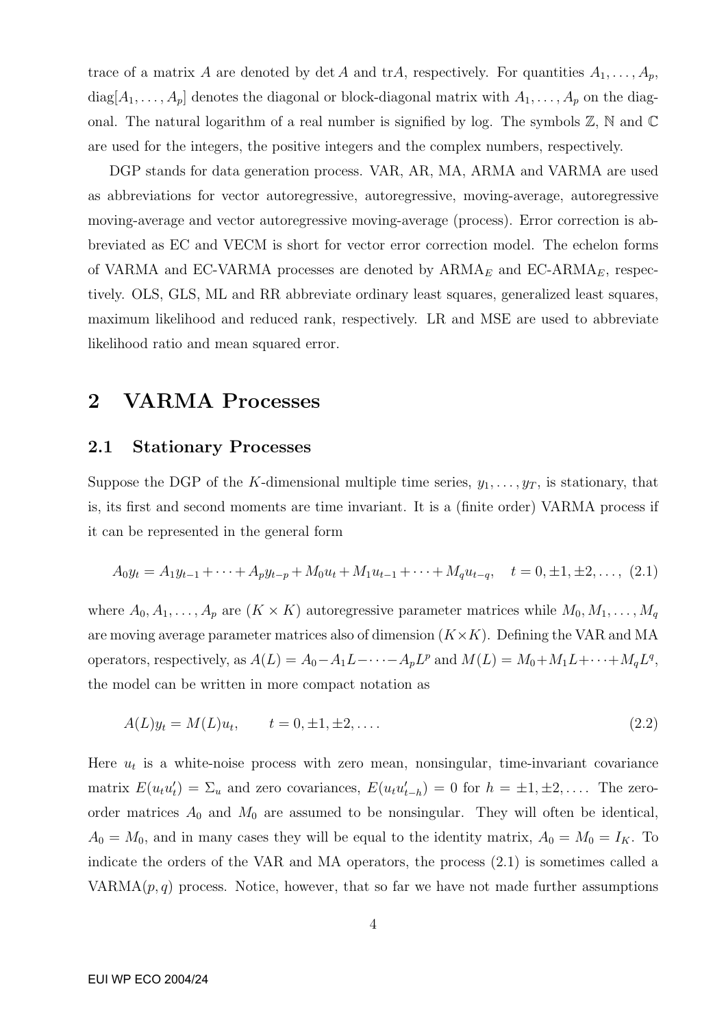trace of a matrix $A$ are denoted by $\det A$ and $\text{tr}A$, respectively. For quantities $A_1, \dots, A_p$, $\text{diag}[A_1, \dots, A_p]$ denotes the diagonal or block-diagonal matrix with $A_1, \dots, A_p$ on the diagonal. The natural logarithm of a real number is signified by log. The symbols $\mathbb{Z}$, $\mathbb{N}$ and $\mathbb{C}$ are used for the integers, the positive integers and the complex numbers, respectively.

DGP stands for data generation process. VAR, AR, MA, ARMA and VARMA are used as abbreviations for vector autoregressive, autoregressive, moving-average, autoregressive moving-average and vector autoregressive moving-average (process). Error correction is abbreviated as EC and VECM is short for vector error correction model. The echelon forms of VARMA and EC-VARMA processes are denoted by ARMA$_E$ and EC-ARMA$_E$, respectively. OLS, GLS, ML and RR abbreviate ordinary least squares, generalized least squares, maximum likelihood and reduced rank, respectively. LR and MSE are used to abbreviate likelihood ratio and mean squared error.

# 2 VARMA Processes

## 2.1 Stationary Processes

Suppose the DGP of the $K$-dimensional multiple time series, $y_1, \dots, y_T$, is stationary, that is, its first and second moments are time invariant. It is a (finite order) VARMA process if it can be represented in the general form

$$A_0 y_t = A_1 y_{t-1} + \dots + A_p y_{t-p} + M_0 u_t + M_1 u_{t-1} + \dots + M_q u_{t-q}, \quad t = 0, \pm 1, \pm 2, \dots, \tag{2.1}$$

where $A_0, A_1, \dots, A_p$ are $(K \times K)$ autoregressive parameter matrices while $M_0, M_1, \dots, M_q$ are moving average parameter matrices also of dimension $(K \times K)$. Defining the VAR and MA operators, respectively, as $A(L) = A_0 - A_1 L - \dots - A_p L^p$ and $M(L) = M_0 + M_1 L + \dots + M_q L^q$, the model can be written in more compact notation as

$$A(L) y_t = M(L) u_t, \qquad t = 0, \pm 1, \pm 2, \dots. \tag{2.2}$$

Here $u_t$ is a white-noise process with zero mean, nonsingular, time-invariant covariance matrix $E(u_t u_t') = \Sigma_u$ and zero covariances, $E(u_t u_{t-h}') = 0$ for $h = \pm 1, \pm 2, \dots$. The zero-order matrices $A_0$ and $M_0$ are assumed to be nonsingular. They will often be identical, $A_0 = M_0$, and in many cases they will be equal to the identity matrix, $A_0 = M_0 = I_K$. To indicate the orders of the VAR and MA operators, the process (2.1) is sometimes called a VARMA$(p, q)$ process. Notice, however, that so far we have not made further assumptions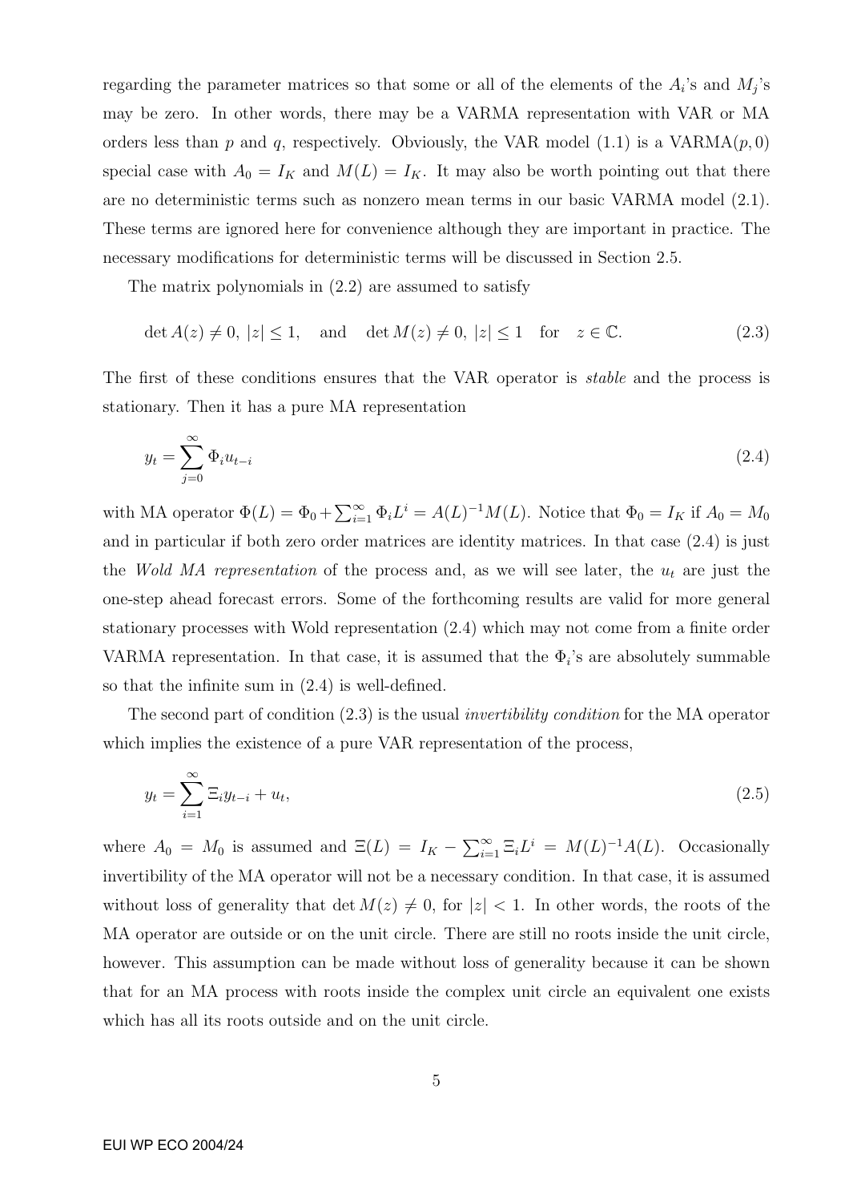regarding the parameter matrices so that some or all of the elements of the $A_i$'s and $M_j$'s may be zero. In other words, there may be a VARMA representation with VAR or MA orders less than $p$ and $q$, respectively. Obviously, the VAR model (1.1) is a VARMA$(p, 0)$ special case with $A_0 = I_K$ and $M(L) = I_K$. It may also be worth pointing out that there are no deterministic terms such as nonzero mean terms in our basic VARMA model (2.1). These terms are ignored here for convenience although they are important in practice. The necessary modifications for deterministic terms will be discussed in Section 2.5.

The matrix polynomials in (2.2) are assumed to satisfy

$$\det A(z) \neq 0, \ |z| \leq 1, \quad \text{and} \quad \det M(z) \neq 0, \ |z| \leq 1 \quad \text{for} \quad z \in \mathbb{C}. \tag{2.3}$$

The first of these conditions ensures that the VAR operator is *stable* and the process is stationary. Then it has a pure MA representation

$$y_t = \sum_{j=0}^{\infty} \Phi_i u_{t-i} \tag{2.4}$$

with MA operator $\Phi(L) = \Phi_0 + \sum_{i=1}^{\infty} \Phi_i L^i = A(L)^{-1}M(L)$. Notice that $\Phi_0 = I_K$ if $A_0 = M_0$ and in particular if both zero order matrices are identity matrices. In that case (2.4) is just the *Wold MA representation* of the process and, as we will see later, the $u_t$ are just the one-step ahead forecast errors. Some of the forthcoming results are valid for more general stationary processes with Wold representation (2.4) which may not come from a finite order VARMA representation. In that case, it is assumed that the $\Phi_i$'s are absolutely summable so that the infinite sum in (2.4) is well-defined.

The second part of condition (2.3) is the usual *invertibility condition* for the MA operator which implies the existence of a pure VAR representation of the process,

$$y_t = \sum_{i=1}^{\infty} \Xi_i y_{t-i} + u_t, \tag{2.5}$$

where $A_0 = M_0$ is assumed and $\Xi(L) = I_K - \sum_{i=1}^{\infty} \Xi_i L^i = M(L)^{-1}A(L)$. Occasionally invertibility of the MA operator will not be a necessary condition. In that case, it is assumed without loss of generality that $\det M(z) \neq 0$, for $|z| < 1$. In other words, the roots of the MA operator are outside or on the unit circle. There are still no roots inside the unit circle, however. This assumption can be made without loss of generality because it can be shown that for an MA process with roots inside the complex unit circle an equivalent one exists which has all its roots outside and on the unit circle.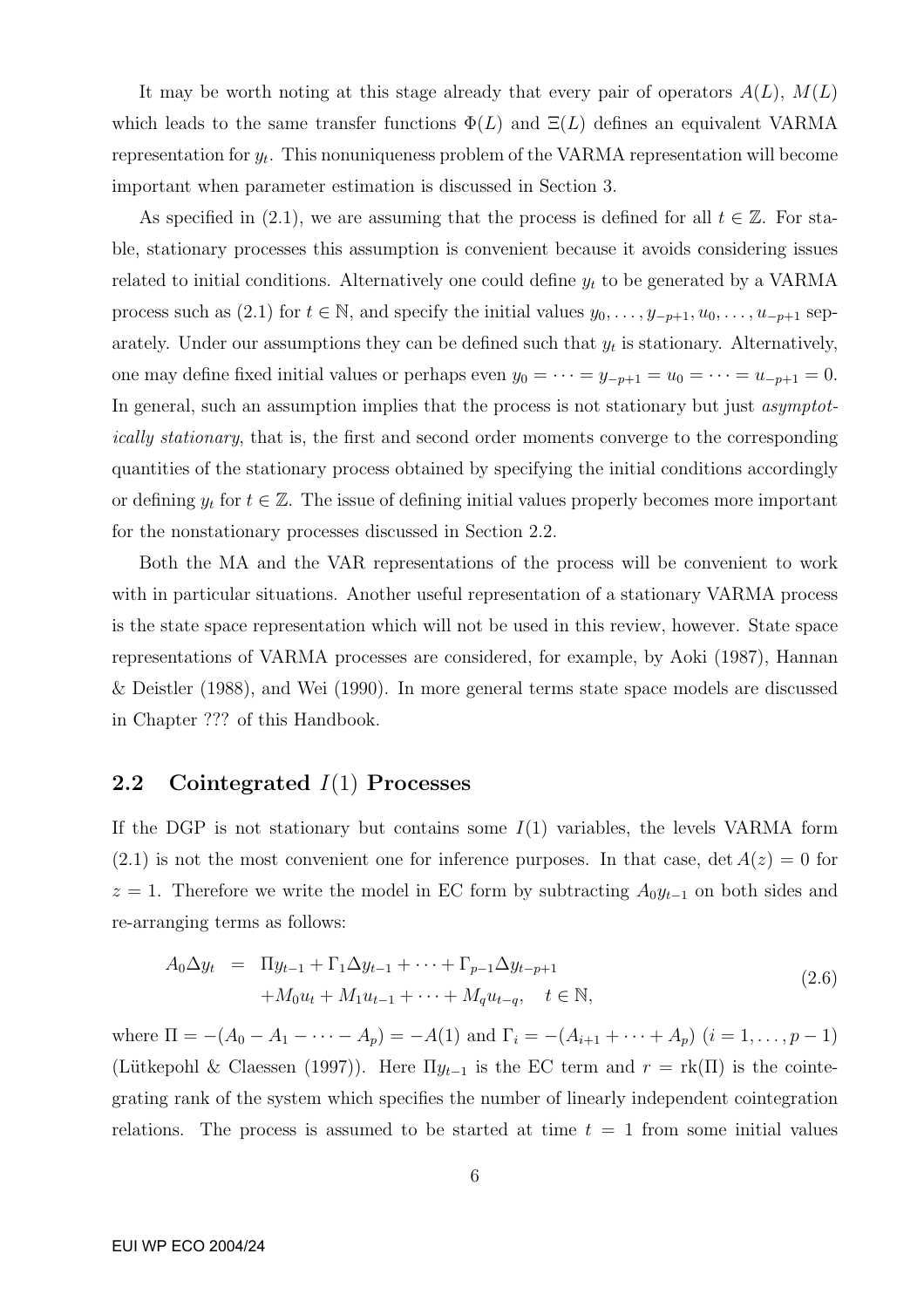It may be worth noting at this stage already that every pair of operators $A(L)$, $M(L)$ which leads to the same transfer functions $\Phi(L)$ and $\Xi(L)$ defines an equivalent VARMA representation for $y_t$. This nonuniqueness problem of the VARMA representation will become important when parameter estimation is discussed in Section 3.

As specified in (2.1), we are assuming that the process is defined for all $t \in \mathbb{Z}$. For stable, stationary processes this assumption is convenient because it avoids considering issues related to initial conditions. Alternatively one could define $y_t$ to be generated by a VARMA process such as (2.1) for $t \in \mathbb{N}$, and specify the initial values $y_0, \dots, y_{-p+1}, u_0, \dots, u_{-p+1}$ separately. Under our assumptions they can be defined such that $y_t$ is stationary. Alternatively, one may define fixed initial values or perhaps even $y_0 = \cdots = y_{-p+1} = u_0 = \cdots = u_{-p+1} = 0$. In general, such an assumption implies that the process is not stationary but just *asymptotically stationary*, that is, the first and second order moments converge to the corresponding quantities of the stationary process obtained by specifying the initial conditions accordingly or defining $y_t$ for $t \in \mathbb{Z}$. The issue of defining initial values properly becomes more important for the nonstationary processes discussed in Section 2.2.

Both the MA and the VAR representations of the process will be convenient to work with in particular situations. Another useful representation of a stationary VARMA process is the state space representation which will not be used in this review, however. State space representations of VARMA processes are considered, for example, by Aoki (1987), Hannan & Deistler (1988), and Wei (1990). In more general terms state space models are discussed in Chapter ??? of this Handbook.

## 2.2 Cointegrated $I(1)$ Processes

If the DGP is not stationary but contains some $I(1)$ variables, the levels VARMA form (2.1) is not the most convenient one for inference purposes. In that case, $\det A(z) = 0$ for $z = 1$. Therefore we write the model in EC form by subtracting $A_0 y_{t-1}$ on both sides and re-arranging terms as follows:

$$
\begin{aligned}
A_0 \Delta y_t &= \Pi y_{t-1} + \Gamma_1 \Delta y_{t-1} + \cdots + \Gamma_{p-1} \Delta y_{t-p+1} \\
&\quad + M_0 u_t + M_1 u_{t-1} + \cdots + M_q u_{t-q}, \quad t \in \mathbb{N},
\end{aligned}
\tag{2.6}
$$

where $\Pi = -(A_0 - A_1 - \cdots - A_p) = -A(1)$ and $\Gamma_i = -(A_{i+1} + \cdots + A_p)$ $(i = 1, \dots, p-1)$ (Lütkepohl & Claessen (1997)). Here $\Pi y_{t-1}$ is the EC term and $r = \mathrm{rk}(\Pi)$ is the cointegrating rank of the system which specifies the number of linearly independent cointegration relations. The process is assumed to be started at time $t = 1$ from some initial values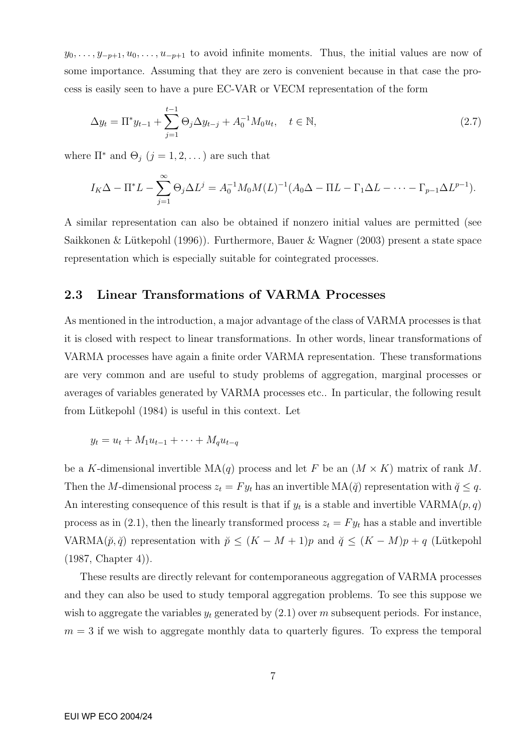$y_0, \dots, y_{-p+1}, u_0, \dots, u_{-p+1}$ to avoid infinite moments. Thus, the initial values are now of some importance. Assuming that they are zero is convenient because in that case the process is easily seen to have a pure EC-VAR or VECM representation of the form

$$\Delta y_t = \Pi^* y_{t-1} + \sum_{j=1}^{t-1} \Theta_j \Delta y_{t-j} + A_0^{-1} M_0 u_t, \quad t \in \mathbb{N}, \tag{2.7}$$

where $\Pi^*$ and $\Theta_j$ $(j = 1, 2, \dots)$ are such that

$$I_K \Delta - \Pi^* L - \sum_{j=1}^{\infty} \Theta_j \Delta L^j = A_0^{-1} M_0 M(L)^{-1} (A_0 \Delta - \Pi L - \Gamma_1 \Delta L - \dots - \Gamma_{p-1} \Delta L^{p-1}).$$

A similar representation can also be obtained if nonzero initial values are permitted (see Saikkonen & Lütkepohl (1996)). Furthermore, Bauer & Wagner (2003) present a state space representation which is especially suitable for cointegrated processes.

## 2.3 Linear Transformations of VARMA Processes

As mentioned in the introduction, a major advantage of the class of VARMA processes is that it is closed with respect to linear transformations. In other words, linear transformations of VARMA processes have again a finite order VARMA representation. These transformations are very common and are useful to study problems of aggregation, marginal processes or averages of variables generated by VARMA processes etc.. In particular, the following result from Lütkepohl (1984) is useful in this context. Let

$$y_t = u_t + M_1 u_{t-1} + \dots + M_q u_{t-q}$$

be a $K$-dimensional invertible MA($q$) process and let $F$ be an $(M \times K)$ matrix of rank $M$. Then the $M$-dimensional process $z_t = F y_t$ has an invertible MA($\breve{q}$) representation with $\breve{q} \le q$. An interesting consequence of this result is that if $y_t$ is a stable and invertible VARMA($p, q$) process as in (2.1), then the linearly transformed process $z_t = F y_t$ has a stable and invertible VARMA($\breve{p}, \breve{q}$) representation with $\breve{p} \le (K - M + 1)p$ and $\breve{q} \le (K - M)p + q$ (Lütkepohl (1987, Chapter 4)).

These results are directly relevant for contemporaneous aggregation of VARMA processes and they can also be used to study temporal aggregation problems. To see this suppose we wish to aggregate the variables $y_t$ generated by (2.1) over $m$ subsequent periods. For instance, $m = 3$ if we wish to aggregate monthly data to quarterly figures. To express the temporal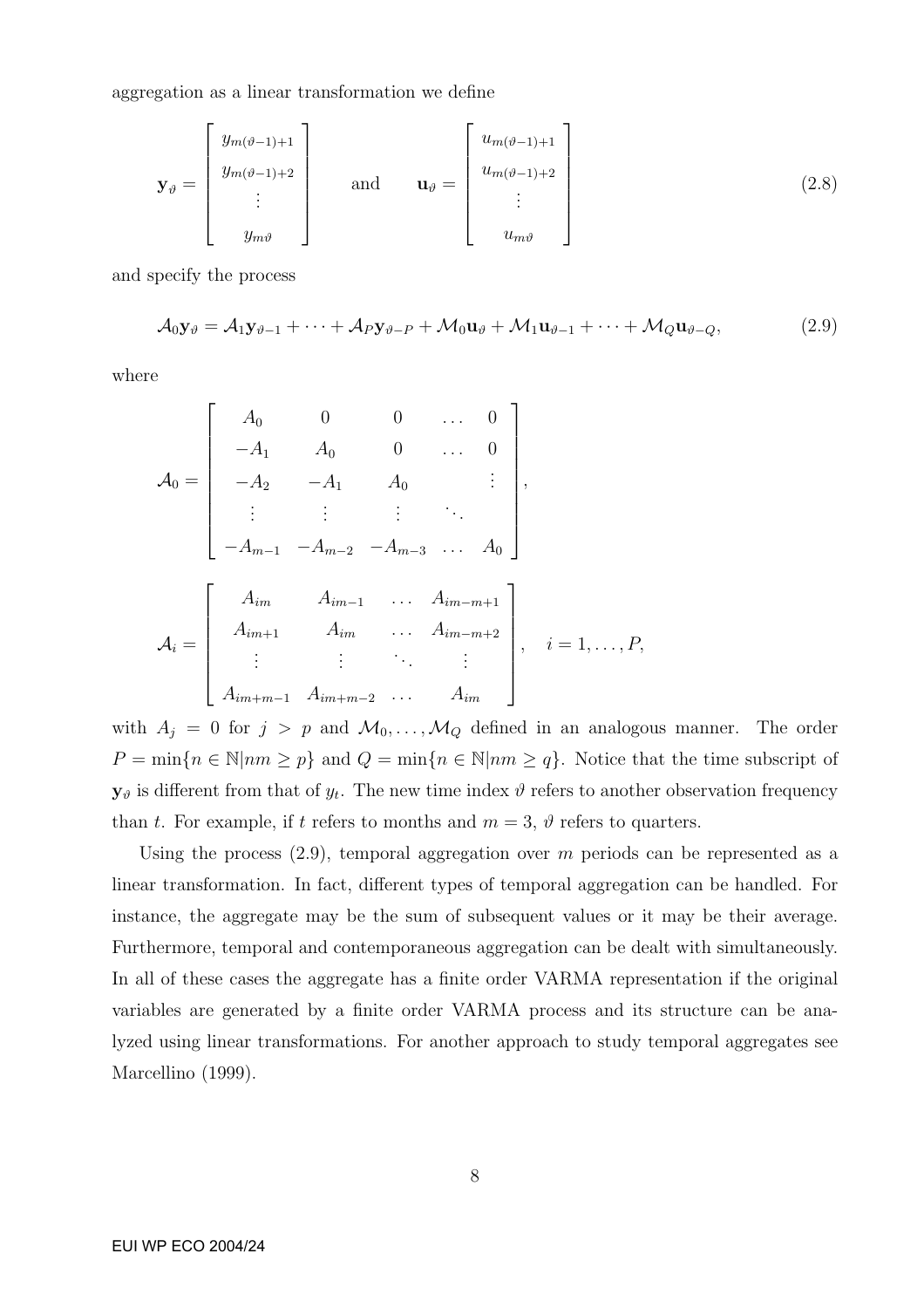aggregation as a linear transformation we define

$$
\mathbf{y}_\vartheta = \begin{bmatrix} y_{m(\vartheta-1)+1} \\ y_{m(\vartheta-1)+2} \\ \vdots \\ y_{m\vartheta} \end{bmatrix} \quad \text{and} \quad \mathbf{u}_\vartheta = \begin{bmatrix} u_{m(\vartheta-1)+1} \\ u_{m(\vartheta-1)+2} \\ \vdots \\ u_{m\vartheta} \end{bmatrix} \tag{2.8}
$$

and specify the process

$$
\mathcal{A}_0 \mathbf{y}_\vartheta = \mathcal{A}_1 \mathbf{y}_{\vartheta-1} + \cdots + \mathcal{A}_P \mathbf{y}_{\vartheta-P} + \mathcal{M}_0 \mathbf{u}_\vartheta + \mathcal{M}_1 \mathbf{u}_{\vartheta-1} + \cdots + \mathcal{M}_Q \mathbf{u}_{\vartheta-Q}, \tag{2.9}
$$

where

$$
\mathcal{A}_0 = \begin{bmatrix} A_0 & 0 & 0 & \dots & 0 \\ -A_1 & A_0 & 0 & \dots & 0 \\ -A_2 & -A_1 & A_0 & & \vdots \\ \vdots & \vdots & \vdots & \ddots & \\ -A_{m-1} & -A_{m-2} & -A_{m-3} & \dots & A_0 \end{bmatrix},
$$

$$
\mathcal{A}_i = \begin{bmatrix} A_{im} & A_{im-1} & \dots & A_{im-m+1} \\ A_{im+1} & A_{im} & \dots & A_{im-m+2} \\ \vdots & \vdots & \ddots & \vdots \\ A_{im+m-1} & A_{im+m-2} & \dots & A_{im} \end{bmatrix}, \quad i = 1, \dots, P,
$$

with $A_j = 0$ for $j > p$ and $\mathcal{M}_0, \dots, \mathcal{M}_Q$ defined in an analogous manner. The order $P = \min\{n \in \mathbb{N} | nm \geq p\}$ and $Q = \min\{n \in \mathbb{N} | nm \geq q\}$. Notice that the time subscript of $\mathbf{y}_\vartheta$ is different from that of $y_t$. The new time index $\vartheta$ refers to another observation frequency than $t$. For example, if $t$ refers to months and $m = 3$, $\vartheta$ refers to quarters.

Using the process (2.9), temporal aggregation over $m$ periods can be represented as a linear transformation. In fact, different types of temporal aggregation can be handled. For instance, the aggregate may be the sum of subsequent values or it may be their average. Furthermore, temporal and contemporaneous aggregation can be dealt with simultaneously. In all of these cases the aggregate has a finite order VARMA representation if the original variables are generated by a finite order VARMA process and its structure can be analyzed using linear transformations. For another approach to study temporal aggregates see Marcellino (1999).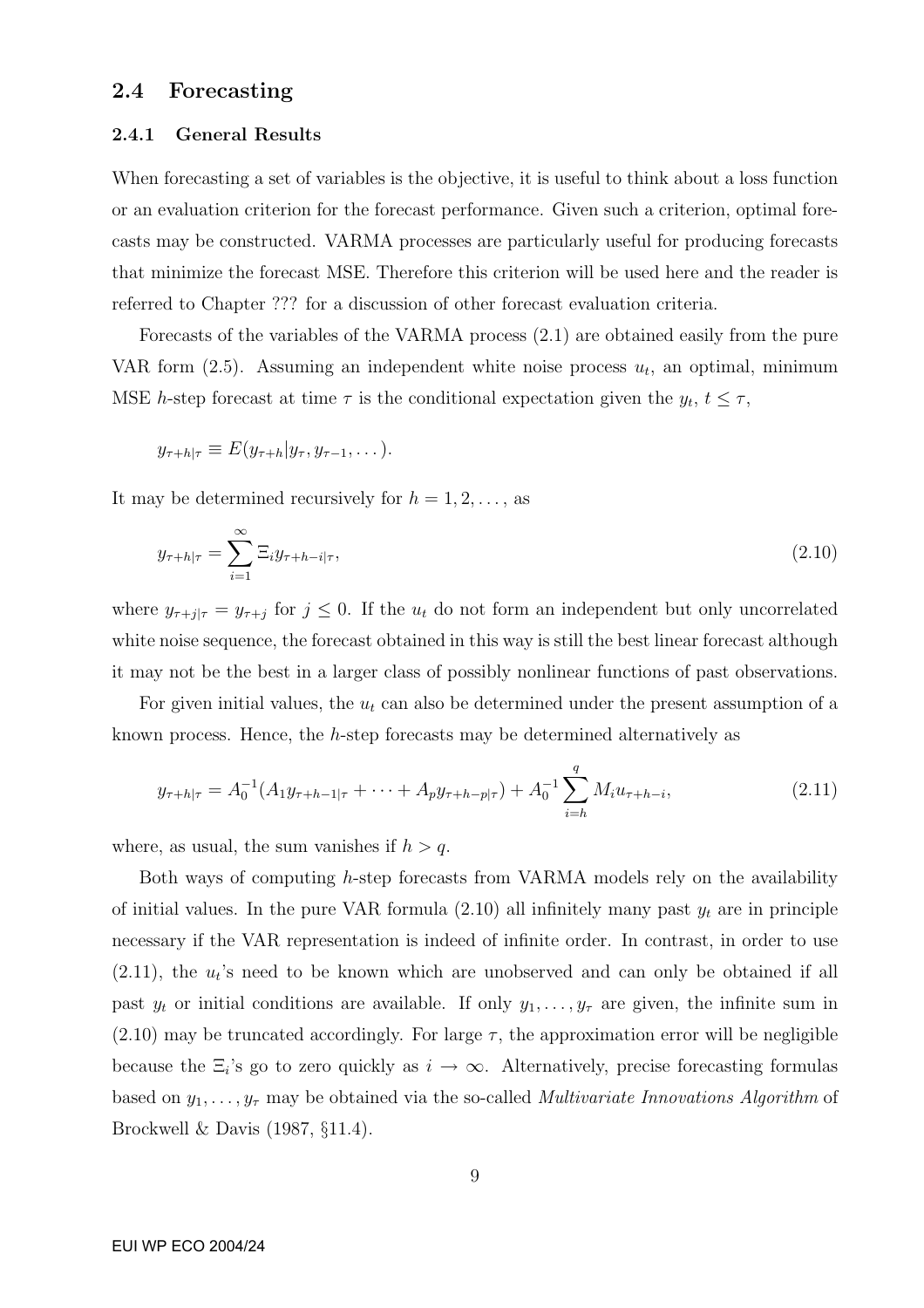## 2.4 Forecasting

### 2.4.1 General Results

When forecasting a set of variables is the objective, it is useful to think about a loss function or an evaluation criterion for the forecast performance. Given such a criterion, optimal forecasts may be constructed. VARMA processes are particularly useful for producing forecasts that minimize the forecast MSE. Therefore this criterion will be used here and the reader is referred to Chapter ??? for a discussion of other forecast evaluation criteria.

Forecasts of the variables of the VARMA process (2.1) are obtained easily from the pure VAR form (2.5). Assuming an independent white noise process $u_t$, an optimal, minimum MSE $h$-step forecast at time $\tau$ is the conditional expectation given the $y_t$, $t \leq \tau$,

$$y_{\tau+h|\tau} \equiv E(y_{\tau+h}|y_\tau, y_{\tau-1}, \dots).$$

It may be determined recursively for $h = 1, 2, \dots,$ as

$$y_{\tau+h|\tau} = \sum_{i=1}^{\infty} \Xi_i y_{\tau+h-i|\tau}, \tag{2.10}$$

where $y_{\tau+j|\tau} = y_{\tau+j}$ for $j \leq 0$. If the $u_t$ do not form an independent but only uncorrelated white noise sequence, the forecast obtained in this way is still the best linear forecast although it may not be the best in a larger class of possibly nonlinear functions of past observations.

For given initial values, the $u_t$ can also be determined under the present assumption of a known process. Hence, the $h$-step forecasts may be determined alternatively as

$$y_{\tau+h|\tau} = A_0^{-1}(A_1 y_{\tau+h-1|\tau} + \cdots + A_p y_{\tau+h-p|\tau}) + A_0^{-1} \sum_{i=h}^{q} M_i u_{\tau+h-i}, \tag{2.11}$$

where, as usual, the sum vanishes if $h > q$.

Both ways of computing $h$-step forecasts from VARMA models rely on the availability of initial values. In the pure VAR formula (2.10) all infinitely many past $y_t$ are in principle necessary if the VAR representation is indeed of infinite order. In contrast, in order to use (2.11), the $u_t$'s need to be known which are unobserved and can only be obtained if all past $y_t$ or initial conditions are available. If only $y_1, \dots, y_\tau$ are given, the infinite sum in (2.10) may be truncated accordingly. For large $\tau$, the approximation error will be negligible because the $\Xi_i$'s go to zero quickly as $i \to \infty$. Alternatively, precise forecasting formulas based on $y_1, \dots, y_\tau$ may be obtained via the so-called *Multivariate Innovations Algorithm* of Brockwell & Davis (1987, §11.4).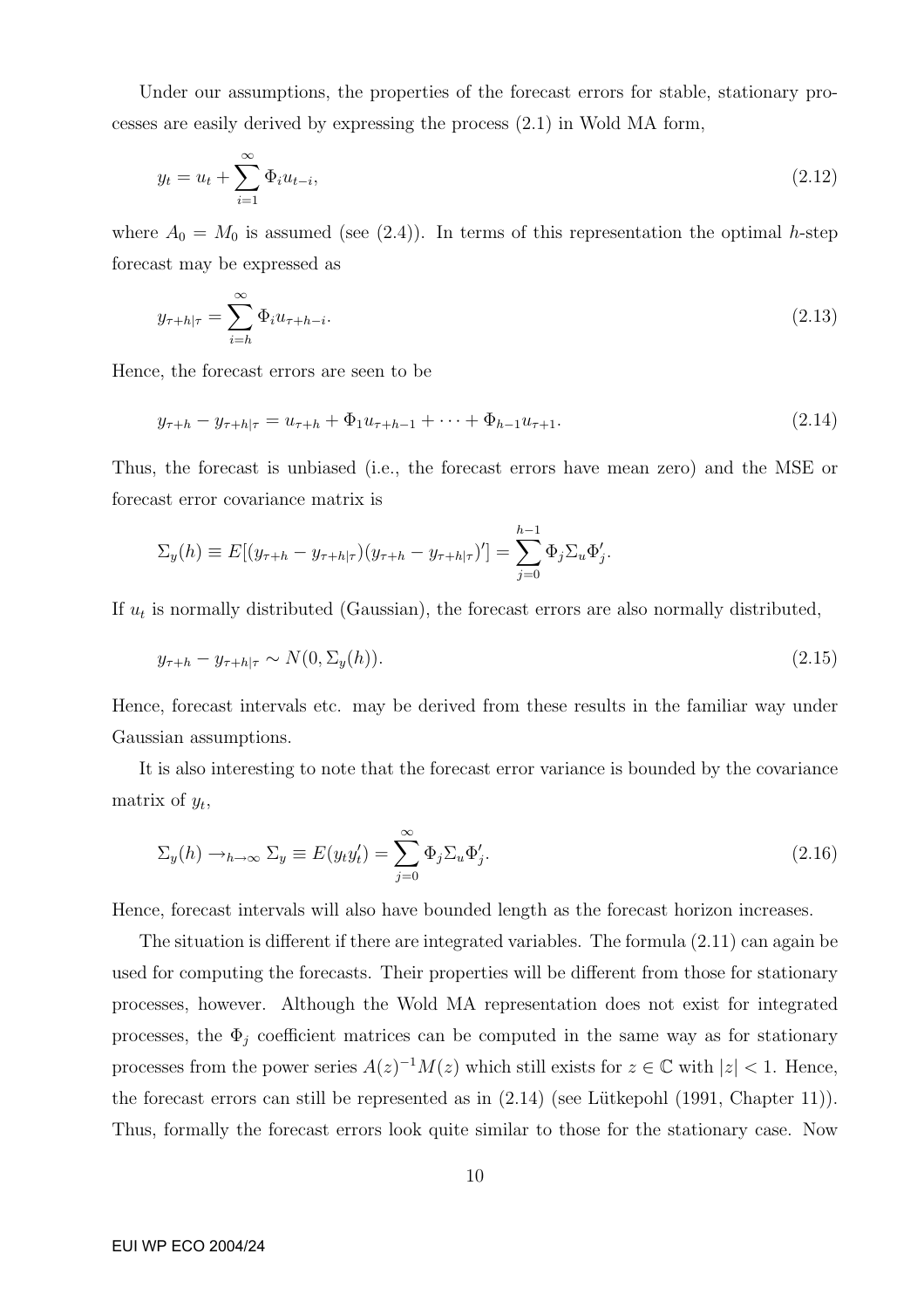Under our assumptions, the properties of the forecast errors for stable, stationary processes are easily derived by expressing the process (2.1) in Wold MA form,

$$y_t = u_t + \sum_{i=1}^{\infty} \Phi_i u_{t-i}, \tag{2.12}$$

where $A_0 = M_0$ is assumed (see (2.4)). In terms of this representation the optimal $h$-step forecast may be expressed as

$$y_{\tau+h|\tau} = \sum_{i=h}^{\infty} \Phi_i u_{\tau+h-i}. \tag{2.13}$$

Hence, the forecast errors are seen to be

$$y_{\tau+h} - y_{\tau+h|\tau} = u_{\tau+h} + \Phi_1 u_{\tau+h-1} + \cdots + \Phi_{h-1} u_{\tau+1}. \tag{2.14}$$

Thus, the forecast is unbiased (i.e., the forecast errors have mean zero) and the MSE or forecast error covariance matrix is

$$\Sigma_y(h) \equiv E[(y_{\tau+h} - y_{\tau+h|\tau})(y_{\tau+h} - y_{\tau+h|\tau})'] = \sum_{j=0}^{h-1} \Phi_j \Sigma_u \Phi_j'.$$

If $u_t$ is normally distributed (Gaussian), the forecast errors are also normally distributed,

$$y_{\tau+h} - y_{\tau+h|\tau} \sim N(0, \Sigma_y(h)). \tag{2.15}$$

Hence, forecast intervals etc. may be derived from these results in the familiar way under Gaussian assumptions.

It is also interesting to note that the forecast error variance is bounded by the covariance matrix of $y_t$,

$$\Sigma_y(h) \to_{h\to\infty} \Sigma_y \equiv E(y_t y_t') = \sum_{j=0}^{\infty} \Phi_j \Sigma_u \Phi_j'. \tag{2.16}$$

Hence, forecast intervals will also have bounded length as the forecast horizon increases.

The situation is different if there are integrated variables. The formula (2.11) can again be used for computing the forecasts. Their properties will be different from those for stationary processes, however. Although the Wold MA representation does not exist for integrated processes, the $\Phi_j$ coefficient matrices can be computed in the same way as for stationary processes from the power series $A(z)^{-1}M(z)$ which still exists for $z \in \mathbb{C}$ with $|z| < 1$. Hence, the forecast errors can still be represented as in (2.14) (see Lütkepohl (1991, Chapter 11)). Thus, formally the forecast errors look quite similar to those for the stationary case. Now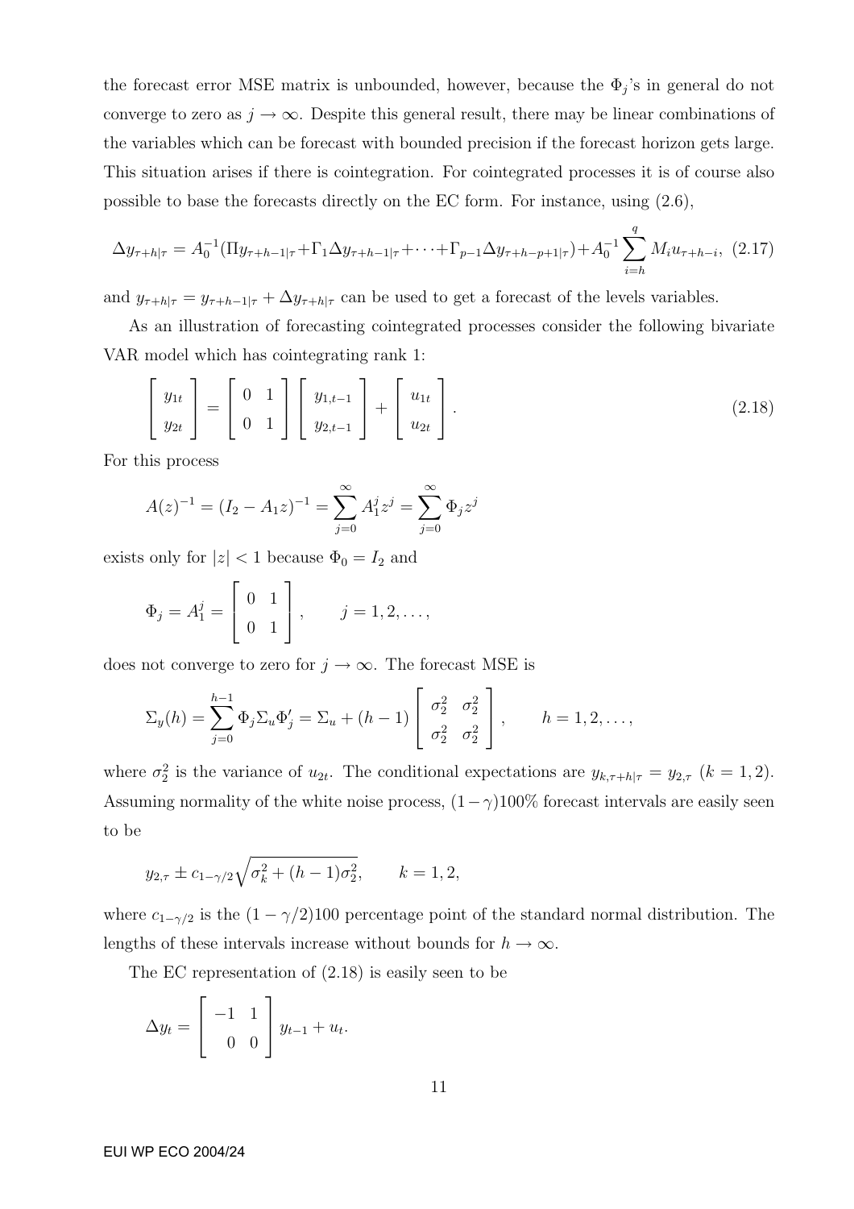the forecast error MSE matrix is unbounded, however, because the $\Phi_j$'s in general do not converge to zero as $j \to \infty$. Despite this general result, there may be linear combinations of the variables which can be forecast with bounded precision if the forecast horizon gets large. This situation arises if there is cointegration. For cointegrated processes it is of course also possible to base the forecasts directly on the EC form. For instance, using (2.6),

$$\Delta y_{\tau+h|\tau} = A_0^{-1}(\Pi y_{\tau+h-1|\tau} + \Gamma_1 \Delta y_{\tau+h-1|\tau} + \cdots + \Gamma_{p-1} \Delta y_{\tau+h-p+1|\tau}) + A_0^{-1} \sum_{i=h}^{q} M_i u_{\tau+h-i}, \quad (2.17)$$

and $y_{\tau+h|\tau} = y_{\tau+h-1|\tau} + \Delta y_{\tau+h|\tau}$ can be used to get a forecast of the levels variables.

As an illustration of forecasting cointegrated processes consider the following bivariate VAR model which has cointegrating rank 1:

$$\begin{bmatrix} y_{1t} \\ y_{2t} \end{bmatrix} = \begin{bmatrix} 0 & 1 \\ 0 & 1 \end{bmatrix} \begin{bmatrix} y_{1,t-1} \\ y_{2,t-1} \end{bmatrix} + \begin{bmatrix} u_{1t} \\ u_{2t} \end{bmatrix}. \quad (2.18)$$

For this process

$$A(z)^{-1} = (I_2 - A_1 z)^{-1} = \sum_{j=0}^{\infty} A_1^j z^j = \sum_{j=0}^{\infty} \Phi_j z^j$$

exists only for $|z| < 1$ because $\Phi_0 = I_2$ and

$$\Phi_j = A_1^j = \begin{bmatrix} 0 & 1 \\ 0 & 1 \end{bmatrix}, \qquad j = 1, 2, \ldots,$$

does not converge to zero for $j \to \infty$. The forecast MSE is

$$\Sigma_y(h) = \sum_{j=0}^{h-1} \Phi_j \Sigma_u \Phi_j' = \Sigma_u + (h-1) \begin{bmatrix} \sigma_2^2 & \sigma_2^2 \\ \sigma_2^2 & \sigma_2^2 \end{bmatrix}, \qquad h = 1, 2, \ldots,$$

where $\sigma_2^2$ is the variance of $u_{2t}$. The conditional expectations are $y_{k,\tau+h|\tau} = y_{2,\tau}$ $(k = 1, 2)$. Assuming normality of the white noise process, $(1-\gamma)100\%$ forecast intervals are easily seen to be

$$y_{2,\tau} \pm c_{1-\gamma/2} \sqrt{\sigma_k^2 + (h-1)\sigma_2^2}, \qquad k = 1, 2,$$

where $c_{1-\gamma/2}$ is the $(1-\gamma/2)100$ percentage point of the standard normal distribution. The lengths of these intervals increase without bounds for $h \to \infty$.

The EC representation of (2.18) is easily seen to be

$$\Delta y_t = \begin{bmatrix} -1 & 1 \\ 0 & 0 \end{bmatrix} y_{t-1} + u_t.$$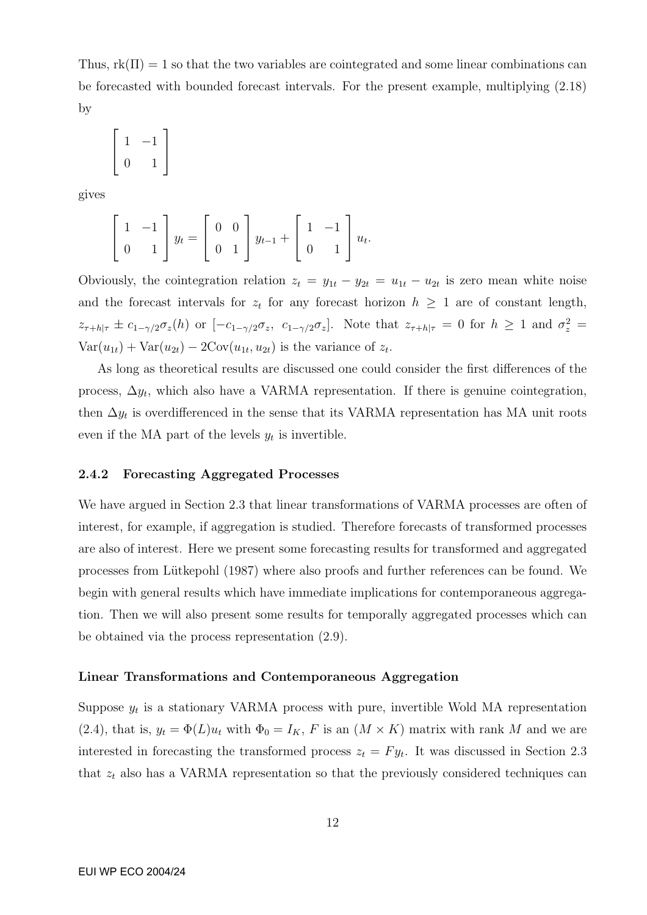Thus, $\text{rk}(\Pi) = 1$ so that the two variables are cointegrated and some linear combinations can be forecasted with bounded forecast intervals. For the present example, multiplying (2.18) by

$$\begin{bmatrix} 1 & -1 \\ 0 & 1 \end{bmatrix}$$

gives

$$\begin{bmatrix} 1 & -1 \\ 0 & 1 \end{bmatrix} y_t = \begin{bmatrix} 0 & 0 \\ 0 & 1 \end{bmatrix} y_{t-1} + \begin{bmatrix} 1 & -1 \\ 0 & 1 \end{bmatrix} u_t.$$

Obviously, the cointegration relation $z_t = y_{1t} - y_{2t} = u_{1t} - u_{2t}$ is zero mean white noise and the forecast intervals for $z_t$ for any forecast horizon $h \geq 1$ are of constant length, $z_{\tau+h|\tau} \pm c_{1-\gamma/2}\sigma_z(h)$ or $[-c_{1-\gamma/2}\sigma_z,\ c_{1-\gamma/2}\sigma_z]$. Note that $z_{\tau+h|\tau} = 0$ for $h \geq 1$ and $\sigma_z^2 = \text{Var}(u_{1t}) + \text{Var}(u_{2t}) - 2\text{Cov}(u_{1t}, u_{2t})$ is the variance of $z_t$.

As long as theoretical results are discussed one could consider the first differences of the process, $\Delta y_t$, which also have a VARMA representation. If there is genuine cointegration, then $\Delta y_t$ is overdifferenced in the sense that its VARMA representation has MA unit roots even if the MA part of the levels $y_t$ is invertible.

### 2.4.2 Forecasting Aggregated Processes

We have argued in Section 2.3 that linear transformations of VARMA processes are often of interest, for example, if aggregation is studied. Therefore forecasts of transformed processes are also of interest. Here we present some forecasting results for transformed and aggregated processes from Lütkepohl (1987) where also proofs and further references can be found. We begin with general results which have immediate implications for contemporaneous aggregation. Then we will also present some results for temporally aggregated processes which can be obtained via the process representation (2.9).

#### Linear Transformations and Contemporaneous Aggregation

Suppose $y_t$ is a stationary VARMA process with pure, invertible Wold MA representation (2.4), that is, $y_t = \Phi(L)u_t$ with $\Phi_0 = I_K$, $F$ is an $(M \times K)$ matrix with rank $M$ and we are interested in forecasting the transformed process $z_t = Fy_t$. It was discussed in Section 2.3 that $z_t$ also has a VARMA representation so that the previously considered techniques can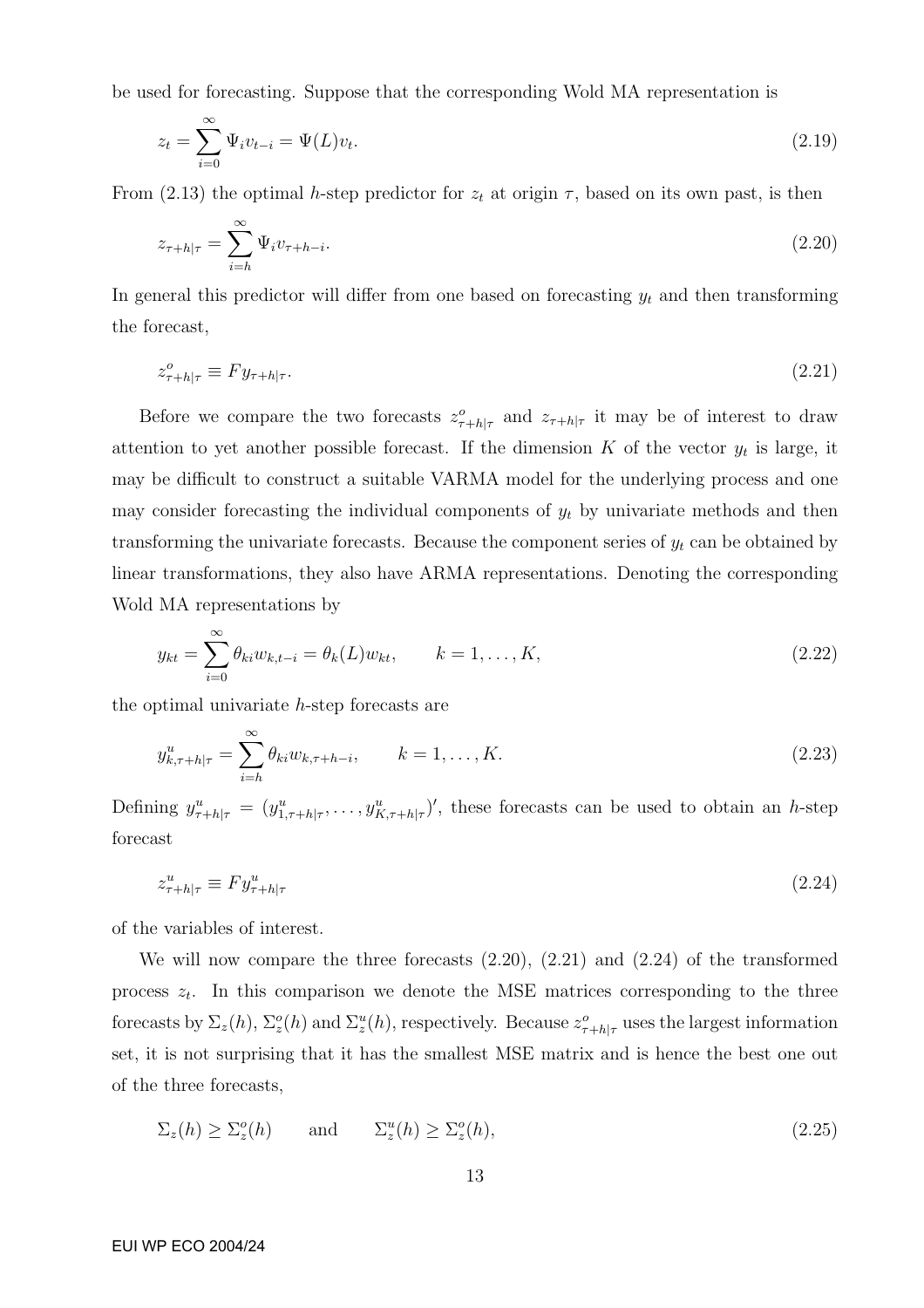be used for forecasting. Suppose that the corresponding Wold MA representation is

$$z_t = \sum_{i=0}^{\infty} \Psi_i v_{t-i} = \Psi(L) v_t. \tag{2.19}$$

From (2.13) the optimal $h$-step predictor for $z_t$ at origin $\tau$, based on its own past, is then

$$z_{\tau+h|\tau} = \sum_{i=h}^{\infty} \Psi_i v_{\tau+h-i}. \tag{2.20}$$

In general this predictor will differ from one based on forecasting $y_t$ and then transforming the forecast,

$$z^o_{\tau+h|\tau} \equiv F y_{\tau+h|\tau}. \tag{2.21}$$

Before we compare the two forecasts $z^o_{\tau+h|\tau}$ and $z_{\tau+h|\tau}$ it may be of interest to draw attention to yet another possible forecast. If the dimension $K$ of the vector $y_t$ is large, it may be difficult to construct a suitable VARMA model for the underlying process and one may consider forecasting the individual components of $y_t$ by univariate methods and then transforming the univariate forecasts. Because the component series of $y_t$ can be obtained by linear transformations, they also have ARMA representations. Denoting the corresponding Wold MA representations by

$$y_{kt} = \sum_{i=0}^{\infty} \theta_{ki} w_{k,t-i} = \theta_k(L) w_{kt}, \qquad k = 1, \ldots, K, \tag{2.22}$$

the optimal univariate $h$-step forecasts are

$$y^u_{k,\tau+h|\tau} = \sum_{i=h}^{\infty} \theta_{ki} w_{k,\tau+h-i}, \qquad k = 1, \ldots, K. \tag{2.23}$$

Defining $y^u_{\tau+h|\tau} = (y^u_{1,\tau+h|\tau}, \ldots, y^u_{K,\tau+h|\tau})'$, these forecasts can be used to obtain an $h$-step forecast

$$z^u_{\tau+h|\tau} \equiv F y^u_{\tau+h|\tau} \tag{2.24}$$

of the variables of interest.

We will now compare the three forecasts (2.20), (2.21) and (2.24) of the transformed process $z_t$. In this comparison we denote the MSE matrices corresponding to the three forecasts by $\Sigma_z(h)$, $\Sigma^o_z(h)$ and $\Sigma^u_z(h)$, respectively. Because $z^o_{\tau+h|\tau}$ uses the largest information set, it is not surprising that it has the smallest MSE matrix and is hence the best one out of the three forecasts,

$$\Sigma_z(h) \geq \Sigma^o_z(h) \qquad \text{and} \qquad \Sigma^u_z(h) \geq \Sigma^o_z(h), \tag{2.25}$$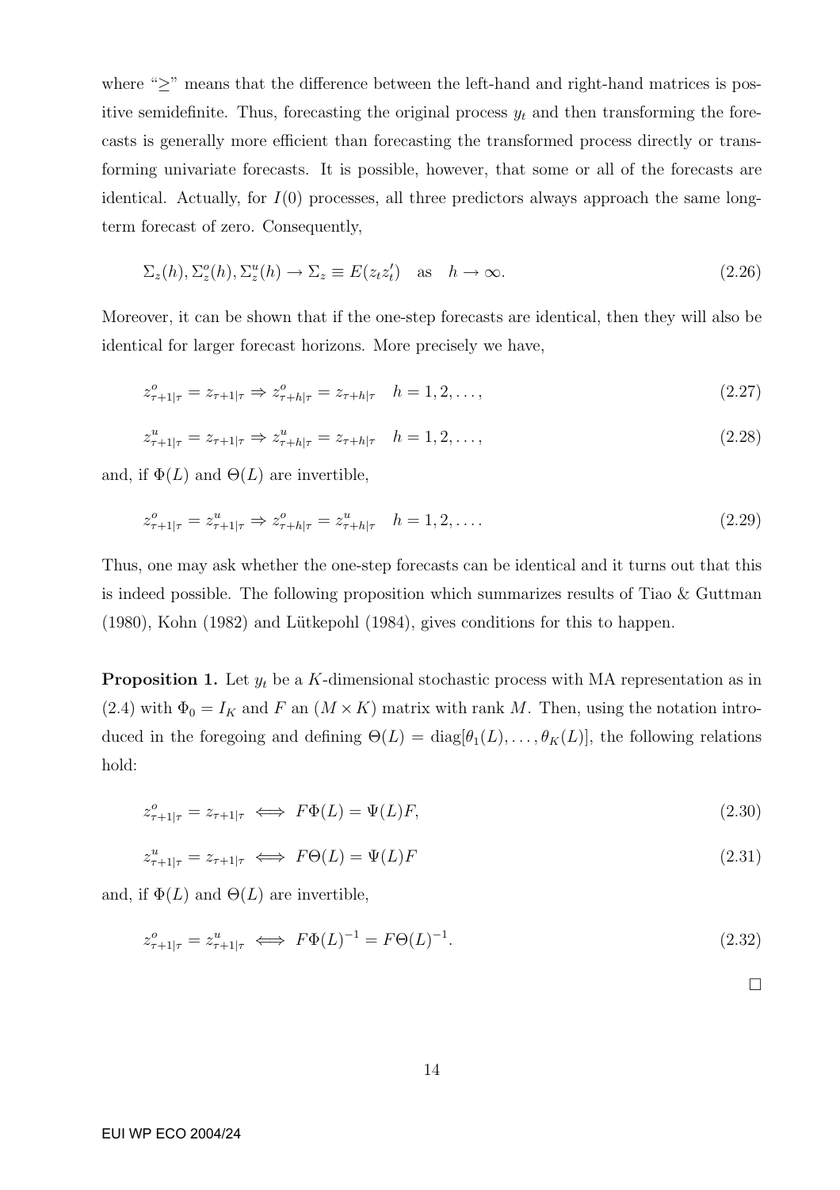where "$\geq$" means that the difference between the left-hand and right-hand matrices is positive semidefinite. Thus, forecasting the original process $y_t$ and then transforming the forecasts is generally more efficient than forecasting the transformed process directly or transforming univariate forecasts. It is possible, however, that some or all of the forecasts are identical. Actually, for $I(0)$ processes, all three predictors always approach the same long-term forecast of zero. Consequently,

$$\Sigma_z(h), \Sigma_z^o(h), \Sigma_z^u(h) \to \Sigma_z \equiv E(z_t z_t') \quad \text{as} \quad h \to \infty. \tag{2.26}$$

Moreover, it can be shown that if the one-step forecasts are identical, then they will also be identical for larger forecast horizons. More precisely we have,

$$z^o_{\tau+1|\tau} = z_{\tau+1|\tau} \Rightarrow z^o_{\tau+h|\tau} = z_{\tau+h|\tau} \quad h = 1, 2, \ldots, \tag{2.27}$$

$$z^u_{\tau+1|\tau} = z_{\tau+1|\tau} \Rightarrow z^u_{\tau+h|\tau} = z_{\tau+h|\tau} \quad h = 1, 2, \ldots, \tag{2.28}$$

and, if $\Phi(L)$ and $\Theta(L)$ are invertible,

$$z^o_{\tau+1|\tau} = z^u_{\tau+1|\tau} \Rightarrow z^o_{\tau+h|\tau} = z^u_{\tau+h|\tau} \quad h = 1, 2, \ldots. \tag{2.29}$$

Thus, one may ask whether the one-step forecasts can be identical and it turns out that this is indeed possible. The following proposition which summarizes results of Tiao & Guttman (1980), Kohn (1982) and Lütkepohl (1984), gives conditions for this to happen.

**Proposition 1.** Let $y_t$ be a $K$-dimensional stochastic process with MA representation as in (2.4) with $\Phi_0 = I_K$ and $F$ an $(M \times K)$ matrix with rank $M$. Then, using the notation introduced in the foregoing and defining $\Theta(L) = \text{diag}[\theta_1(L), \ldots, \theta_K(L)]$, the following relations hold:

$$z^o_{\tau+1|\tau} = z_{\tau+1|\tau} \iff F\Phi(L) = \Psi(L)F, \tag{2.30}$$

$$z^u_{\tau+1|\tau} = z_{\tau+1|\tau} \iff F\Theta(L) = \Psi(L)F \tag{2.31}$$

and, if $\Phi(L)$ and $\Theta(L)$ are invertible,

$$z^o_{\tau+1|\tau} = z^u_{\tau+1|\tau} \iff F\Phi(L)^{-1} = F\Theta(L)^{-1}. \tag{2.32}$$

□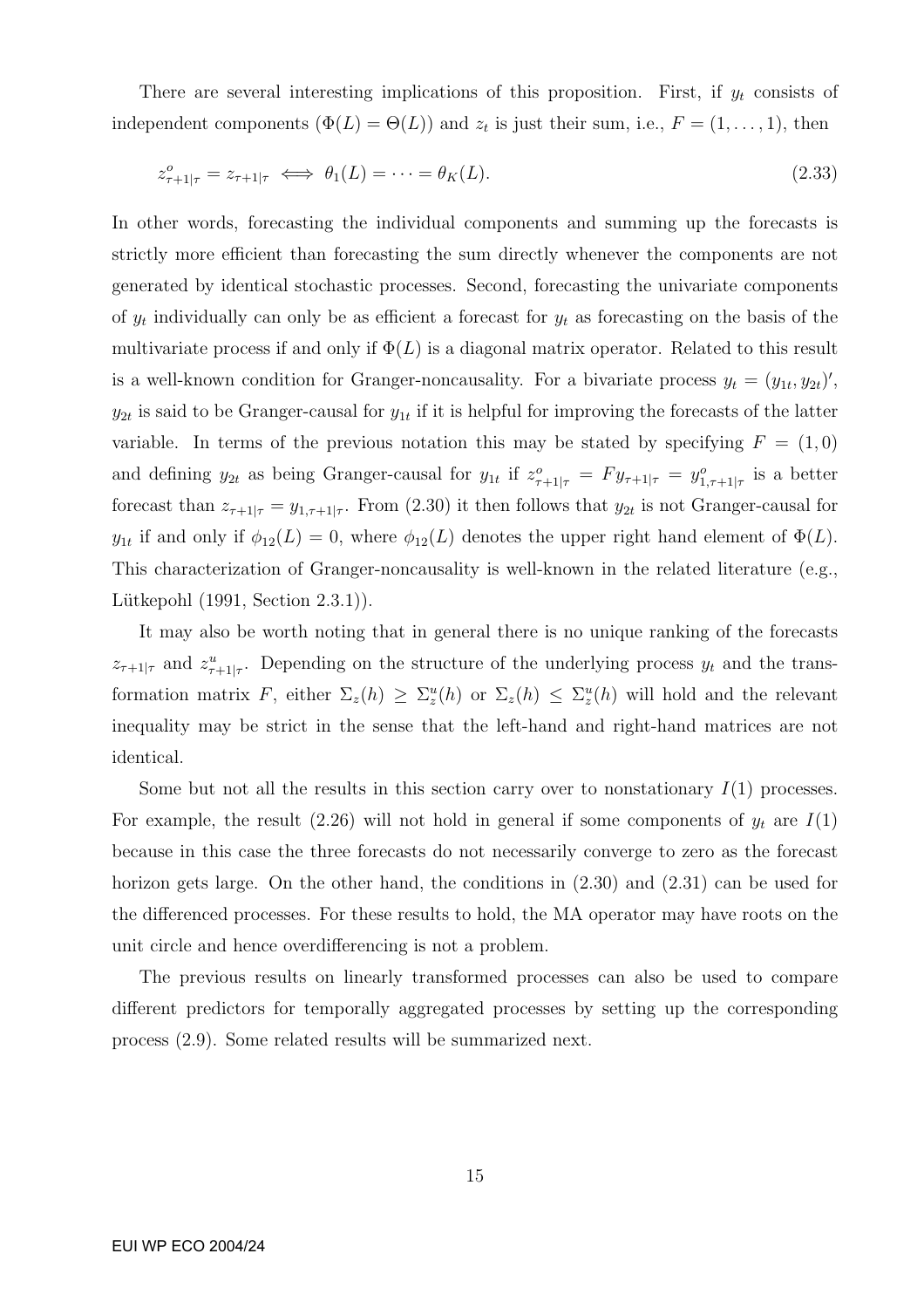There are several interesting implications of this proposition. First, if $y_t$ consists of independent components ($\Phi(L) = \Theta(L)$) and $z_t$ is just their sum, i.e., $F = (1, \dots, 1)$, then

$$z^o_{\tau+1|\tau} = z_{\tau+1|\tau} \iff \theta_1(L) = \cdots = \theta_K(L). \tag{2.33}$$

In other words, forecasting the individual components and summing up the forecasts is strictly more efficient than forecasting the sum directly whenever the components are not generated by identical stochastic processes. Second, forecasting the univariate components of $y_t$ individually can only be as efficient a forecast for $y_t$ as forecasting on the basis of the multivariate process if and only if $\Phi(L)$ is a diagonal matrix operator. Related to this result is a well-known condition for Granger-noncausality. For a bivariate process $y_t = (y_{1t}, y_{2t})'$, $y_{2t}$ is said to be Granger-causal for $y_{1t}$ if it is helpful for improving the forecasts of the latter variable. In terms of the previous notation this may be stated by specifying $F = (1, 0)$ and defining $y_{2t}$ as being Granger-causal for $y_{1t}$ if $z^o_{\tau+1|\tau} = Fy_{\tau+1|\tau} = y^o_{1,\tau+1|\tau}$ is a better forecast than $z_{\tau+1|\tau} = y_{1,\tau+1|\tau}$. From (2.30) it then follows that $y_{2t}$ is not Granger-causal for $y_{1t}$ if and only if $\phi_{12}(L) = 0$, where $\phi_{12}(L)$ denotes the upper right hand element of $\Phi(L)$. This characterization of Granger-noncausality is well-known in the related literature (e.g., Lütkepohl (1991, Section 2.3.1)).

It may also be worth noting that in general there is no unique ranking of the forecasts $z_{\tau+1|\tau}$ and $z^u_{\tau+1|\tau}$. Depending on the structure of the underlying process $y_t$ and the transformation matrix $F$, either $\Sigma_z(h) \geq \Sigma^u_z(h)$ or $\Sigma_z(h) \leq \Sigma^u_z(h)$ will hold and the relevant inequality may be strict in the sense that the left-hand and right-hand matrices are not identical.

Some but not all the results in this section carry over to nonstationary $I(1)$ processes. For example, the result (2.26) will not hold in general if some components of $y_t$ are $I(1)$ because in this case the three forecasts do not necessarily converge to zero as the forecast horizon gets large. On the other hand, the conditions in (2.30) and (2.31) can be used for the differenced processes. For these results to hold, the MA operator may have roots on the unit circle and hence overdifferencing is not a problem.

The previous results on linearly transformed processes can also be used to compare different predictors for temporally aggregated processes by setting up the corresponding process (2.9). Some related results will be summarized next.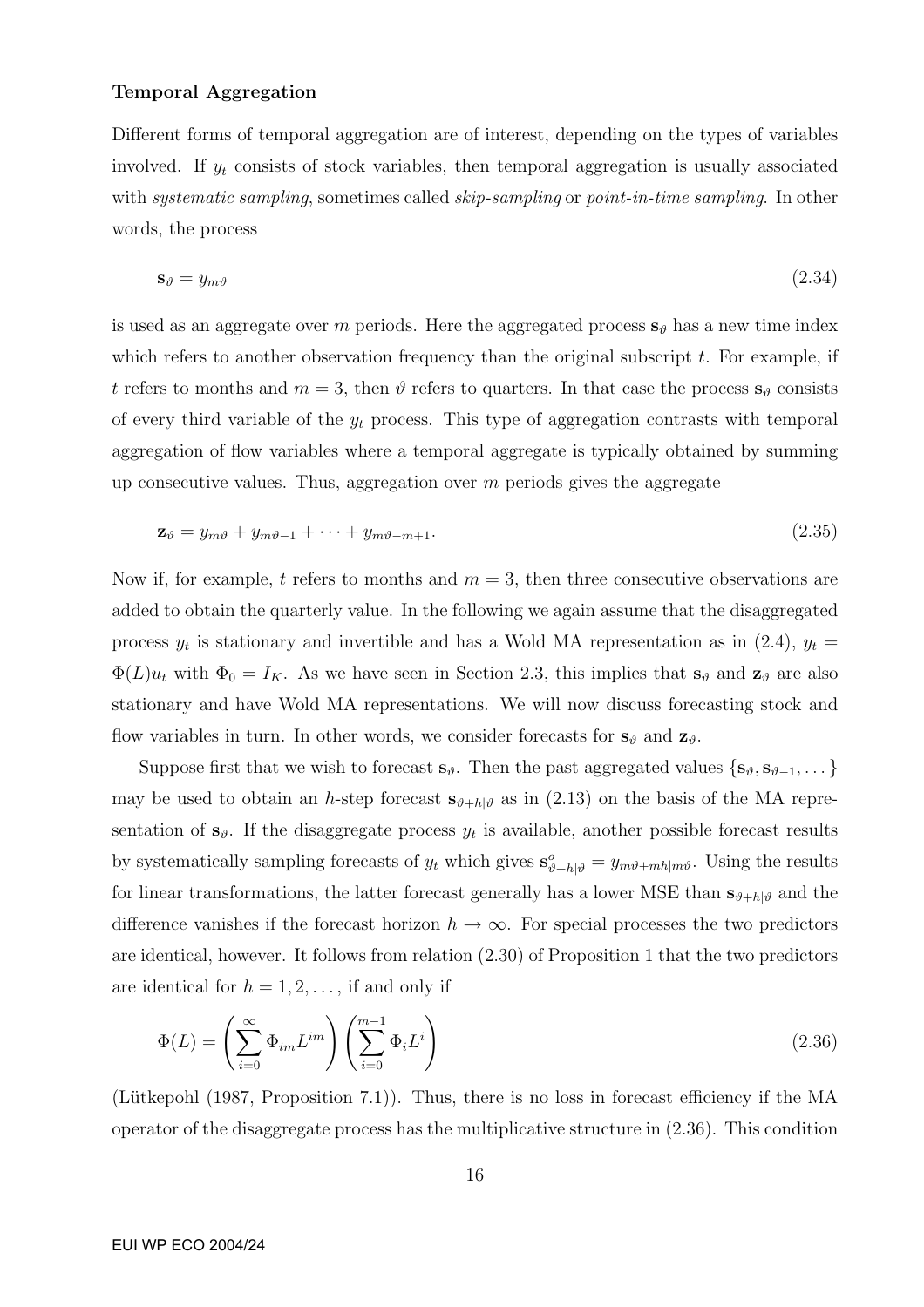**Temporal Aggregation**

Different forms of temporal aggregation are of interest, depending on the types of variables involved. If $y_t$ consists of stock variables, then temporal aggregation is usually associated with *systematic sampling*, sometimes called *skip-sampling* or *point-in-time sampling*. In other words, the process

$$\mathbf{s}_\vartheta = y_{m\vartheta} \tag{2.34}$$

is used as an aggregate over $m$ periods. Here the aggregated process $\mathbf{s}_\vartheta$ has a new time index which refers to another observation frequency than the original subscript $t$. For example, if $t$ refers to months and $m = 3$, then $\vartheta$ refers to quarters. In that case the process $\mathbf{s}_\vartheta$ consists of every third variable of the $y_t$ process. This type of aggregation contrasts with temporal aggregation of flow variables where a temporal aggregate is typically obtained by summing up consecutive values. Thus, aggregation over $m$ periods gives the aggregate

$$\mathbf{z}_\vartheta = y_{m\vartheta} + y_{m\vartheta-1} + \cdots + y_{m\vartheta-m+1}. \tag{2.35}$$

Now if, for example, $t$ refers to months and $m = 3$, then three consecutive observations are added to obtain the quarterly value. In the following we again assume that the disaggregated process $y_t$ is stationary and invertible and has a Wold MA representation as in (2.4), $y_t = \Phi(L)u_t$ with $\Phi_0 = I_K$. As we have seen in Section 2.3, this implies that $\mathbf{s}_\vartheta$ and $\mathbf{z}_\vartheta$ are also stationary and have Wold MA representations. We will now discuss forecasting stock and flow variables in turn. In other words, we consider forecasts for $\mathbf{s}_\vartheta$ and $\mathbf{z}_\vartheta$.

Suppose first that we wish to forecast $\mathbf{s}_\vartheta$. Then the past aggregated values $\{\mathbf{s}_\vartheta, \mathbf{s}_{\vartheta-1}, \dots\}$ may be used to obtain an $h$-step forecast $\mathbf{s}_{\vartheta+h|\vartheta}$ as in (2.13) on the basis of the MA representation of $\mathbf{s}_\vartheta$. If the disaggregate process $y_t$ is available, another possible forecast results by systematically sampling forecasts of $y_t$ which gives $\mathbf{s}^o_{\vartheta+h|\vartheta} = y_{m\vartheta+mh|m\vartheta}$. Using the results for linear transformations, the latter forecast generally has a lower MSE than $\mathbf{s}_{\vartheta+h|\vartheta}$ and the difference vanishes if the forecast horizon $h \to \infty$. For special processes the two predictors are identical, however. It follows from relation (2.30) of Proposition 1 that the two predictors are identical for $h = 1, 2, \dots,$ if and only if

$$\Phi(L) = \left(\sum_{i=0}^{\infty} \Phi_{im} L^{im}\right)\left(\sum_{i=0}^{m-1} \Phi_i L^i\right) \tag{2.36}$$

(Lütkepohl (1987, Proposition 7.1)). Thus, there is no loss in forecast efficiency if the MA operator of the disaggregate process has the multiplicative structure in (2.36). This condition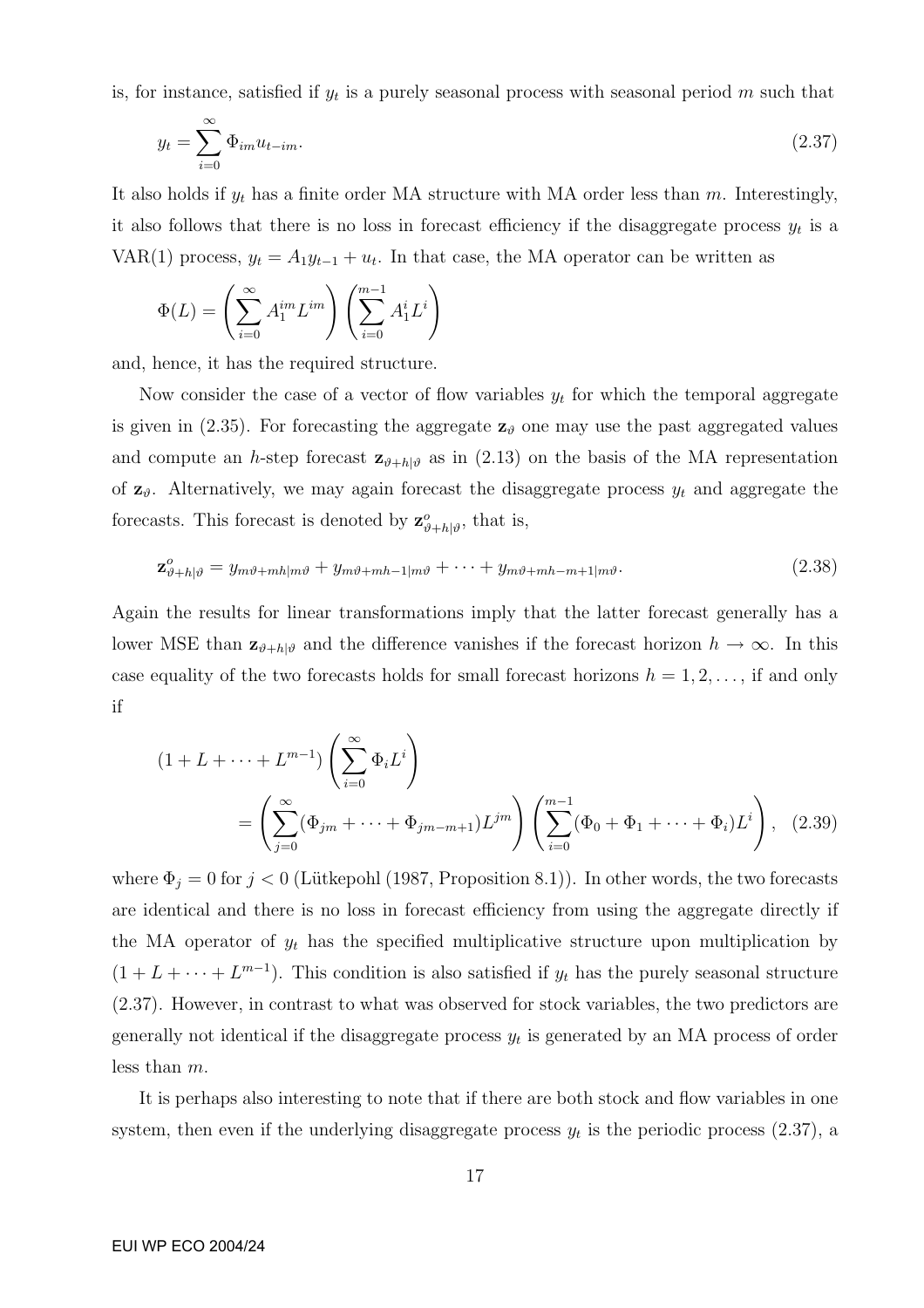is, for instance, satisfied if $y_t$ is a purely seasonal process with seasonal period $m$ such that

$$y_t = \sum_{i=0}^{\infty} \Phi_{im} u_{t-im}. \tag{2.37}$$

It also holds if $y_t$ has a finite order MA structure with MA order less than $m$. Interestingly, it also follows that there is no loss in forecast efficiency if the disaggregate process $y_t$ is a VAR(1) process, $y_t = A_1 y_{t-1} + u_t$. In that case, the MA operator can be written as

$$\Phi(L) = \left( \sum_{i=0}^{\infty} A_1^{im} L^{im} \right) \left( \sum_{i=0}^{m-1} A_1^i L^i \right)$$

and, hence, it has the required structure.

Now consider the case of a vector of flow variables $y_t$ for which the temporal aggregate is given in (2.35). For forecasting the aggregate $\mathbf{z}_\vartheta$ one may use the past aggregated values and compute an $h$-step forecast $\mathbf{z}_{\vartheta+h|\vartheta}$ as in (2.13) on the basis of the MA representation of $\mathbf{z}_\vartheta$. Alternatively, we may again forecast the disaggregate process $y_t$ and aggregate the forecasts. This forecast is denoted by $\mathbf{z}^o_{\vartheta+h|\vartheta}$, that is,

$$\mathbf{z}^o_{\vartheta+h|\vartheta} = y_{m\vartheta+mh|m\vartheta} + y_{m\vartheta+mh-1|m\vartheta} + \cdots + y_{m\vartheta+mh-m+1|m\vartheta}. \tag{2.38}$$

Again the results for linear transformations imply that the latter forecast generally has a lower MSE than $\mathbf{z}_{\vartheta+h|\vartheta}$ and the difference vanishes if the forecast horizon $h \to \infty$. In this case equality of the two forecasts holds for small forecast horizons $h = 1, 2, \ldots$, if and only if

$$(1 + L + \cdots + L^{m-1}) \left( \sum_{i=0}^{\infty} \Phi_i L^i \right) = \left( \sum_{j=0}^{\infty} (\Phi_{jm} + \cdots + \Phi_{jm-m+1}) L^{jm} \right) \left( \sum_{i=0}^{m-1} (\Phi_0 + \Phi_1 + \cdots + \Phi_i) L^i \right), \tag{2.39}$$

where $\Phi_j = 0$ for $j < 0$ (Lütkepohl (1987, Proposition 8.1)). In other words, the two forecasts are identical and there is no loss in forecast efficiency from using the aggregate directly if the MA operator of $y_t$ has the specified multiplicative structure upon multiplication by $(1 + L + \cdots + L^{m-1})$. This condition is also satisfied if $y_t$ has the purely seasonal structure (2.37). However, in contrast to what was observed for stock variables, the two predictors are generally not identical if the disaggregate process $y_t$ is generated by an MA process of order less than $m$.

It is perhaps also interesting to note that if there are both stock and flow variables in one system, then even if the underlying disaggregate process $y_t$ is the periodic process (2.37), a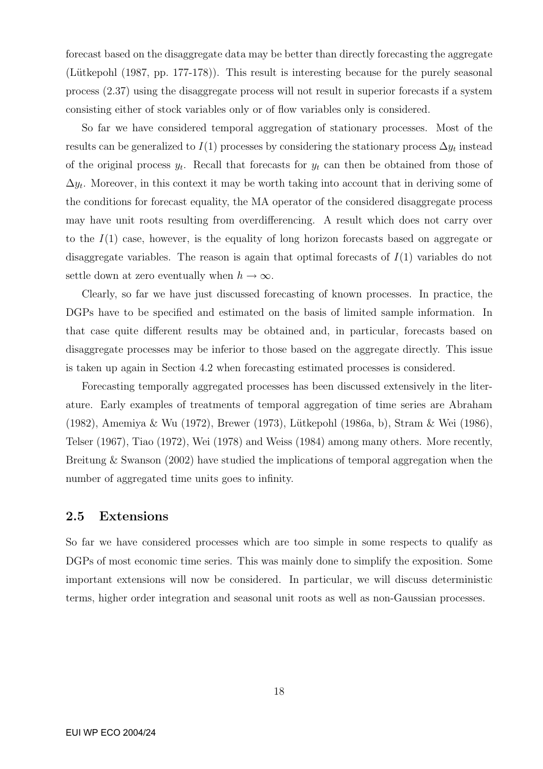forecast based on the disaggregate data may be better than directly forecasting the aggregate (Lütkepohl (1987, pp. 177-178)). This result is interesting because for the purely seasonal process (2.37) using the disaggregate process will not result in superior forecasts if a system consisting either of stock variables only or of flow variables only is considered.

So far we have considered temporal aggregation of stationary processes. Most of the results can be generalized to $I(1)$ processes by considering the stationary process $\Delta y_t$ instead of the original process $y_t$. Recall that forecasts for $y_t$ can then be obtained from those of $\Delta y_t$. Moreover, in this context it may be worth taking into account that in deriving some of the conditions for forecast equality, the MA operator of the considered disaggregate process may have unit roots resulting from overdifferencing. A result which does not carry over to the $I(1)$ case, however, is the equality of long horizon forecasts based on aggregate or disaggregate variables. The reason is again that optimal forecasts of $I(1)$ variables do not settle down at zero eventually when $h \to \infty$.

Clearly, so far we have just discussed forecasting of known processes. In practice, the DGPs have to be specified and estimated on the basis of limited sample information. In that case quite different results may be obtained and, in particular, forecasts based on disaggregate processes may be inferior to those based on the aggregate directly. This issue is taken up again in Section 4.2 when forecasting estimated processes is considered.

Forecasting temporally aggregated processes has been discussed extensively in the literature. Early examples of treatments of temporal aggregation of time series are Abraham (1982), Amemiya & Wu (1972), Brewer (1973), Lütkepohl (1986a, b), Stram & Wei (1986), Telser (1967), Tiao (1972), Wei (1978) and Weiss (1984) among many others. More recently, Breitung & Swanson (2002) have studied the implications of temporal aggregation when the number of aggregated time units goes to infinity.

## 2.5 Extensions

So far we have considered processes which are too simple in some respects to qualify as DGPs of most economic time series. This was mainly done to simplify the exposition. Some important extensions will now be considered. In particular, we will discuss deterministic terms, higher order integration and seasonal unit roots as well as non-Gaussian processes.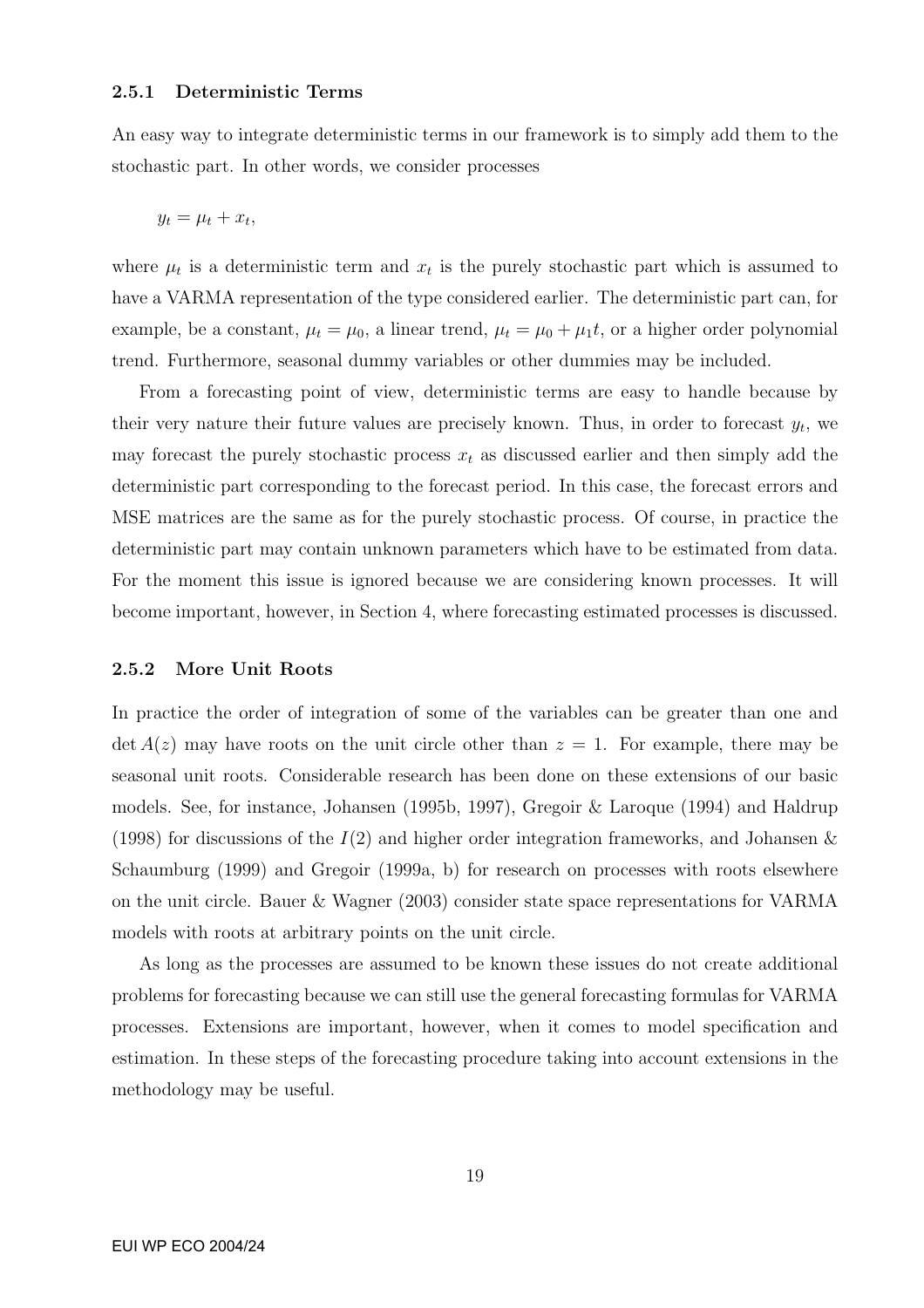### 2.5.1 Deterministic Terms

An easy way to integrate deterministic terms in our framework is to simply add them to the stochastic part. In other words, we consider processes

$$y_t = \mu_t + x_t,$$

where $\mu_t$ is a deterministic term and $x_t$ is the purely stochastic part which is assumed to have a VARMA representation of the type considered earlier. The deterministic part can, for example, be a constant, $\mu_t = \mu_0$, a linear trend, $\mu_t = \mu_0 + \mu_1 t$, or a higher order polynomial trend. Furthermore, seasonal dummy variables or other dummies may be included.

From a forecasting point of view, deterministic terms are easy to handle because by their very nature their future values are precisely known. Thus, in order to forecast $y_t$, we may forecast the purely stochastic process $x_t$ as discussed earlier and then simply add the deterministic part corresponding to the forecast period. In this case, the forecast errors and MSE matrices are the same as for the purely stochastic process. Of course, in practice the deterministic part may contain unknown parameters which have to be estimated from data. For the moment this issue is ignored because we are considering known processes. It will become important, however, in Section 4, where forecasting estimated processes is discussed.

### 2.5.2 More Unit Roots

In practice the order of integration of some of the variables can be greater than one and $\det A(z)$ may have roots on the unit circle other than $z = 1$. For example, there may be seasonal unit roots. Considerable research has been done on these extensions of our basic models. See, for instance, Johansen (1995b, 1997), Gregoir & Laroque (1994) and Haldrup (1998) for discussions of the $I(2)$ and higher order integration frameworks, and Johansen & Schaumburg (1999) and Gregoir (1999a, b) for research on processes with roots elsewhere on the unit circle. Bauer & Wagner (2003) consider state space representations for VARMA models with roots at arbitrary points on the unit circle.

As long as the processes are assumed to be known these issues do not create additional problems for forecasting because we can still use the general forecasting formulas for VARMA processes. Extensions are important, however, when it comes to model specification and estimation. In these steps of the forecasting procedure taking into account extensions in the methodology may be useful.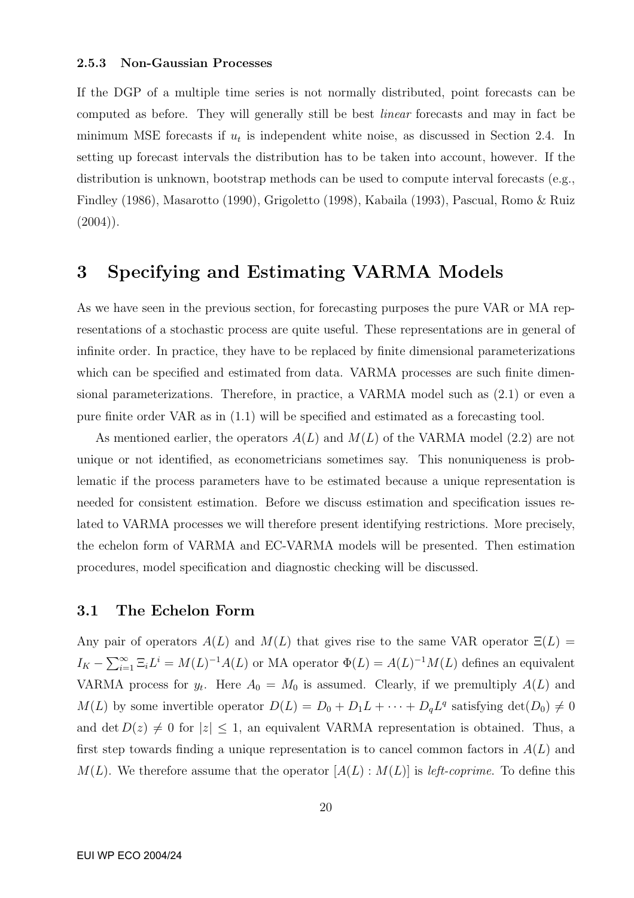#### 2.5.3 Non-Gaussian Processes

If the DGP of a multiple time series is not normally distributed, point forecasts can be computed as before. They will generally still be best *linear* forecasts and may in fact be minimum MSE forecasts if $u_t$ is independent white noise, as discussed in Section 2.4. In setting up forecast intervals the distribution has to be taken into account, however. If the distribution is unknown, bootstrap methods can be used to compute interval forecasts (e.g., Findley (1986), Masarotto (1990), Grigoletto (1998), Kabaila (1993), Pascual, Romo & Ruiz (2004)).

# 3 Specifying and Estimating VARMA Models

As we have seen in the previous section, for forecasting purposes the pure VAR or MA representations of a stochastic process are quite useful. These representations are in general of infinite order. In practice, they have to be replaced by finite dimensional parameterizations which can be specified and estimated from data. VARMA processes are such finite dimensional parameterizations. Therefore, in practice, a VARMA model such as (2.1) or even a pure finite order VAR as in (1.1) will be specified and estimated as a forecasting tool.

As mentioned earlier, the operators $A(L)$ and $M(L)$ of the VARMA model (2.2) are not unique or not identified, as econometricians sometimes say. This nonuniqueness is problematic if the process parameters have to be estimated because a unique representation is needed for consistent estimation. Before we discuss estimation and specification issues related to VARMA processes we will therefore present identifying restrictions. More precisely, the echelon form of VARMA and EC-VARMA models will be presented. Then estimation procedures, model specification and diagnostic checking will be discussed.

## 3.1 The Echelon Form

Any pair of operators $A(L)$ and $M(L)$ that gives rise to the same VAR operator $\Xi(L) = I_K - \sum_{i=1}^{\infty} \Xi_i L^i = M(L)^{-1}A(L)$ or MA operator $\Phi(L) = A(L)^{-1}M(L)$ defines an equivalent VARMA process for $y_t$. Here $A_0 = M_0$ is assumed. Clearly, if we premultiply $A(L)$ and $M(L)$ by some invertible operator $D(L) = D_0 + D_1 L + \cdots + D_q L^q$ satisfying $\det(D_0) \neq 0$ and $\det D(z) \neq 0$ for $|z| \leq 1$, an equivalent VARMA representation is obtained. Thus, a first step towards finding a unique representation is to cancel common factors in $A(L)$ and $M(L)$. We therefore assume that the operator $[A(L) : M(L)]$ is *left-coprime*. To define this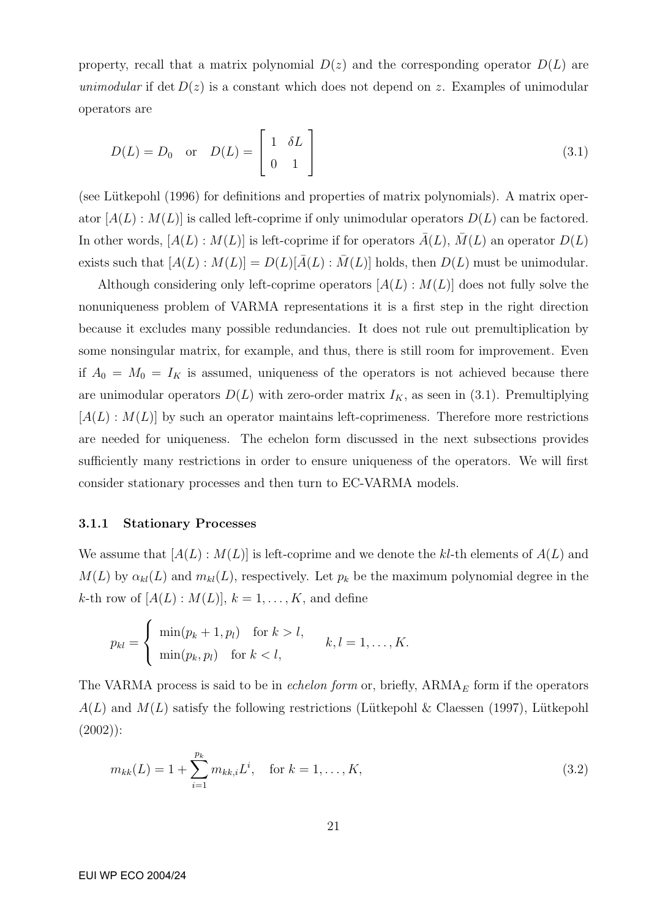property, recall that a matrix polynomial $D(z)$ and the corresponding operator $D(L)$ are *unimodular* if $\det D(z)$ is a constant which does not depend on $z$. Examples of unimodular operators are

$$D(L) = D_0 \quad \text{or} \quad D(L) = \begin{bmatrix} 1 & \delta L \\ 0 & 1 \end{bmatrix} \tag{3.1}$$

(see Lütkepohl (1996) for definitions and properties of matrix polynomials). A matrix operator $[A(L) : M(L)]$ is called left-coprime if only unimodular operators $D(L)$ can be factored. In other words, $[A(L) : M(L)]$ is left-coprime if for operators $\bar{A}(L)$, $\bar{M}(L)$ an operator $D(L)$ exists such that $[A(L) : M(L)] = D(L)[\bar{A}(L) : \bar{M}(L)]$ holds, then $D(L)$ must be unimodular.

Although considering only left-coprime operators $[A(L) : M(L)]$ does not fully solve the nonuniqueness problem of VARMA representations it is a first step in the right direction because it excludes many possible redundancies. It does not rule out premultiplication by some nonsingular matrix, for example, and thus, there is still room for improvement. Even if $A_0 = M_0 = I_K$ is assumed, uniqueness of the operators is not achieved because there are unimodular operators $D(L)$ with zero-order matrix $I_K$, as seen in (3.1). Premultiplying $[A(L) : M(L)]$ by such an operator maintains left-coprimeness. Therefore more restrictions are needed for uniqueness. The echelon form discussed in the next subsections provides sufficiently many restrictions in order to ensure uniqueness of the operators. We will first consider stationary processes and then turn to EC-VARMA models.

### 3.1.1 Stationary Processes

We assume that $[A(L) : M(L)]$ is left-coprime and we denote the $kl$-th elements of $A(L)$ and $M(L)$ by $\alpha_{kl}(L)$ and $m_{kl}(L)$, respectively. Let $p_k$ be the maximum polynomial degree in the $k$-th row of $[A(L) : M(L)]$, $k = 1, \ldots, K$, and define

$$p_{kl} = \begin{cases} \min(p_k + 1, p_l) & \text{for } k > l, \\ \min(p_k, p_l) & \text{for } k < l, \end{cases} \qquad k, l = 1, \ldots, K.$$

The VARMA process is said to be in *echelon form* or, briefly, $\text{ARMA}_E$ form if the operators $A(L)$ and $M(L)$ satisfy the following restrictions (Lütkepohl & Claessen (1997), Lütkepohl (2002)):

$$m_{kk}(L) = 1 + \sum_{i=1}^{p_k} m_{kk,i} L^i, \quad \text{for } k = 1, \ldots, K, \tag{3.2}$$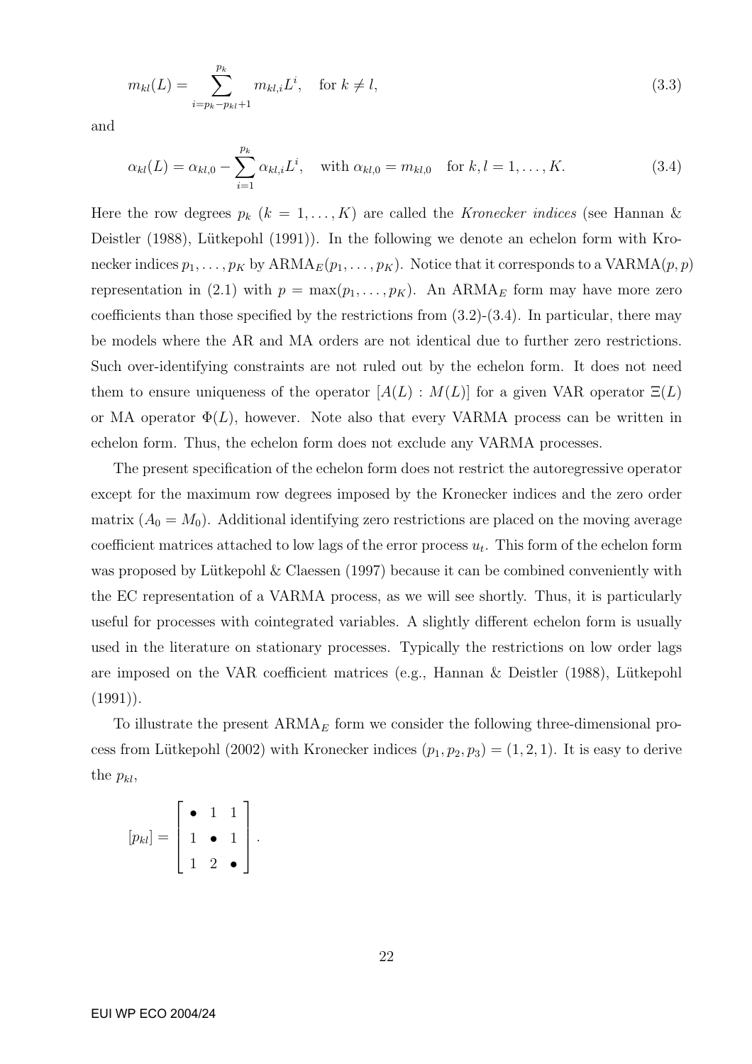$$m_{kl}(L) = \sum_{i=p_k-p_{kl}+1}^{p_k} m_{kl,i}L^i, \quad \text{for } k \neq l, \tag{3.3}$$

and

$$\alpha_{kl}(L) = \alpha_{kl,0} - \sum_{i=1}^{p_k} \alpha_{kl,i}L^i, \quad \text{with } \alpha_{kl,0} = m_{kl,0} \quad \text{for } k,l = 1,\ldots,K. \tag{3.4}$$

Here the row degrees $p_k$ ($k = 1,\ldots,K$) are called the *Kronecker indices* (see Hannan & Deistler (1988), Lütkepohl (1991)). In the following we denote an echelon form with Kronecker indices $p_1,\ldots,p_K$ by $\text{ARMA}_E(p_1,\ldots,p_K)$. Notice that it corresponds to a $\text{VARMA}(p,p)$ representation in (2.1) with $p = \max(p_1,\ldots,p_K)$. An $\text{ARMA}_E$ form may have more zero coefficients than those specified by the restrictions from (3.2)-(3.4). In particular, there may be models where the AR and MA orders are not identical due to further zero restrictions. Such over-identifying constraints are not ruled out by the echelon form. It does not need them to ensure uniqueness of the operator $[A(L) : M(L)]$ for a given VAR operator $\Xi(L)$ or MA operator $\Phi(L)$, however. Note also that every VARMA process can be written in echelon form. Thus, the echelon form does not exclude any VARMA processes.

The present specification of the echelon form does not restrict the autoregressive operator except for the maximum row degrees imposed by the Kronecker indices and the zero order matrix ($A_0 = M_0$). Additional identifying zero restrictions are placed on the moving average coefficient matrices attached to low lags of the error process $u_t$. This form of the echelon form was proposed by Lütkepohl & Claessen (1997) because it can be combined conveniently with the EC representation of a VARMA process, as we will see shortly. Thus, it is particularly useful for processes with cointegrated variables. A slightly different echelon form is usually used in the literature on stationary processes. Typically the restrictions on low order lags are imposed on the VAR coefficient matrices (e.g., Hannan & Deistler (1988), Lütkepohl (1991)).

To illustrate the present $\text{ARMA}_E$ form we consider the following three-dimensional process from Lütkepohl (2002) with Kronecker indices $(p_1, p_2, p_3) = (1, 2, 1)$. It is easy to derive the $p_{kl}$,

$$[p_{kl}] = \begin{bmatrix} \bullet & 1 & 1 \\ 1 & \bullet & 1 \\ 1 & 2 & \bullet \end{bmatrix}.$$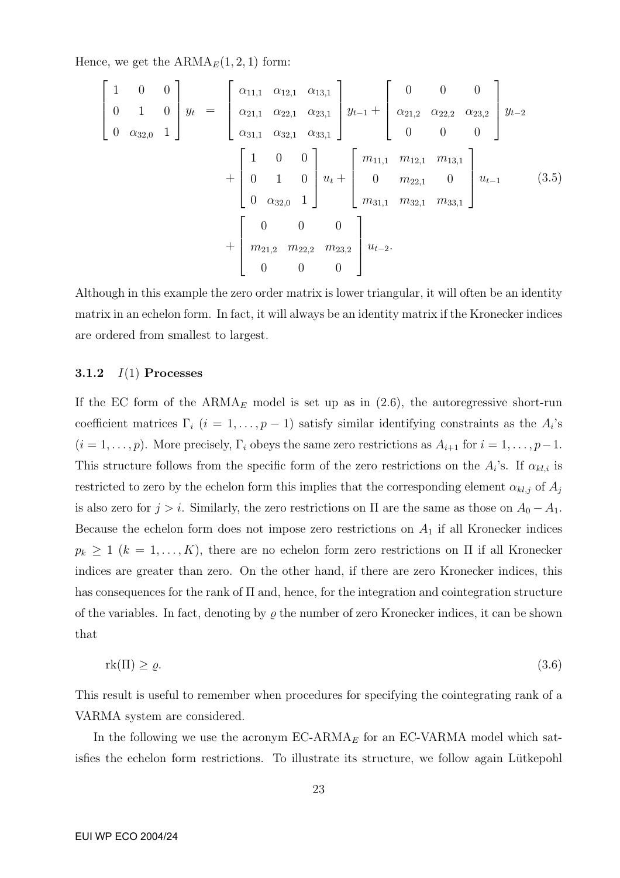Hence, we get the $\text{ARMA}_E(1,2,1)$ form:

$$
\begin{bmatrix} 1 & 0 & 0 \\ 0 & 1 & 0 \\ 0 & \alpha_{32,0} & 1 \end{bmatrix} y_t = \begin{bmatrix} \alpha_{11,1} & \alpha_{12,1} & \alpha_{13,1} \\ \alpha_{21,1} & \alpha_{22,1} & \alpha_{23,1} \\ \alpha_{31,1} & \alpha_{32,1} & \alpha_{33,1} \end{bmatrix} y_{t-1} + \begin{bmatrix} 0 & 0 & 0 \\ \alpha_{21,2} & \alpha_{22,2} & \alpha_{23,2} \\ 0 & 0 & 0 \end{bmatrix} y_{t-2}
$$
$$
+ \begin{bmatrix} 1 & 0 & 0 \\ 0 & 1 & 0 \\ 0 & \alpha_{32,0} & 1 \end{bmatrix} u_t + \begin{bmatrix} m_{11,1} & m_{12,1} & m_{13,1} \\ 0 & m_{22,1} & 0 \\ m_{31,1} & m_{32,1} & m_{33,1} \end{bmatrix} u_{t-1} \tag{3.5}
$$
$$
+ \begin{bmatrix} 0 & 0 & 0 \\ m_{21,2} & m_{22,2} & m_{23,2} \\ 0 & 0 & 0 \end{bmatrix} u_{t-2}.
$$

Although in this example the zero order matrix is lower triangular, it will often be an identity matrix in an echelon form. In fact, it will always be an identity matrix if the Kronecker indices are ordered from smallest to largest.

### 3.1.2 $I(1)$ Processes

If the EC form of the $\text{ARMA}_E$ model is set up as in (2.6), the autoregressive short-run coefficient matrices $\Gamma_i$ ($i = 1, \dots, p-1$) satisfy similar identifying constraints as the $A_i$'s ($i = 1, \dots, p$). More precisely, $\Gamma_i$ obeys the same zero restrictions as $A_{i+1}$ for $i = 1, \dots, p-1$. This structure follows from the specific form of the zero restrictions on the $A_i$'s. If $\alpha_{kl,i}$ is restricted to zero by the echelon form this implies that the corresponding element $\alpha_{kl,j}$ of $A_j$ is also zero for $j > i$. Similarly, the zero restrictions on $\Pi$ are the same as those on $A_0 - A_1$. Because the echelon form does not impose zero restrictions on $A_1$ if all Kronecker indices $p_k \geq 1$ ($k = 1, \dots, K$), there are no echelon form zero restrictions on $\Pi$ if all Kronecker indices are greater than zero. On the other hand, if there are zero Kronecker indices, this has consequences for the rank of $\Pi$ and, hence, for the integration and cointegration structure of the variables. In fact, denoting by $\varrho$ the number of zero Kronecker indices, it can be shown that

$$
\text{rk}(\Pi) \geq \varrho. \tag{3.6}
$$

This result is useful to remember when procedures for specifying the cointegrating rank of a VARMA system are considered.

In the following we use the acronym $\text{EC-ARMA}_E$ for an EC-VARMA model which satisfies the echelon form restrictions. To illustrate its structure, we follow again Lütkepohl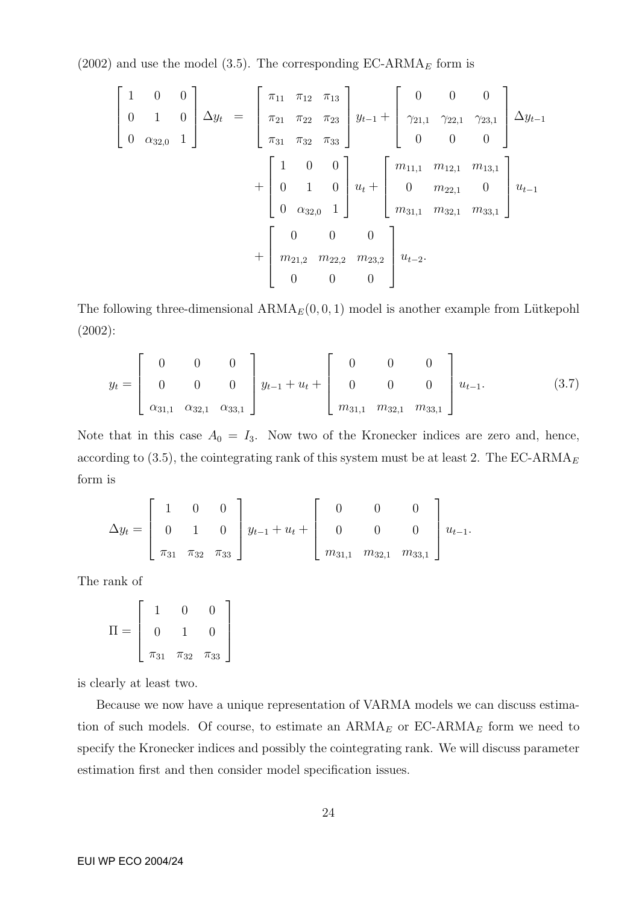(2002) and use the model (3.5). The corresponding EC-ARMA$_E$ form is

$$
\begin{aligned}
\begin{bmatrix} 1 & 0 & 0 \\ 0 & 1 & 0 \\ 0 & \alpha_{32,0} & 1 \end{bmatrix} \Delta y_t &= \begin{bmatrix} \pi_{11} & \pi_{12} & \pi_{13} \\ \pi_{21} & \pi_{22} & \pi_{23} \\ \pi_{31} & \pi_{32} & \pi_{33} \end{bmatrix} y_{t-1} + \begin{bmatrix} 0 & 0 & 0 \\ \gamma_{21,1} & \gamma_{22,1} & \gamma_{23,1} \\ 0 & 0 & 0 \end{bmatrix} \Delta y_{t-1} \\
&+ \begin{bmatrix} 1 & 0 & 0 \\ 0 & 1 & 0 \\ 0 & \alpha_{32,0} & 1 \end{bmatrix} u_t + \begin{bmatrix} m_{11,1} & m_{12,1} & m_{13,1} \\ 0 & m_{22,1} & 0 \\ m_{31,1} & m_{32,1} & m_{33,1} \end{bmatrix} u_{t-1} \\
&+ \begin{bmatrix} 0 & 0 & 0 \\ m_{21,2} & m_{22,2} & m_{23,2} \\ 0 & 0 & 0 \end{bmatrix} u_{t-2}.
\end{aligned}
$$

The following three-dimensional ARMA$_E(0,0,1)$ model is another example from Lütkepohl (2002):

$$
y_t = \begin{bmatrix} 0 & 0 & 0 \\ 0 & 0 & 0 \\ \alpha_{31,1} & \alpha_{32,1} & \alpha_{33,1} \end{bmatrix} y_{t-1} + u_t + \begin{bmatrix} 0 & 0 & 0 \\ 0 & 0 & 0 \\ m_{31,1} & m_{32,1} & m_{33,1} \end{bmatrix} u_{t-1}. \tag{3.7}
$$

Note that in this case $A_0 = I_3$. Now two of the Kronecker indices are zero and, hence, according to (3.5), the cointegrating rank of this system must be at least 2. The EC-ARMA$_E$ form is

$$
\Delta y_t = \begin{bmatrix} 1 & 0 & 0 \\ 0 & 1 & 0 \\ \pi_{31} & \pi_{32} & \pi_{33} \end{bmatrix} y_{t-1} + u_t + \begin{bmatrix} 0 & 0 & 0 \\ 0 & 0 & 0 \\ m_{31,1} & m_{32,1} & m_{33,1} \end{bmatrix} u_{t-1}.
$$

The rank of

$$
\Pi = \begin{bmatrix} 1 & 0 & 0 \\ 0 & 1 & 0 \\ \pi_{31} & \pi_{32} & \pi_{33} \end{bmatrix}
$$

is clearly at least two.

Because we now have a unique representation of VARMA models we can discuss estimation of such models. Of course, to estimate an ARMA$_E$ or EC-ARMA$_E$ form we need to specify the Kronecker indices and possibly the cointegrating rank. We will discuss parameter estimation first and then consider model specification issues.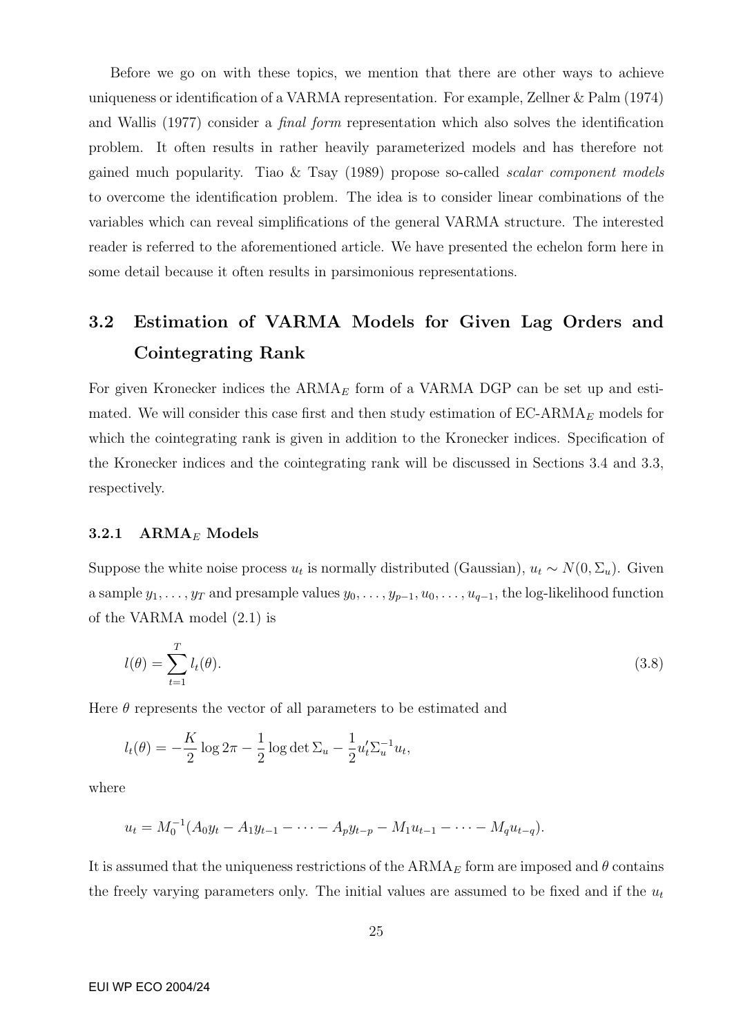Before we go on with these topics, we mention that there are other ways to achieve uniqueness or identification of a VARMA representation. For example, Zellner & Palm (1974) and Wallis (1977) consider a *final form* representation which also solves the identification problem. It often results in rather heavily parameterized models and has therefore not gained much popularity. Tiao & Tsay (1989) propose so-called *scalar component models* to overcome the identification problem. The idea is to consider linear combinations of the variables which can reveal simplifications of the general VARMA structure. The interested reader is referred to the aforementioned article. We have presented the echelon form here in some detail because it often results in parsimonious representations.

## 3.2 Estimation of VARMA Models for Given Lag Orders and Cointegrating Rank

For given Kronecker indices the $\text{ARMA}_E$ form of a VARMA DGP can be set up and estimated. We will consider this case first and then study estimation of $\text{EC-ARMA}_E$ models for which the cointegrating rank is given in addition to the Kronecker indices. Specification of the Kronecker indices and the cointegrating rank will be discussed in Sections 3.4 and 3.3, respectively.

### 3.2.1 $\text{ARMA}_E$ Models

Suppose the white noise process $u_t$ is normally distributed (Gaussian), $u_t \sim N(0, \Sigma_u)$. Given a sample $y_1, \dots, y_T$ and presample values $y_0, \dots, y_{p-1}, u_0, \dots, u_{q-1}$, the log-likelihood function of the VARMA model (2.1) is

$$l(\theta) = \sum_{t=1}^{T} l_t(\theta). \tag{3.8}$$

Here $\theta$ represents the vector of all parameters to be estimated and

$$l_t(\theta) = -\frac{K}{2} \log 2\pi - \frac{1}{2} \log \det \Sigma_u - \frac{1}{2} u_t' \Sigma_u^{-1} u_t,$$

where

$$u_t = M_0^{-1}(A_0 y_t - A_1 y_{t-1} - \cdots - A_p y_{t-p} - M_1 u_{t-1} - \cdots - M_q u_{t-q}).$$

It is assumed that the uniqueness restrictions of the $\text{ARMA}_E$ form are imposed and $\theta$ contains the freely varying parameters only. The initial values are assumed to be fixed and if the $u_t$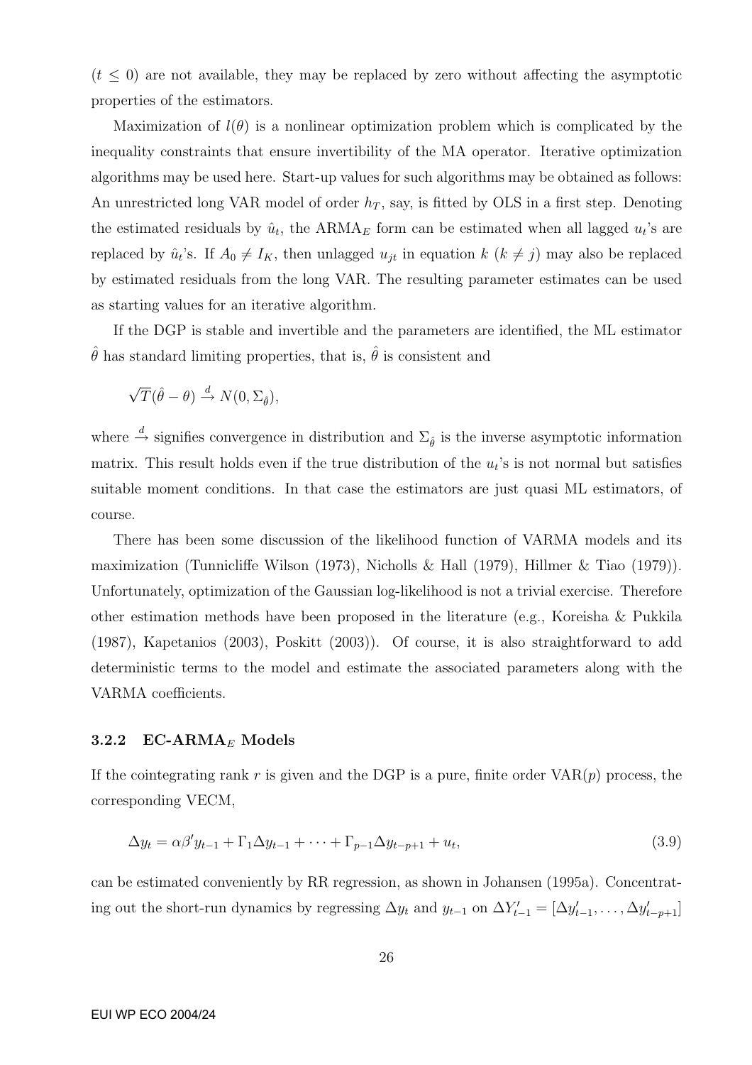($t \leq 0$) are not available, they may be replaced by zero without affecting the asymptotic properties of the estimators.

Maximization of $l(\theta)$ is a nonlinear optimization problem which is complicated by the inequality constraints that ensure invertibility of the MA operator. Iterative optimization algorithms may be used here. Start-up values for such algorithms may be obtained as follows: An unrestricted long VAR model of order $h_T$, say, is fitted by OLS in a first step. Denoting the estimated residuals by $\hat{u}_t$, the ARMA$_E$ form can be estimated when all lagged $u_t$'s are replaced by $\hat{u}_t$'s. If $A_0 \neq I_K$, then unlagged $u_{jt}$ in equation $k$ ($k \neq j$) may also be replaced by estimated residuals from the long VAR. The resulting parameter estimates can be used as starting values for an iterative algorithm.

If the DGP is stable and invertible and the parameters are identified, the ML estimator $\hat{\theta}$ has standard limiting properties, that is, $\hat{\theta}$ is consistent and

$$\sqrt{T}(\hat{\theta} - \theta) \xrightarrow{d} N(0, \Sigma_{\hat{\theta}}),$$

where $\xrightarrow{d}$ signifies convergence in distribution and $\Sigma_{\hat{\theta}}$ is the inverse asymptotic information matrix. This result holds even if the true distribution of the $u_t$'s is not normal but satisfies suitable moment conditions. In that case the estimators are just quasi ML estimators, of course.

There has been some discussion of the likelihood function of VARMA models and its maximization (Tunnicliffe Wilson (1973), Nicholls & Hall (1979), Hillmer & Tiao (1979)). Unfortunately, optimization of the Gaussian log-likelihood is not a trivial exercise. Therefore other estimation methods have been proposed in the literature (e.g., Koreisha & Pukkila (1987), Kapetanios (2003), Poskitt (2003)). Of course, it is also straightforward to add deterministic terms to the model and estimate the associated parameters along with the VARMA coefficients.

### 3.2.2 EC-ARMA$_E$ Models

If the cointegrating rank $r$ is given and the DGP is a pure, finite order VAR($p$) process, the corresponding VECM,

$$\Delta y_t = \alpha\beta' y_{t-1} + \Gamma_1 \Delta y_{t-1} + \cdots + \Gamma_{p-1} \Delta y_{t-p+1} + u_t, \tag{3.9}$$

can be estimated conveniently by RR regression, as shown in Johansen (1995a). Concentrating out the short-run dynamics by regressing $\Delta y_t$ and $y_{t-1}$ on $\Delta Y'_{t-1} = [\Delta y'_{t-1}, \ldots, \Delta y'_{t-p+1}]$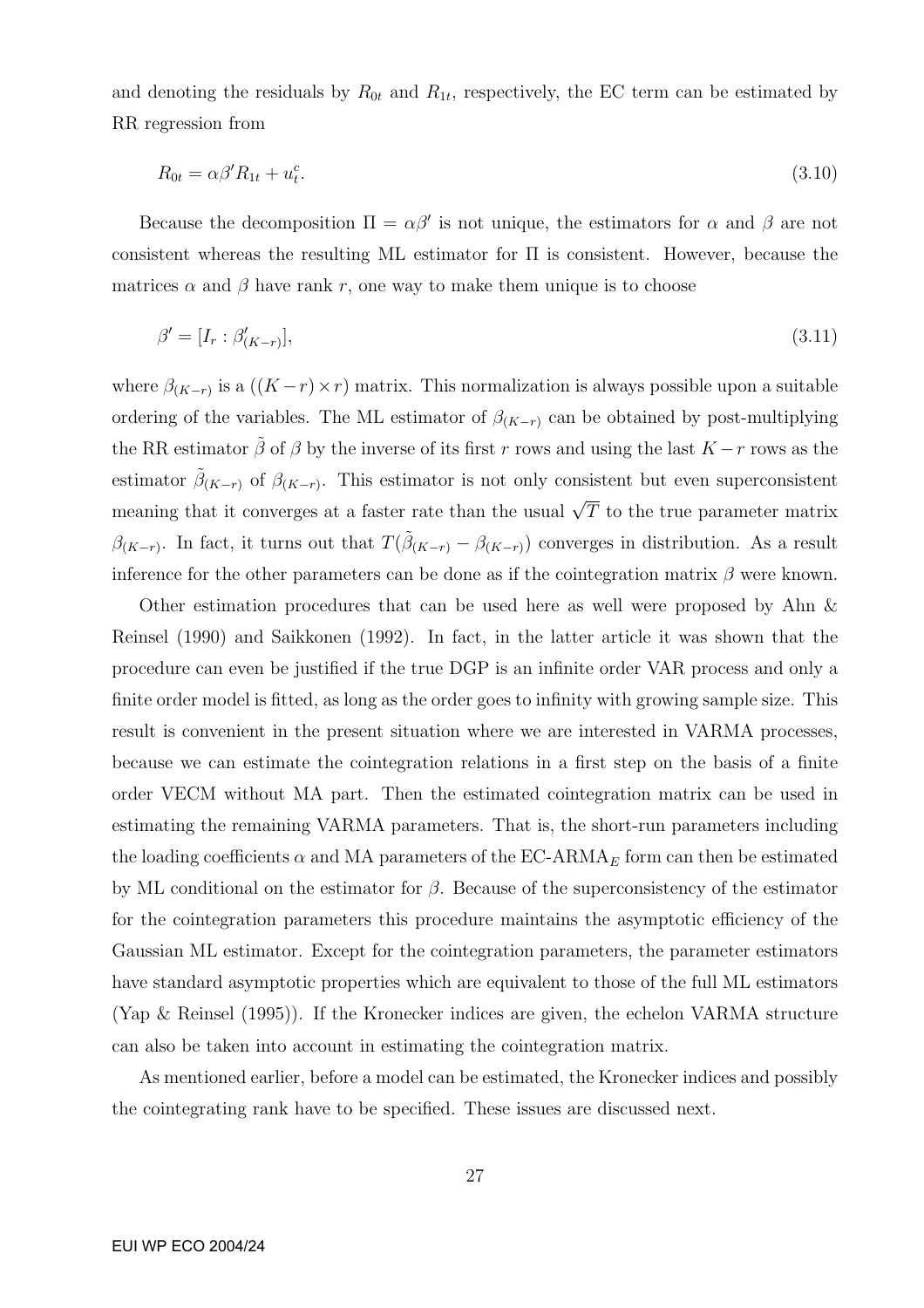and denoting the residuals by $R_{0t}$ and $R_{1t}$, respectively, the EC term can be estimated by RR regression from

$$R_{0t} = \alpha\beta' R_{1t} + u_t^c. \tag{3.10}$$

Because the decomposition $\Pi = \alpha\beta'$ is not unique, the estimators for $\alpha$ and $\beta$ are not consistent whereas the resulting ML estimator for $\Pi$ is consistent. However, because the matrices $\alpha$ and $\beta$ have rank $r$, one way to make them unique is to choose

$$\beta' = [I_r : \beta'_{(K-r)}], \tag{3.11}$$

where $\beta_{(K-r)}$ is a $((K-r) \times r)$ matrix. This normalization is always possible upon a suitable ordering of the variables. The ML estimator of $\beta_{(K-r)}$ can be obtained by post-multiplying the RR estimator $\tilde{\beta}$ of $\beta$ by the inverse of its first $r$ rows and using the last $K-r$ rows as the estimator $\tilde{\beta}_{(K-r)}$ of $\beta_{(K-r)}$. This estimator is not only consistent but even superconsistent meaning that it converges at a faster rate than the usual $\sqrt{T}$ to the true parameter matrix $\beta_{(K-r)}$. In fact, it turns out that $T(\tilde{\beta}_{(K-r)} - \beta_{(K-r)})$ converges in distribution. As a result inference for the other parameters can be done as if the cointegration matrix $\beta$ were known.

Other estimation procedures that can be used here as well were proposed by Ahn & Reinsel (1990) and Saikkonen (1992). In fact, in the latter article it was shown that the procedure can even be justified if the true DGP is an infinite order VAR process and only a finite order model is fitted, as long as the order goes to infinity with growing sample size. This result is convenient in the present situation where we are interested in VARMA processes, because we can estimate the cointegration relations in a first step on the basis of a finite order VECM without MA part. Then the estimated cointegration matrix can be used in estimating the remaining VARMA parameters. That is, the short-run parameters including the loading coefficients $\alpha$ and MA parameters of the EC-ARMA$_E$ form can then be estimated by ML conditional on the estimator for $\beta$. Because of the superconsistency of the estimator for the cointegration parameters this procedure maintains the asymptotic efficiency of the Gaussian ML estimator. Except for the cointegration parameters, the parameter estimators have standard asymptotic properties which are equivalent to those of the full ML estimators (Yap & Reinsel (1995)). If the Kronecker indices are given, the echelon VARMA structure can also be taken into account in estimating the cointegration matrix.

As mentioned earlier, before a model can be estimated, the Kronecker indices and possibly the cointegrating rank have to be specified. These issues are discussed next.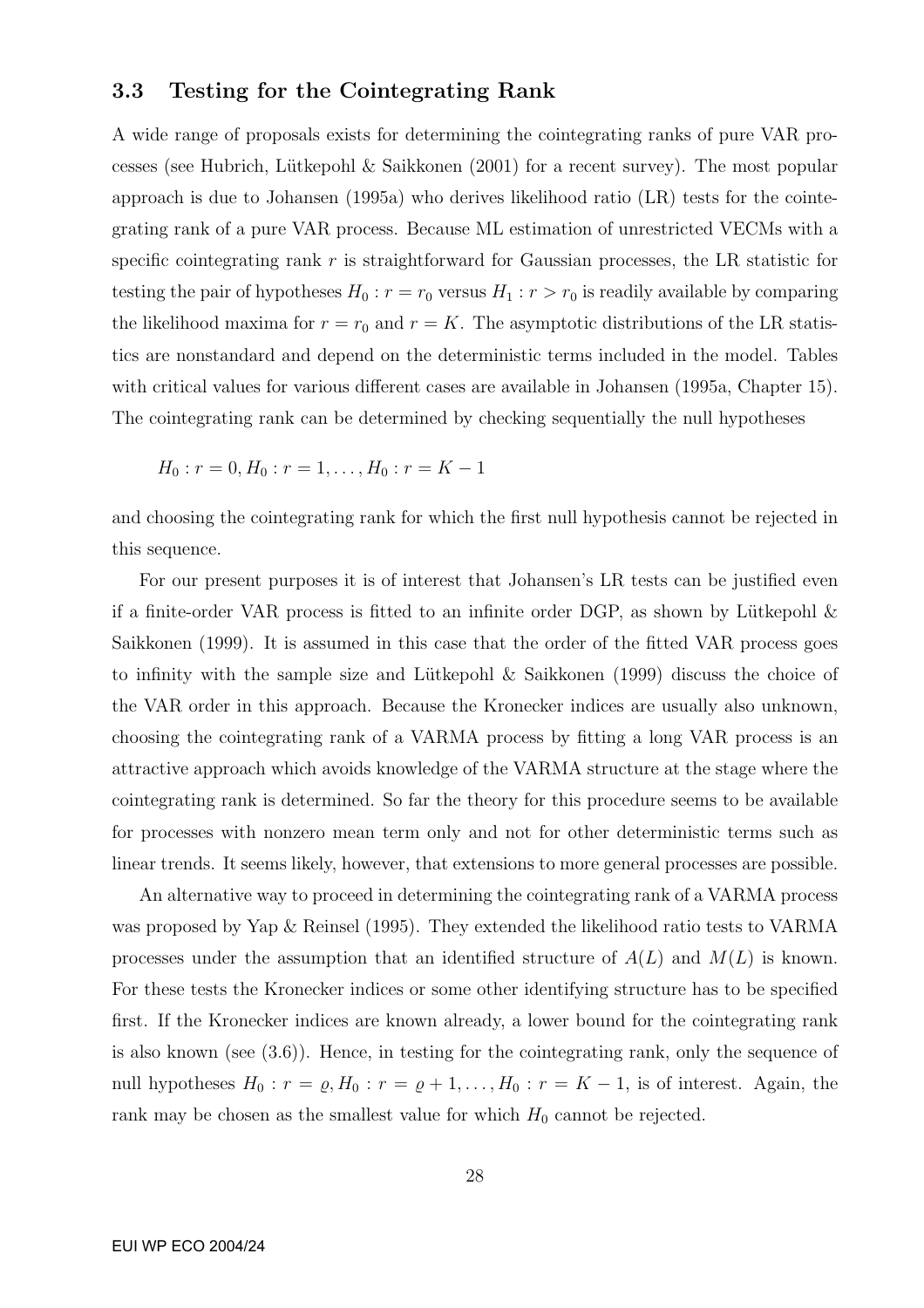### 3.3 Testing for the Cointegrating Rank

A wide range of proposals exists for determining the cointegrating ranks of pure VAR processes (see Hubrich, Lütkepohl & Saikkonen (2001) for a recent survey). The most popular approach is due to Johansen (1995a) who derives likelihood ratio (LR) tests for the cointegrating rank of a pure VAR process. Because ML estimation of unrestricted VECMs with a specific cointegrating rank $r$ is straightforward for Gaussian processes, the LR statistic for testing the pair of hypotheses $H_0 : r = r_0$ versus $H_1 : r > r_0$ is readily available by comparing the likelihood maxima for $r = r_0$ and $r = K$. The asymptotic distributions of the LR statistics are nonstandard and depend on the deterministic terms included in the model. Tables with critical values for various different cases are available in Johansen (1995a, Chapter 15). The cointegrating rank can be determined by checking sequentially the null hypotheses

$$H_0 : r = 0, H_0 : r = 1, \ldots, H_0 : r = K - 1$$

and choosing the cointegrating rank for which the first null hypothesis cannot be rejected in this sequence.

For our present purposes it is of interest that Johansen's LR tests can be justified even if a finite-order VAR process is fitted to an infinite order DGP, as shown by Lütkepohl & Saikkonen (1999). It is assumed in this case that the order of the fitted VAR process goes to infinity with the sample size and Lütkepohl & Saikkonen (1999) discuss the choice of the VAR order in this approach. Because the Kronecker indices are usually also unknown, choosing the cointegrating rank of a VARMA process by fitting a long VAR process is an attractive approach which avoids knowledge of the VARMA structure at the stage where the cointegrating rank is determined. So far the theory for this procedure seems to be available for processes with nonzero mean term only and not for other deterministic terms such as linear trends. It seems likely, however, that extensions to more general processes are possible.

An alternative way to proceed in determining the cointegrating rank of a VARMA process was proposed by Yap & Reinsel (1995). They extended the likelihood ratio tests to VARMA processes under the assumption that an identified structure of $A(L)$ and $M(L)$ is known. For these tests the Kronecker indices or some other identifying structure has to be specified first. If the Kronecker indices are known already, a lower bound for the cointegrating rank is also known (see (3.6)). Hence, in testing for the cointegrating rank, only the sequence of null hypotheses $H_0 : r = \varrho, H_0 : r = \varrho + 1, \ldots, H_0 : r = K - 1$, is of interest. Again, the rank may be chosen as the smallest value for which $H_0$ cannot be rejected.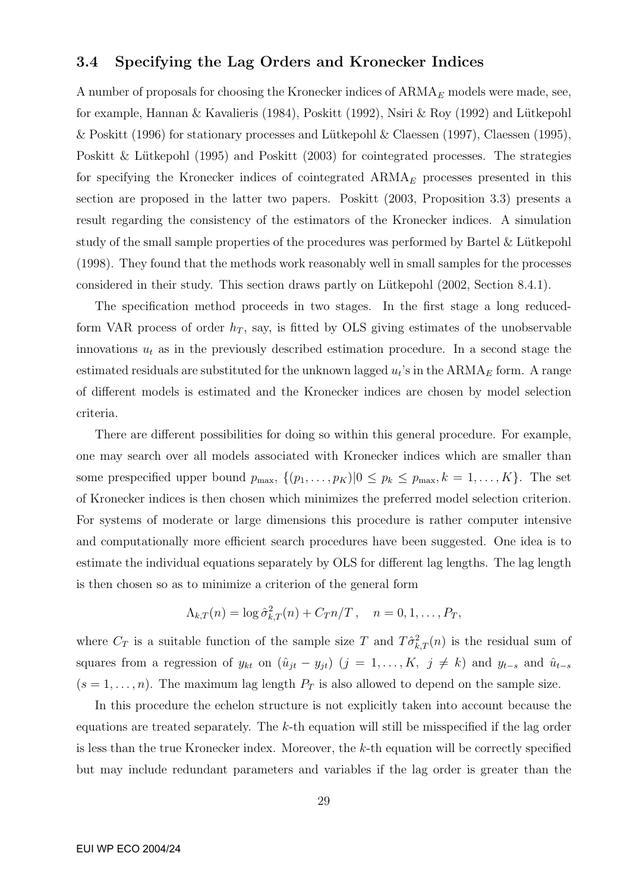### 3.4 Specifying the Lag Orders and Kronecker Indices

A number of proposals for choosing the Kronecker indices of $\text{ARMA}_E$ models were made, see, for example, Hannan & Kavalieris (1984), Poskitt (1992), Nsiri & Roy (1992) and Lütkepohl & Poskitt (1996) for stationary processes and Lütkepohl & Claessen (1997), Claessen (1995), Poskitt & Lütkepohl (1995) and Poskitt (2003) for cointegrated processes. The strategies for specifying the Kronecker indices of cointegrated $\text{ARMA}_E$ processes presented in this section are proposed in the latter two papers. Poskitt (2003, Proposition 3.3) presents a result regarding the consistency of the estimators of the Kronecker indices. A simulation study of the small sample properties of the procedures was performed by Bartel & Lütkepohl (1998). They found that the methods work reasonably well in small samples for the processes considered in their study. This section draws partly on Lütkepohl (2002, Section 8.4.1).

The specification method proceeds in two stages. In the first stage a long reduced-form VAR process of order $h_T$, say, is fitted by OLS giving estimates of the unobservable innovations $u_t$ as in the previously described estimation procedure. In a second stage the estimated residuals are substituted for the unknown lagged $u_t$'s in the $\text{ARMA}_E$ form. A range of different models is estimated and the Kronecker indices are chosen by model selection criteria.

There are different possibilities for doing so within this general procedure. For example, one may search over all models associated with Kronecker indices which are smaller than some prespecified upper bound $p_{\max}$, $\{(p_1, \dots, p_K) | 0 \leq p_k \leq p_{\max}, k = 1, \dots, K\}$. The set of Kronecker indices is then chosen which minimizes the preferred model selection criterion. For systems of moderate or large dimensions this procedure is rather computer intensive and computationally more efficient search procedures have been suggested. One idea is to estimate the individual equations separately by OLS for different lag lengths. The lag length is then chosen so as to minimize a criterion of the general form

$$\Lambda_{k,T}(n) = \log \hat{\sigma}^2_{k,T}(n) + C_T n/T \,, \quad n = 0, 1, \dots, P_T,$$

where $C_T$ is a suitable function of the sample size $T$ and $T\hat{\sigma}^2_{k,T}(n)$ is the residual sum of squares from a regression of $y_{kt}$ on $(\hat{u}_{jt} - y_{jt})$ $(j = 1, \dots, K, \; j \neq k)$ and $y_{t-s}$ and $\hat{u}_{t-s}$ $(s = 1, \dots, n)$. The maximum lag length $P_T$ is also allowed to depend on the sample size.

In this procedure the echelon structure is not explicitly taken into account because the equations are treated separately. The $k$-th equation will still be misspecified if the lag order is less than the true Kronecker index. Moreover, the $k$-th equation will be correctly specified but may include redundant parameters and variables if the lag order is greater than the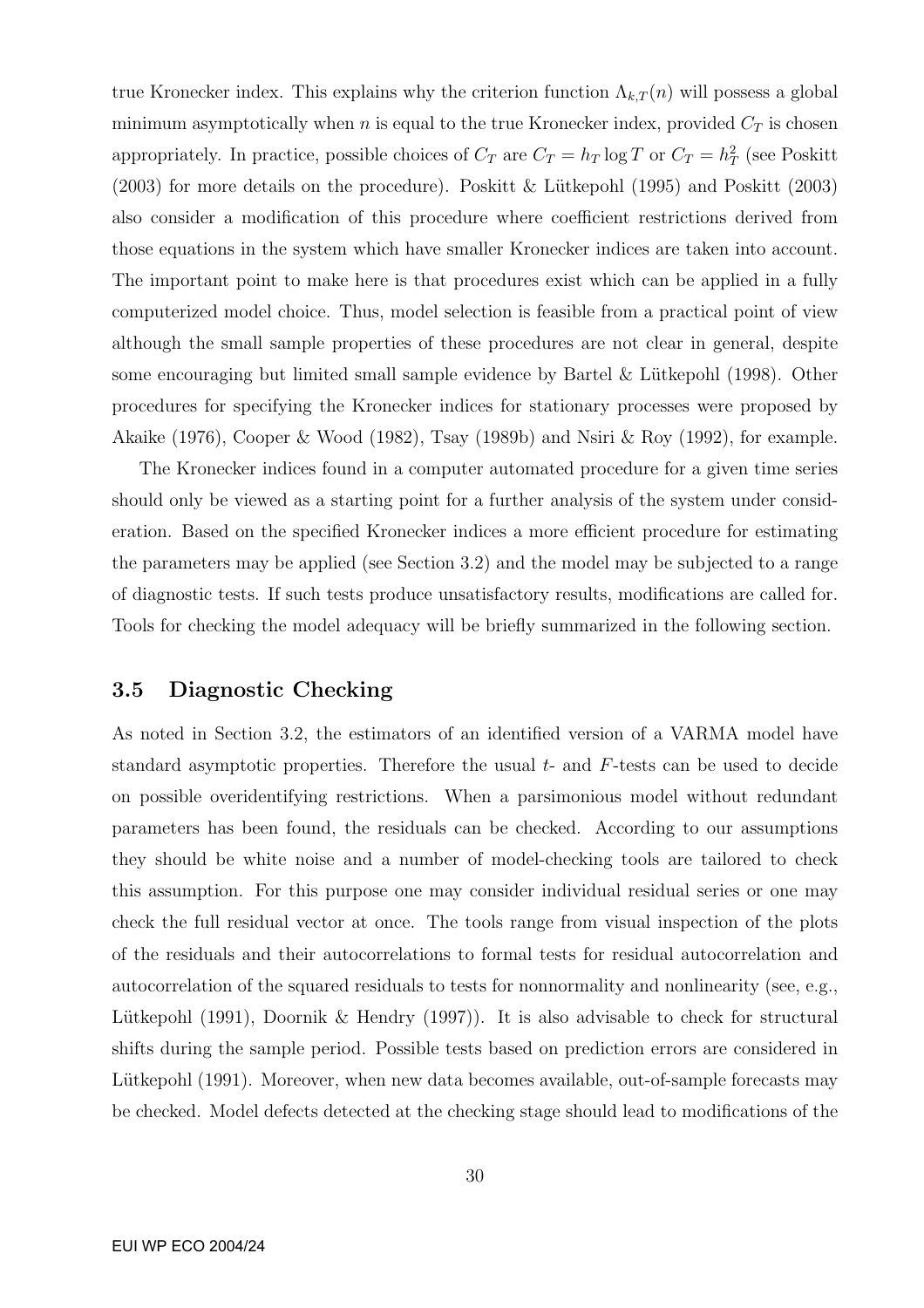true Kronecker index. This explains why the criterion function $\Lambda_{k,T}(n)$ will possess a global minimum asymptotically when $n$ is equal to the true Kronecker index, provided $C_T$ is chosen appropriately. In practice, possible choices of $C_T$ are $C_T = h_T \log T$ or $C_T = h_T^2$ (see Poskitt (2003) for more details on the procedure). Poskitt & Lütkepohl (1995) and Poskitt (2003) also consider a modification of this procedure where coefficient restrictions derived from those equations in the system which have smaller Kronecker indices are taken into account. The important point to make here is that procedures exist which can be applied in a fully computerized model choice. Thus, model selection is feasible from a practical point of view although the small sample properties of these procedures are not clear in general, despite some encouraging but limited small sample evidence by Bartel & Lütkepohl (1998). Other procedures for specifying the Kronecker indices for stationary processes were proposed by Akaike (1976), Cooper & Wood (1982), Tsay (1989b) and Nsiri & Roy (1992), for example.

The Kronecker indices found in a computer automated procedure for a given time series should only be viewed as a starting point for a further analysis of the system under consideration. Based on the specified Kronecker indices a more efficient procedure for estimating the parameters may be applied (see Section 3.2) and the model may be subjected to a range of diagnostic tests. If such tests produce unsatisfactory results, modifications are called for. Tools for checking the model adequacy will be briefly summarized in the following section.

### 3.5 Diagnostic Checking

As noted in Section 3.2, the estimators of an identified version of a VARMA model have standard asymptotic properties. Therefore the usual $t$- and $F$-tests can be used to decide on possible overidentifying restrictions. When a parsimonious model without redundant parameters has been found, the residuals can be checked. According to our assumptions they should be white noise and a number of model-checking tools are tailored to check this assumption. For this purpose one may consider individual residual series or one may check the full residual vector at once. The tools range from visual inspection of the plots of the residuals and their autocorrelations to formal tests for residual autocorrelation and autocorrelation of the squared residuals to tests for nonnormality and nonlinearity (see, e.g., Lütkepohl (1991), Doornik & Hendry (1997)). It is also advisable to check for structural shifts during the sample period. Possible tests based on prediction errors are considered in Lütkepohl (1991). Moreover, when new data becomes available, out-of-sample forecasts may be checked. Model defects detected at the checking stage should lead to modifications of the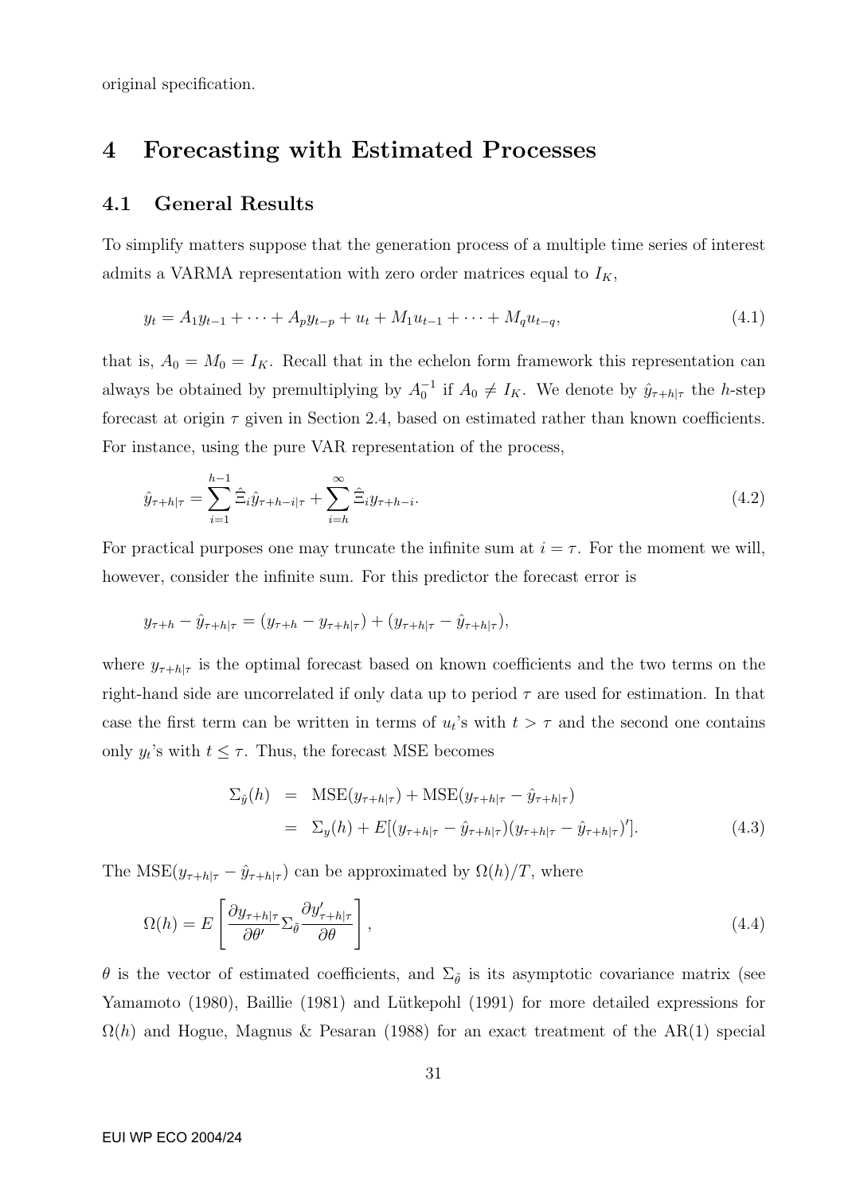original specification.

# 4 Forecasting with Estimated Processes

## 4.1 General Results

To simplify matters suppose that the generation process of a multiple time series of interest admits a VARMA representation with zero order matrices equal to $I_K$,

$$y_t = A_1 y_{t-1} + \cdots + A_p y_{t-p} + u_t + M_1 u_{t-1} + \cdots + M_q u_{t-q}, \tag{4.1}$$

that is, $A_0 = M_0 = I_K$. Recall that in the echelon form framework this representation can always be obtained by premultiplying by $A_0^{-1}$ if $A_0 \neq I_K$. We denote by $\hat{y}_{\tau+h|\tau}$ the $h$-step forecast at origin $\tau$ given in Section 2.4, based on estimated rather than known coefficients. For instance, using the pure VAR representation of the process,

$$\hat{y}_{\tau+h|\tau} = \sum_{i=1}^{h-1} \hat{\Xi}_i \hat{y}_{\tau+h-i|\tau} + \sum_{i=h}^{\infty} \hat{\Xi}_i y_{\tau+h-i}. \tag{4.2}$$

For practical purposes one may truncate the infinite sum at $i = \tau$. For the moment we will, however, consider the infinite sum. For this predictor the forecast error is

$$y_{\tau+h} - \hat{y}_{\tau+h|\tau} = (y_{\tau+h} - y_{\tau+h|\tau}) + (y_{\tau+h|\tau} - \hat{y}_{\tau+h|\tau}),$$

where $y_{\tau+h|\tau}$ is the optimal forecast based on known coefficients and the two terms on the right-hand side are uncorrelated if only data up to period $\tau$ are used for estimation. In that case the first term can be written in terms of $u_t$'s with $t > \tau$ and the second one contains only $y_t$'s with $t \leq \tau$. Thus, the forecast MSE becomes

$$\begin{aligned} \Sigma_{\hat{y}}(h) &= \text{MSE}(y_{\tau+h|\tau}) + \text{MSE}(y_{\tau+h|\tau} - \hat{y}_{\tau+h|\tau}) \\ &= \Sigma_y(h) + E[(y_{\tau+h|\tau} - \hat{y}_{\tau+h|\tau})(y_{\tau+h|\tau} - \hat{y}_{\tau+h|\tau})']. \end{aligned} \tag{4.3}$$

The $\text{MSE}(y_{\tau+h|\tau} - \hat{y}_{\tau+h|\tau})$ can be approximated by $\Omega(h)/T$, where

$$\Omega(h) = E\left[\frac{\partial y_{\tau+h|\tau}}{\partial \theta'} \Sigma_{\tilde{\theta}} \frac{\partial y'_{\tau+h|\tau}}{\partial \theta}\right], \tag{4.4}$$

$\theta$ is the vector of estimated coefficients, and $\Sigma_{\tilde{\theta}}$ is its asymptotic covariance matrix (see Yamamoto (1980), Baillie (1981) and Lütkepohl (1991) for more detailed expressions for $\Omega(h)$ and Hogue, Magnus & Pesaran (1988) for an exact treatment of the AR(1) special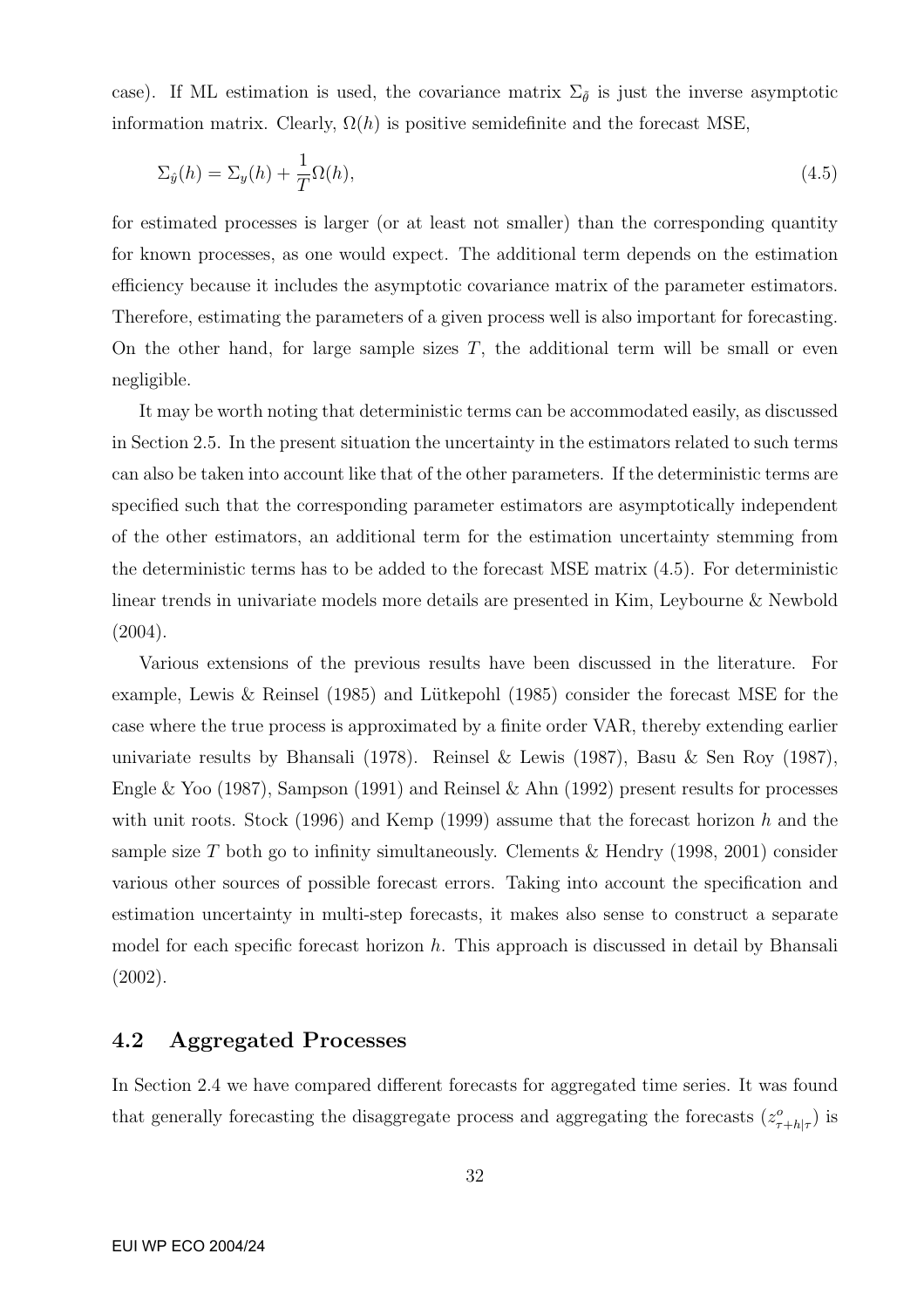case). If ML estimation is used, the covariance matrix $\Sigma_{\tilde{\theta}}$ is just the inverse asymptotic information matrix. Clearly, $\Omega(h)$ is positive semidefinite and the forecast MSE,

$$\Sigma_{\hat{y}}(h) = \Sigma_y(h) + \frac{1}{T}\Omega(h), \tag{4.5}$$

for estimated processes is larger (or at least not smaller) than the corresponding quantity for known processes, as one would expect. The additional term depends on the estimation efficiency because it includes the asymptotic covariance matrix of the parameter estimators. Therefore, estimating the parameters of a given process well is also important for forecasting. On the other hand, for large sample sizes $T$, the additional term will be small or even negligible.

It may be worth noting that deterministic terms can be accommodated easily, as discussed in Section 2.5. In the present situation the uncertainty in the estimators related to such terms can also be taken into account like that of the other parameters. If the deterministic terms are specified such that the corresponding parameter estimators are asymptotically independent of the other estimators, an additional term for the estimation uncertainty stemming from the deterministic terms has to be added to the forecast MSE matrix (4.5). For deterministic linear trends in univariate models more details are presented in Kim, Leybourne & Newbold (2004).

Various extensions of the previous results have been discussed in the literature. For example, Lewis & Reinsel (1985) and Lütkepohl (1985) consider the forecast MSE for the case where the true process is approximated by a finite order VAR, thereby extending earlier univariate results by Bhansali (1978). Reinsel & Lewis (1987), Basu & Sen Roy (1987), Engle & Yoo (1987), Sampson (1991) and Reinsel & Ahn (1992) present results for processes with unit roots. Stock (1996) and Kemp (1999) assume that the forecast horizon $h$ and the sample size $T$ both go to infinity simultaneously. Clements & Hendry (1998, 2001) consider various other sources of possible forecast errors. Taking into account the specification and estimation uncertainty in multi-step forecasts, it makes also sense to construct a separate model for each specific forecast horizon $h$. This approach is discussed in detail by Bhansali (2002).

## 4.2 Aggregated Processes

In Section 2.4 we have compared different forecasts for aggregated time series. It was found that generally forecasting the disaggregate process and aggregating the forecasts ($z^o_{\tau+h|\tau}$) is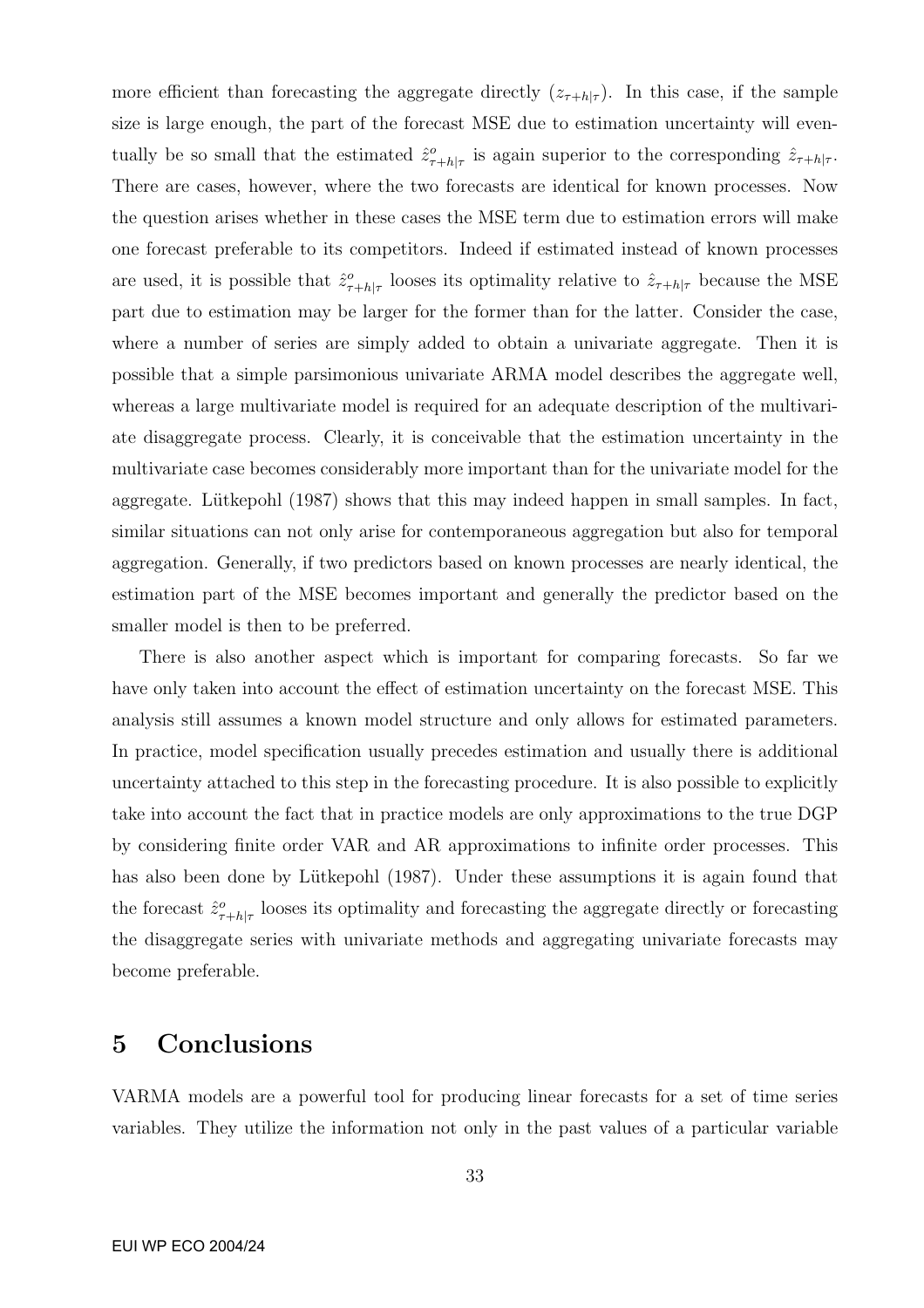more efficient than forecasting the aggregate directly ($z_{\tau+h|\tau}$). In this case, if the sample size is large enough, the part of the forecast MSE due to estimation uncertainty will eventually be so small that the estimated $\hat{z}^o_{\tau+h|\tau}$ is again superior to the corresponding $\hat{z}_{\tau+h|\tau}$. There are cases, however, where the two forecasts are identical for known processes. Now the question arises whether in these cases the MSE term due to estimation errors will make one forecast preferable to its competitors. Indeed if estimated instead of known processes are used, it is possible that $\hat{z}^o_{\tau+h|\tau}$ looses its optimality relative to $\hat{z}_{\tau+h|\tau}$ because the MSE part due to estimation may be larger for the former than for the latter. Consider the case, where a number of series are simply added to obtain a univariate aggregate. Then it is possible that a simple parsimonious univariate ARMA model describes the aggregate well, whereas a large multivariate model is required for an adequate description of the multivariate disaggregate process. Clearly, it is conceivable that the estimation uncertainty in the multivariate case becomes considerably more important than for the univariate model for the aggregate. Lütkepohl (1987) shows that this may indeed happen in small samples. In fact, similar situations can not only arise for contemporaneous aggregation but also for temporal aggregation. Generally, if two predictors based on known processes are nearly identical, the estimation part of the MSE becomes important and generally the predictor based on the smaller model is then to be preferred.

There is also another aspect which is important for comparing forecasts. So far we have only taken into account the effect of estimation uncertainty on the forecast MSE. This analysis still assumes a known model structure and only allows for estimated parameters. In practice, model specification usually precedes estimation and usually there is additional uncertainty attached to this step in the forecasting procedure. It is also possible to explicitly take into account the fact that in practice models are only approximations to the true DGP by considering finite order VAR and AR approximations to infinite order processes. This has also been done by Lütkepohl (1987). Under these assumptions it is again found that the forecast $\hat{z}^o_{\tau+h|\tau}$ looses its optimality and forecasting the aggregate directly or forecasting the disaggregate series with univariate methods and aggregating univariate forecasts may become preferable.

# 5 Conclusions

VARMA models are a powerful tool for producing linear forecasts for a set of time series variables. They utilize the information not only in the past values of a particular variable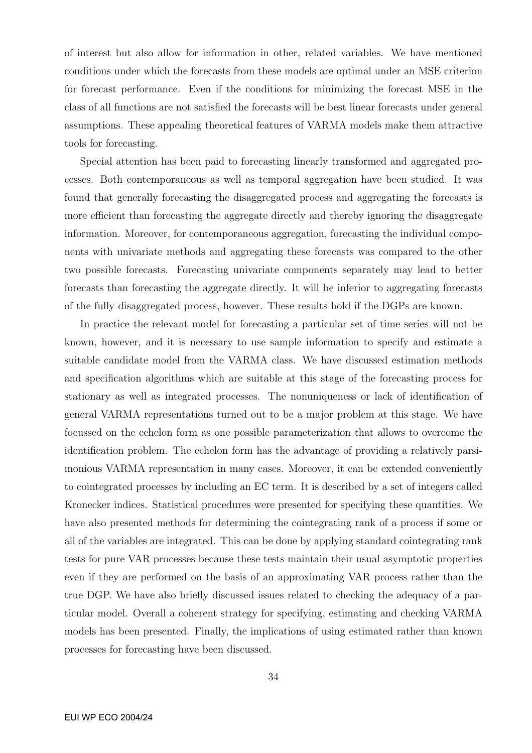of interest but also allow for information in other, related variables. We have mentioned conditions under which the forecasts from these models are optimal under an MSE criterion for forecast performance. Even if the conditions for minimizing the forecast MSE in the class of all functions are not satisfied the forecasts will be best linear forecasts under general assumptions. These appealing theoretical features of VARMA models make them attractive tools for forecasting.

Special attention has been paid to forecasting linearly transformed and aggregated processes. Both contemporaneous as well as temporal aggregation have been studied. It was found that generally forecasting the disaggregated process and aggregating the forecasts is more efficient than forecasting the aggregate directly and thereby ignoring the disaggregate information. Moreover, for contemporaneous aggregation, forecasting the individual components with univariate methods and aggregating these forecasts was compared to the other two possible forecasts. Forecasting univariate components separately may lead to better forecasts than forecasting the aggregate directly. It will be inferior to aggregating forecasts of the fully disaggregated process, however. These results hold if the DGPs are known.

In practice the relevant model for forecasting a particular set of time series will not be known, however, and it is necessary to use sample information to specify and estimate a suitable candidate model from the VARMA class. We have discussed estimation methods and specification algorithms which are suitable at this stage of the forecasting process for stationary as well as integrated processes. The nonuniqueness or lack of identification of general VARMA representations turned out to be a major problem at this stage. We have focussed on the echelon form as one possible parameterization that allows to overcome the identification problem. The echelon form has the advantage of providing a relatively parsimonious VARMA representation in many cases. Moreover, it can be extended conveniently to cointegrated processes by including an EC term. It is described by a set of integers called Kronecker indices. Statistical procedures were presented for specifying these quantities. We have also presented methods for determining the cointegrating rank of a process if some or all of the variables are integrated. This can be done by applying standard cointegrating rank tests for pure VAR processes because these tests maintain their usual asymptotic properties even if they are performed on the basis of an approximating VAR process rather than the true DGP. We have also briefly discussed issues related to checking the adequacy of a particular model. Overall a coherent strategy for specifying, estimating and checking VARMA models has been presented. Finally, the implications of using estimated rather than known processes for forecasting have been discussed.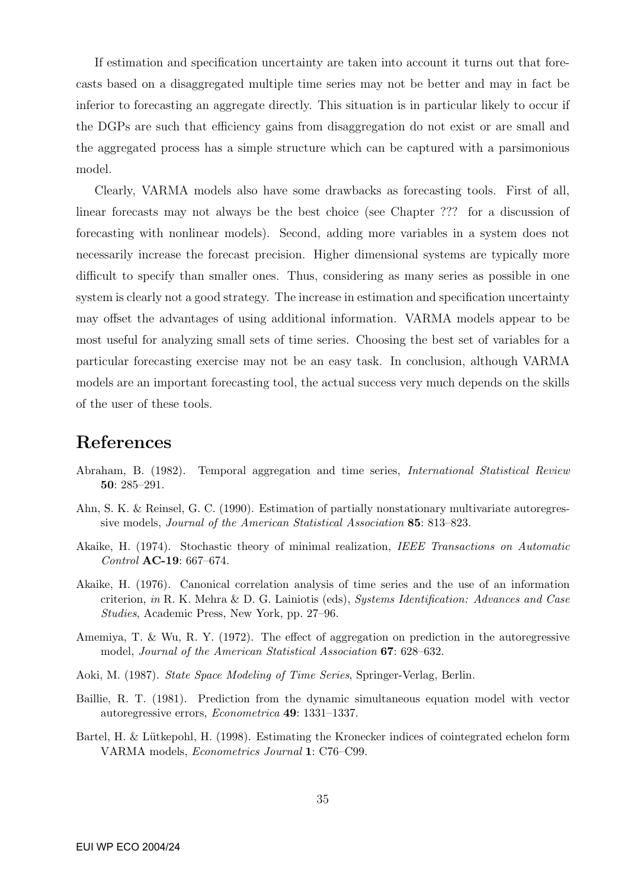If estimation and specification uncertainty are taken into account it turns out that forecasts based on a disaggregated multiple time series may not be better and may in fact be inferior to forecasting an aggregate directly. This situation is in particular likely to occur if the DGPs are such that efficiency gains from disaggregation do not exist or are small and the aggregated process has a simple structure which can be captured with a parsimonious model.

Clearly, VARMA models also have some drawbacks as forecasting tools. First of all, linear forecasts may not always be the best choice (see Chapter ??? for a discussion of forecasting with nonlinear models). Second, adding more variables in a system does not necessarily increase the forecast precision. Higher dimensional systems are typically more difficult to specify than smaller ones. Thus, considering as many series as possible in one system is clearly not a good strategy. The increase in estimation and specification uncertainty may offset the advantages of using additional information. VARMA models appear to be most useful for analyzing small sets of time series. Choosing the best set of variables for a particular forecasting exercise may not be an easy task. In conclusion, although VARMA models are an important forecasting tool, the actual success very much depends on the skills of the user of these tools.

# References

Abraham, B. (1982). Temporal aggregation and time series, *International Statistical Review* **50**: 285–291.

Ahn, S. K. & Reinsel, G. C. (1990). Estimation of partially nonstationary multivariate autoregressive models, *Journal of the American Statistical Association* **85**: 813–823.

Akaike, H. (1974). Stochastic theory of minimal realization, *IEEE Transactions on Automatic Control* **AC-19**: 667–674.

Akaike, H. (1976). Canonical correlation analysis of time series and the use of an information criterion, *in* R. K. Mehra & D. G. Lainiotis (eds), *Systems Identification: Advances and Case Studies*, Academic Press, New York, pp. 27–96.

Amemiya, T. & Wu, R. Y. (1972). The effect of aggregation on prediction in the autoregressive model, *Journal of the American Statistical Association* **67**: 628–632.

Aoki, M. (1987). *State Space Modeling of Time Series*, Springer-Verlag, Berlin.

Baillie, R. T. (1981). Prediction from the dynamic simultaneous equation model with vector autoregressive errors, *Econometrica* **49**: 1331–1337.

Bartel, H. & Lütkepohl, H. (1998). Estimating the Kronecker indices of cointegrated echelon form VARMA models, *Econometrics Journal* **1**: C76–C99.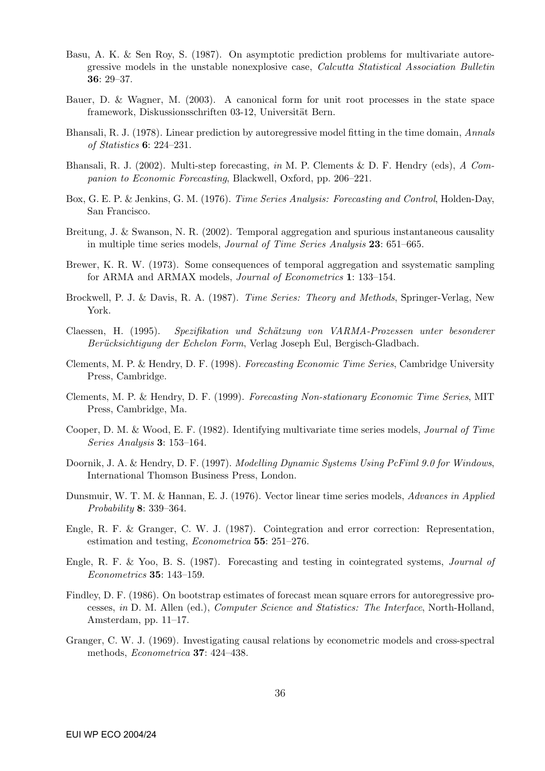Basu, A. K. & Sen Roy, S. (1987). On asymptotic prediction problems for multivariate autoregressive models in the unstable nonexplosive case, *Calcutta Statistical Association Bulletin* **36**: 29–37.

Bauer, D. & Wagner, M. (2003). A canonical form for unit root processes in the state space framework, Diskussionsschriften 03-12, Universität Bern.

Bhansali, R. J. (1978). Linear prediction by autoregressive model fitting in the time domain, *Annals of Statistics* **6**: 224–231.

Bhansali, R. J. (2002). Multi-step forecasting, *in* M. P. Clements & D. F. Hendry (eds), *A Companion to Economic Forecasting*, Blackwell, Oxford, pp. 206–221.

Box, G. E. P. & Jenkins, G. M. (1976). *Time Series Analysis: Forecasting and Control*, Holden-Day, San Francisco.

Breitung, J. & Swanson, N. R. (2002). Temporal aggregation and spurious instantaneous causality in multiple time series models, *Journal of Time Series Analysis* **23**: 651–665.

Brewer, K. R. W. (1973). Some consequences of temporal aggregation and ssystematic sampling for ARMA and ARMAX models, *Journal of Econometrics* **1**: 133–154.

Brockwell, P. J. & Davis, R. A. (1987). *Time Series: Theory and Methods*, Springer-Verlag, New York.

Claessen, H. (1995). *Spezifikation und Schätzung von VARMA-Prozessen unter besonderer Berücksichtigung der Echelon Form*, Verlag Joseph Eul, Bergisch-Gladbach.

Clements, M. P. & Hendry, D. F. (1998). *Forecasting Economic Time Series*, Cambridge University Press, Cambridge.

Clements, M. P. & Hendry, D. F. (1999). *Forecasting Non-stationary Economic Time Series*, MIT Press, Cambridge, Ma.

Cooper, D. M. & Wood, E. F. (1982). Identifying multivariate time series models, *Journal of Time Series Analysis* **3**: 153–164.

Doornik, J. A. & Hendry, D. F. (1997). *Modelling Dynamic Systems Using PcFiml 9.0 for Windows*, International Thomson Business Press, London.

Dunsmuir, W. T. M. & Hannan, E. J. (1976). Vector linear time series models, *Advances in Applied Probability* **8**: 339–364.

Engle, R. F. & Granger, C. W. J. (1987). Cointegration and error correction: Representation, estimation and testing, *Econometrica* **55**: 251–276.

Engle, R. F. & Yoo, B. S. (1987). Forecasting and testing in cointegrated systems, *Journal of Econometrics* **35**: 143–159.

Findley, D. F. (1986). On bootstrap estimates of forecast mean square errors for autoregressive processes, *in* D. M. Allen (ed.), *Computer Science and Statistics: The Interface*, North-Holland, Amsterdam, pp. 11–17.

Granger, C. W. J. (1969). Investigating causal relations by econometric models and cross-spectral methods, *Econometrica* **37**: 424–438.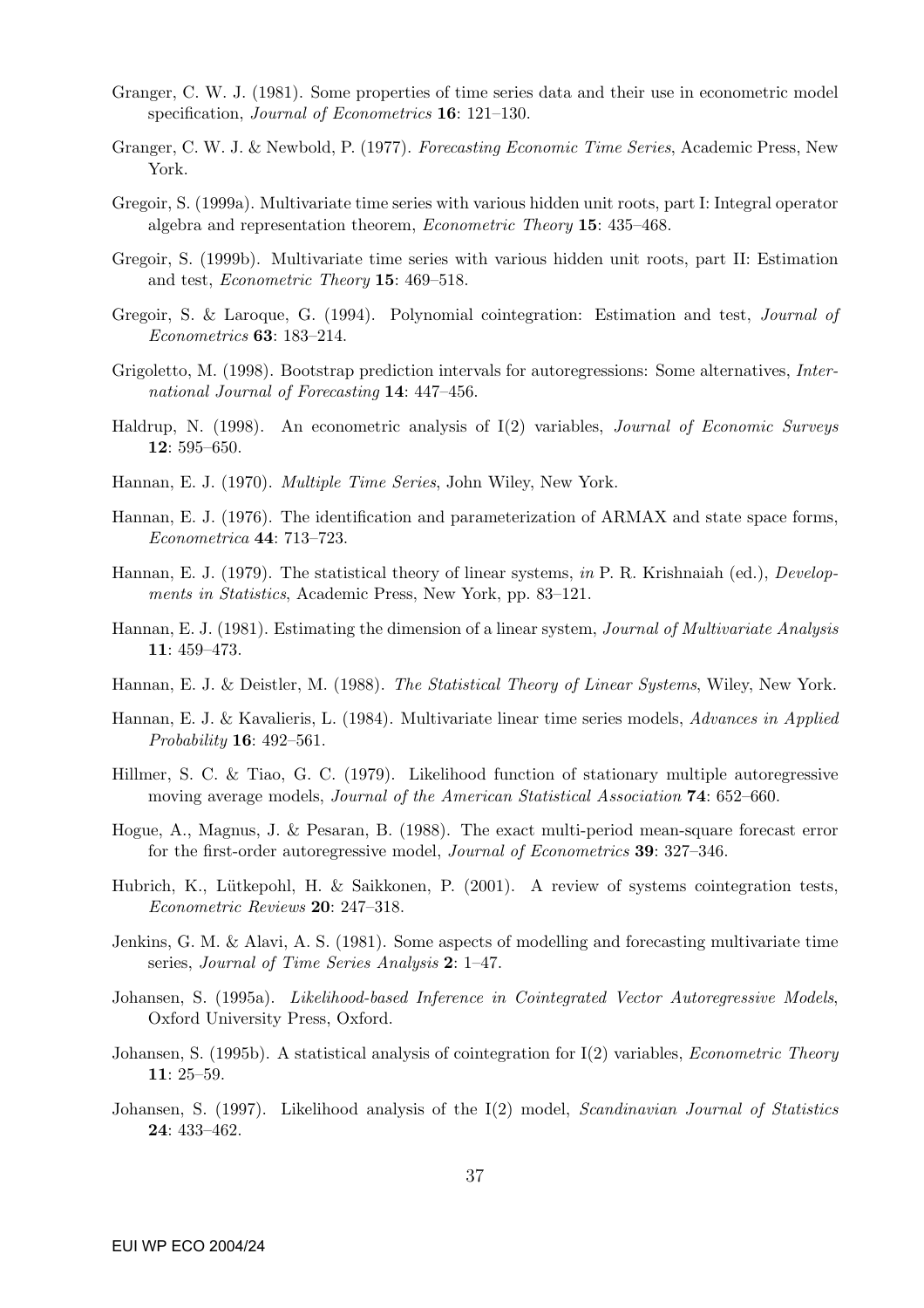Granger, C. W. J. (1981). Some properties of time series data and their use in econometric model specification, *Journal of Econometrics* **16**: 121–130.

Granger, C. W. J. & Newbold, P. (1977). *Forecasting Economic Time Series*, Academic Press, New York.

Gregoir, S. (1999a). Multivariate time series with various hidden unit roots, part I: Integral operator algebra and representation theorem, *Econometric Theory* **15**: 435–468.

Gregoir, S. (1999b). Multivariate time series with various hidden unit roots, part II: Estimation and test, *Econometric Theory* **15**: 469–518.

Gregoir, S. & Laroque, G. (1994). Polynomial cointegration: Estimation and test, *Journal of Econometrics* **63**: 183–214.

Grigoletto, M. (1998). Bootstrap prediction intervals for autoregressions: Some alternatives, *International Journal of Forecasting* **14**: 447–456.

Haldrup, N. (1998). An econometric analysis of I(2) variables, *Journal of Economic Surveys* **12**: 595–650.

Hannan, E. J. (1970). *Multiple Time Series*, John Wiley, New York.

Hannan, E. J. (1976). The identification and parameterization of ARMAX and state space forms, *Econometrica* **44**: 713–723.

Hannan, E. J. (1979). The statistical theory of linear systems, *in* P. R. Krishnaiah (ed.), *Developments in Statistics*, Academic Press, New York, pp. 83–121.

Hannan, E. J. (1981). Estimating the dimension of a linear system, *Journal of Multivariate Analysis* **11**: 459–473.

Hannan, E. J. & Deistler, M. (1988). *The Statistical Theory of Linear Systems*, Wiley, New York.

Hannan, E. J. & Kavalieris, L. (1984). Multivariate linear time series models, *Advances in Applied Probability* **16**: 492–561.

Hillmer, S. C. & Tiao, G. C. (1979). Likelihood function of stationary multiple autoregressive moving average models, *Journal of the American Statistical Association* **74**: 652–660.

Hogue, A., Magnus, J. & Pesaran, B. (1988). The exact multi-period mean-square forecast error for the first-order autoregressive model, *Journal of Econometrics* **39**: 327–346.

Hubrich, K., Lütkepohl, H. & Saikkonen, P. (2001). A review of systems cointegration tests, *Econometric Reviews* **20**: 247–318.

Jenkins, G. M. & Alavi, A. S. (1981). Some aspects of modelling and forecasting multivariate time series, *Journal of Time Series Analysis* **2**: 1–47.

Johansen, S. (1995a). *Likelihood-based Inference in Cointegrated Vector Autoregressive Models*, Oxford University Press, Oxford.

Johansen, S. (1995b). A statistical analysis of cointegration for I(2) variables, *Econometric Theory* **11**: 25–59.

Johansen, S. (1997). Likelihood analysis of the I(2) model, *Scandinavian Journal of Statistics* **24**: 433–462.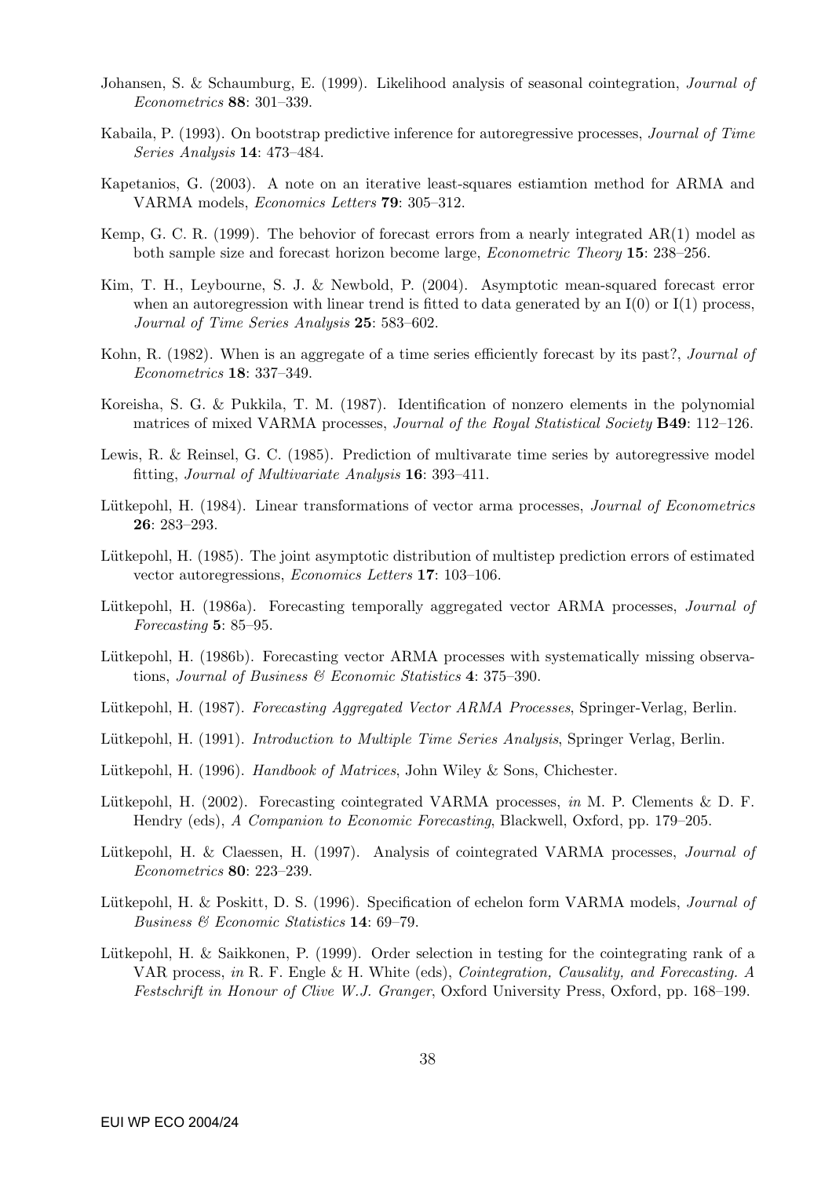Johansen, S. & Schaumburg, E. (1999). Likelihood analysis of seasonal cointegration, *Journal of Econometrics* **88**: 301–339.

Kabaila, P. (1993). On bootstrap predictive inference for autoregressive processes, *Journal of Time Series Analysis* **14**: 473–484.

Kapetanios, G. (2003). A note on an iterative least-squares estiamtion method for ARMA and VARMA models, *Economics Letters* **79**: 305–312.

Kemp, G. C. R. (1999). The behovior of forecast errors from a nearly integrated AR(1) model as both sample size and forecast horizon become large, *Econometric Theory* **15**: 238–256.

Kim, T. H., Leybourne, S. J. & Newbold, P. (2004). Asymptotic mean-squared forecast error when an autoregression with linear trend is fitted to data generated by an I(0) or I(1) process, *Journal of Time Series Analysis* **25**: 583–602.

Kohn, R. (1982). When is an aggregate of a time series efficiently forecast by its past?, *Journal of Econometrics* **18**: 337–349.

Koreisha, S. G. & Pukkila, T. M. (1987). Identification of nonzero elements in the polynomial matrices of mixed VARMA processes, *Journal of the Royal Statistical Society* **B49**: 112–126.

Lewis, R. & Reinsel, G. C. (1985). Prediction of multivarate time series by autoregressive model fitting, *Journal of Multivariate Analysis* **16**: 393–411.

Lütkepohl, H. (1984). Linear transformations of vector arma processes, *Journal of Econometrics* **26**: 283–293.

Lütkepohl, H. (1985). The joint asymptotic distribution of multistep prediction errors of estimated vector autoregressions, *Economics Letters* **17**: 103–106.

Lütkepohl, H. (1986a). Forecasting temporally aggregated vector ARMA processes, *Journal of Forecasting* **5**: 85–95.

Lütkepohl, H. (1986b). Forecasting vector ARMA processes with systematically missing observations, *Journal of Business & Economic Statistics* **4**: 375–390.

Lütkepohl, H. (1987). *Forecasting Aggregated Vector ARMA Processes*, Springer-Verlag, Berlin.

Lütkepohl, H. (1991). *Introduction to Multiple Time Series Analysis*, Springer Verlag, Berlin.

Lütkepohl, H. (1996). *Handbook of Matrices*, John Wiley & Sons, Chichester.

Lütkepohl, H. (2002). Forecasting cointegrated VARMA processes, *in* M. P. Clements & D. F. Hendry (eds), *A Companion to Economic Forecasting*, Blackwell, Oxford, pp. 179–205.

Lütkepohl, H. & Claessen, H. (1997). Analysis of cointegrated VARMA processes, *Journal of Econometrics* **80**: 223–239.

Lütkepohl, H. & Poskitt, D. S. (1996). Specification of echelon form VARMA models, *Journal of Business & Economic Statistics* **14**: 69–79.

Lütkepohl, H. & Saikkonen, P. (1999). Order selection in testing for the cointegrating rank of a VAR process, *in* R. F. Engle & H. White (eds), *Cointegration, Causality, and Forecasting. A Festschrift in Honour of Clive W.J. Granger*, Oxford University Press, Oxford, pp. 168–199.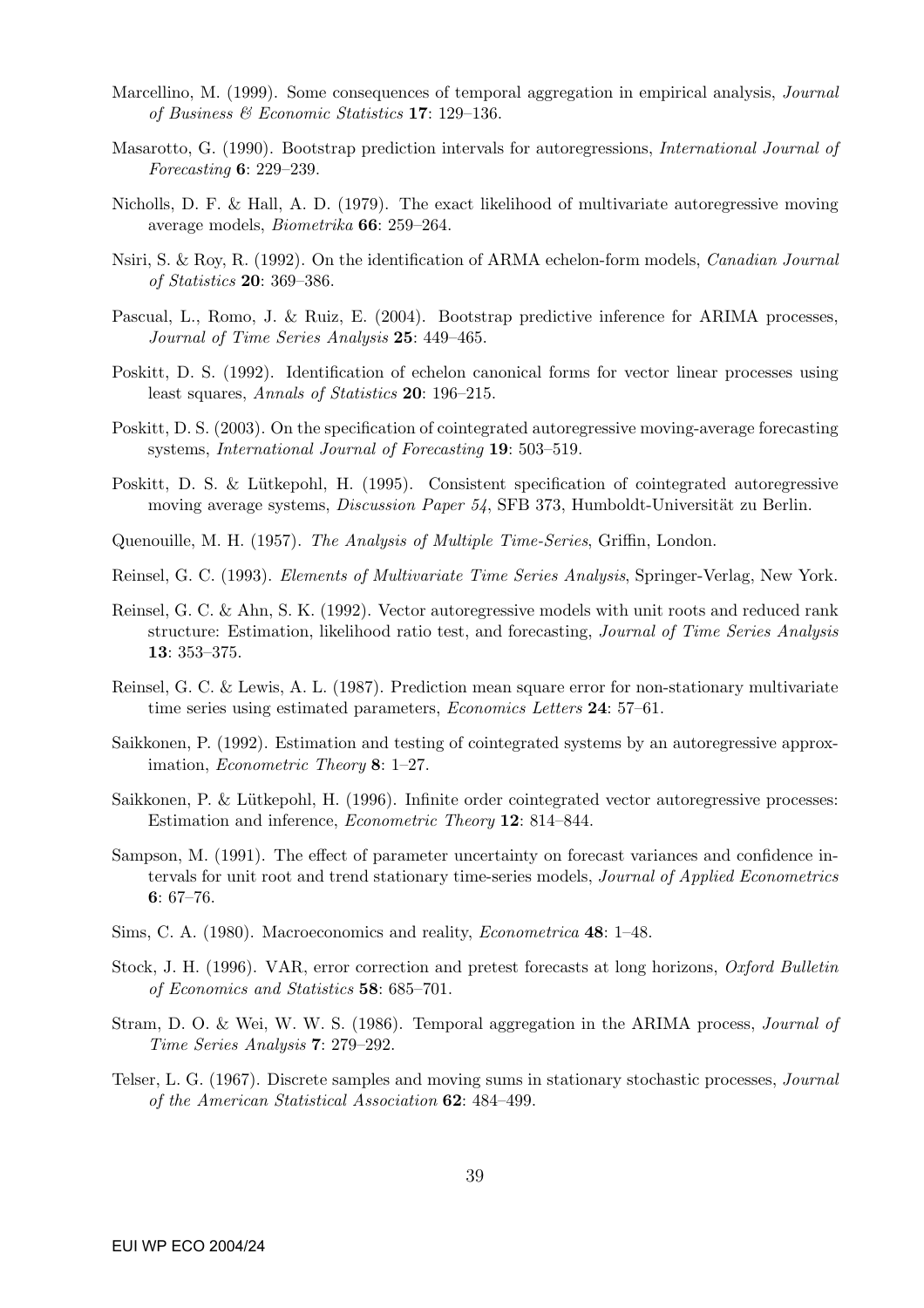Marcellino, M. (1999). Some consequences of temporal aggregation in empirical analysis, *Journal of Business & Economic Statistics* **17**: 129–136.

Masarotto, G. (1990). Bootstrap prediction intervals for autoregressions, *International Journal of Forecasting* **6**: 229–239.

Nicholls, D. F. & Hall, A. D. (1979). The exact likelihood of multivariate autoregressive moving average models, *Biometrika* **66**: 259–264.

Nsiri, S. & Roy, R. (1992). On the identification of ARMA echelon-form models, *Canadian Journal of Statistics* **20**: 369–386.

Pascual, L., Romo, J. & Ruiz, E. (2004). Bootstrap predictive inference for ARIMA processes, *Journal of Time Series Analysis* **25**: 449–465.

Poskitt, D. S. (1992). Identification of echelon canonical forms for vector linear processes using least squares, *Annals of Statistics* **20**: 196–215.

Poskitt, D. S. (2003). On the specification of cointegrated autoregressive moving-average forecasting systems, *International Journal of Forecasting* **19**: 503–519.

Poskitt, D. S. & Lütkepohl, H. (1995). Consistent specification of cointegrated autoregressive moving average systems, *Discussion Paper 54*, SFB 373, Humboldt-Universität zu Berlin.

Quenouille, M. H. (1957). *The Analysis of Multiple Time-Series*, Griffin, London.

Reinsel, G. C. (1993). *Elements of Multivariate Time Series Analysis*, Springer-Verlag, New York.

Reinsel, G. C. & Ahn, S. K. (1992). Vector autoregressive models with unit roots and reduced rank structure: Estimation, likelihood ratio test, and forecasting, *Journal of Time Series Analysis* **13**: 353–375.

Reinsel, G. C. & Lewis, A. L. (1987). Prediction mean square error for non-stationary multivariate time series using estimated parameters, *Economics Letters* **24**: 57–61.

Saikkonen, P. (1992). Estimation and testing of cointegrated systems by an autoregressive approximation, *Econometric Theory* **8**: 1–27.

Saikkonen, P. & Lütkepohl, H. (1996). Infinite order cointegrated vector autoregressive processes: Estimation and inference, *Econometric Theory* **12**: 814–844.

Sampson, M. (1991). The effect of parameter uncertainty on forecast variances and confidence intervals for unit root and trend stationary time-series models, *Journal of Applied Econometrics* **6**: 67–76.

Sims, C. A. (1980). Macroeconomics and reality, *Econometrica* **48**: 1–48.

Stock, J. H. (1996). VAR, error correction and pretest forecasts at long horizons, *Oxford Bulletin of Economics and Statistics* **58**: 685–701.

Stram, D. O. & Wei, W. W. S. (1986). Temporal aggregation in the ARIMA process, *Journal of Time Series Analysis* **7**: 279–292.

Telser, L. G. (1967). Discrete samples and moving sums in stationary stochastic processes, *Journal of the American Statistical Association* **62**: 484–499.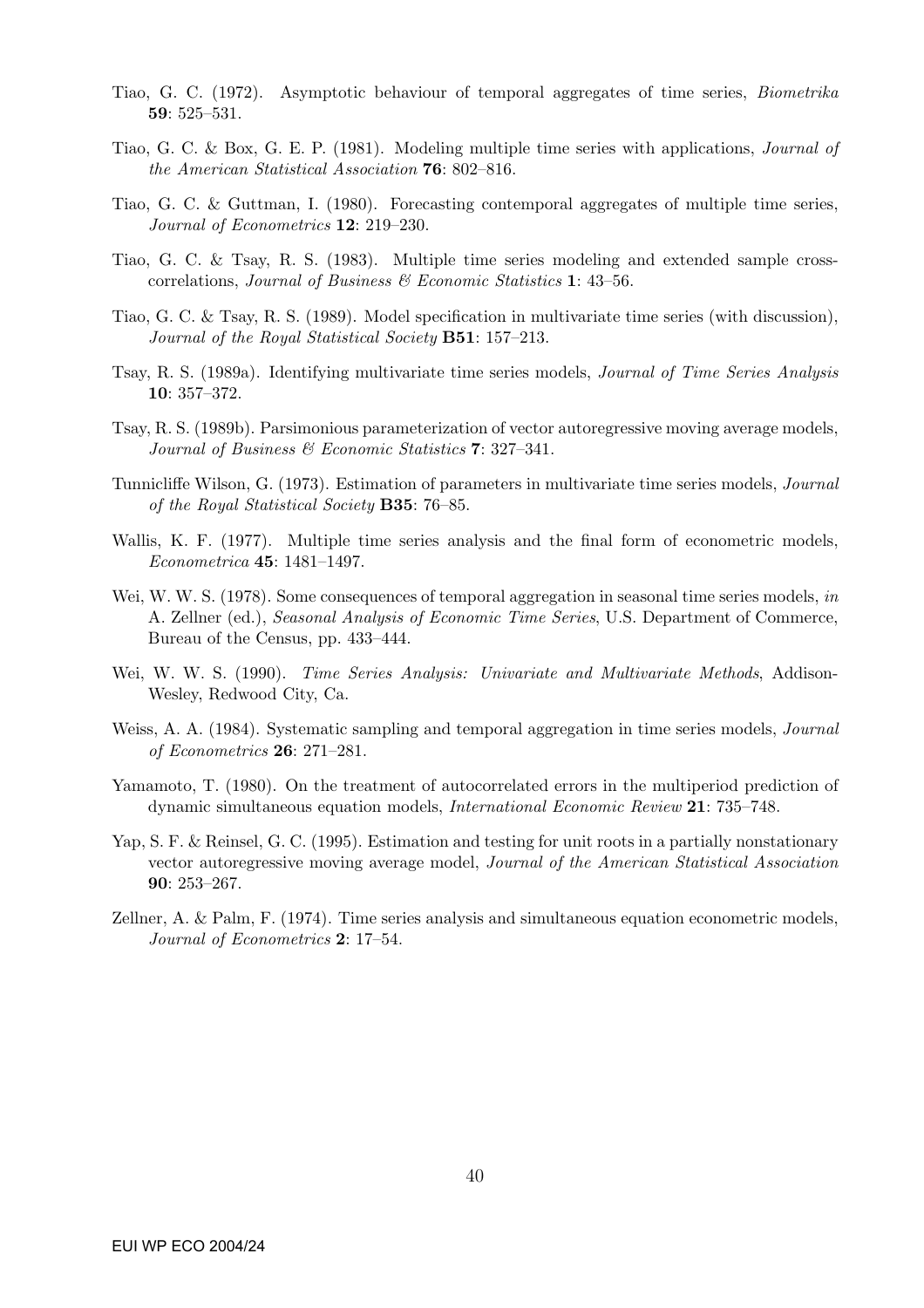Tiao, G. C. (1972). Asymptotic behaviour of temporal aggregates of time series, *Biometrika* **59**: 525–531.

Tiao, G. C. & Box, G. E. P. (1981). Modeling multiple time series with applications, *Journal of the American Statistical Association* **76**: 802–816.

Tiao, G. C. & Guttman, I. (1980). Forecasting contemporal aggregates of multiple time series, *Journal of Econometrics* **12**: 219–230.

Tiao, G. C. & Tsay, R. S. (1983). Multiple time series modeling and extended sample cross-correlations, *Journal of Business & Economic Statistics* **1**: 43–56.

Tiao, G. C. & Tsay, R. S. (1989). Model specification in multivariate time series (with discussion), *Journal of the Royal Statistical Society* **B51**: 157–213.

Tsay, R. S. (1989a). Identifying multivariate time series models, *Journal of Time Series Analysis* **10**: 357–372.

Tsay, R. S. (1989b). Parsimonious parameterization of vector autoregressive moving average models, *Journal of Business & Economic Statistics* **7**: 327–341.

Tunnicliffe Wilson, G. (1973). Estimation of parameters in multivariate time series models, *Journal of the Royal Statistical Society* **B35**: 76–85.

Wallis, K. F. (1977). Multiple time series analysis and the final form of econometric models, *Econometrica* **45**: 1481–1497.

Wei, W. W. S. (1978). Some consequences of temporal aggregation in seasonal time series models, *in* A. Zellner (ed.), *Seasonal Analysis of Economic Time Series*, U.S. Department of Commerce, Bureau of the Census, pp. 433–444.

Wei, W. W. S. (1990). *Time Series Analysis: Univariate and Multivariate Methods*, Addison-Wesley, Redwood City, Ca.

Weiss, A. A. (1984). Systematic sampling and temporal aggregation in time series models, *Journal of Econometrics* **26**: 271–281.

Yamamoto, T. (1980). On the treatment of autocorrelated errors in the multiperiod prediction of dynamic simultaneous equation models, *International Economic Review* **21**: 735–748.

Yap, S. F. & Reinsel, G. C. (1995). Estimation and testing for unit roots in a partially nonstationary vector autoregressive moving average model, *Journal of the American Statistical Association* **90**: 253–267.

Zellner, A. & Palm, F. (1974). Time series analysis and simultaneous equation econometric models, *Journal of Econometrics* **2**: 17–54.